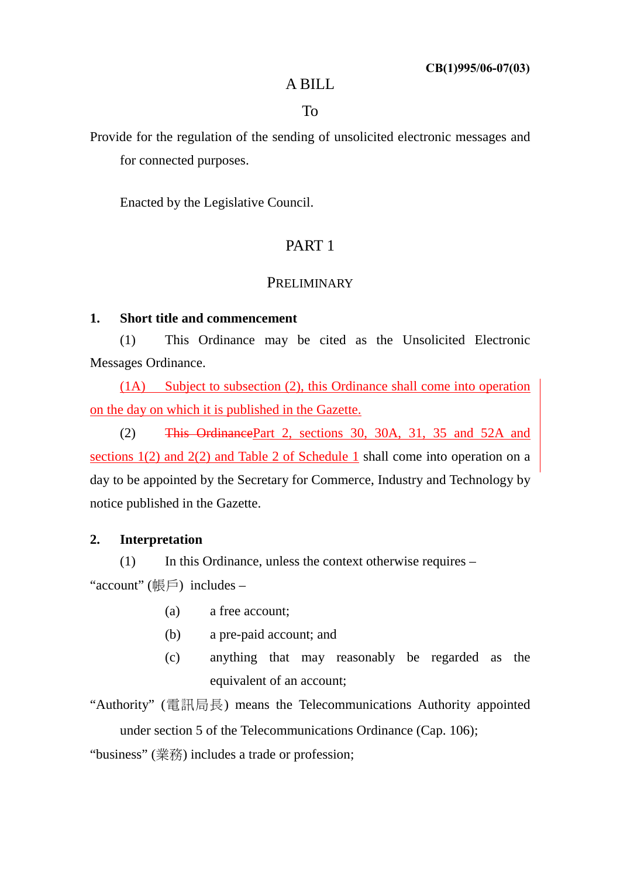CB(1)995/06-07(03)

# A BILL

To

Provide for the regulation of the sending of unsolicited electronic messages and for connected purposes.

Enacted by the Legislative Council.

## PART 1

## PRELIMINARY

**1. Short title and commencement**

(1) This Ordinance may be cited as the Unsolicited Electronic Messages Ordinance.

(1A) Subject to subsection (2), this Ordinance shall come into operation on the day on which it is published in the Gazette.

(2) ~~This Ordinance~~Part 2, sections 30, 30A, 31, 35 and 52A and sections 1(2) and 2(2) and Table 2 of Schedule 1 shall come into operation on a day to be appointed by the Secretary for Commerce, Industry and Technology by notice published in the Gazette.

**2. Interpretation**

(1) In this Ordinance, unless the context otherwise requires –

"account" (帳戶) includes –

(a) a free account;

(b) a pre-paid account; and

(c) anything that may reasonably be regarded as the equivalent of an account;

"Authority" (電訊局長) means the Telecommunications Authority appointed under section 5 of the Telecommunications Ordinance (Cap. 106);

"business" (業務) includes a trade or profession;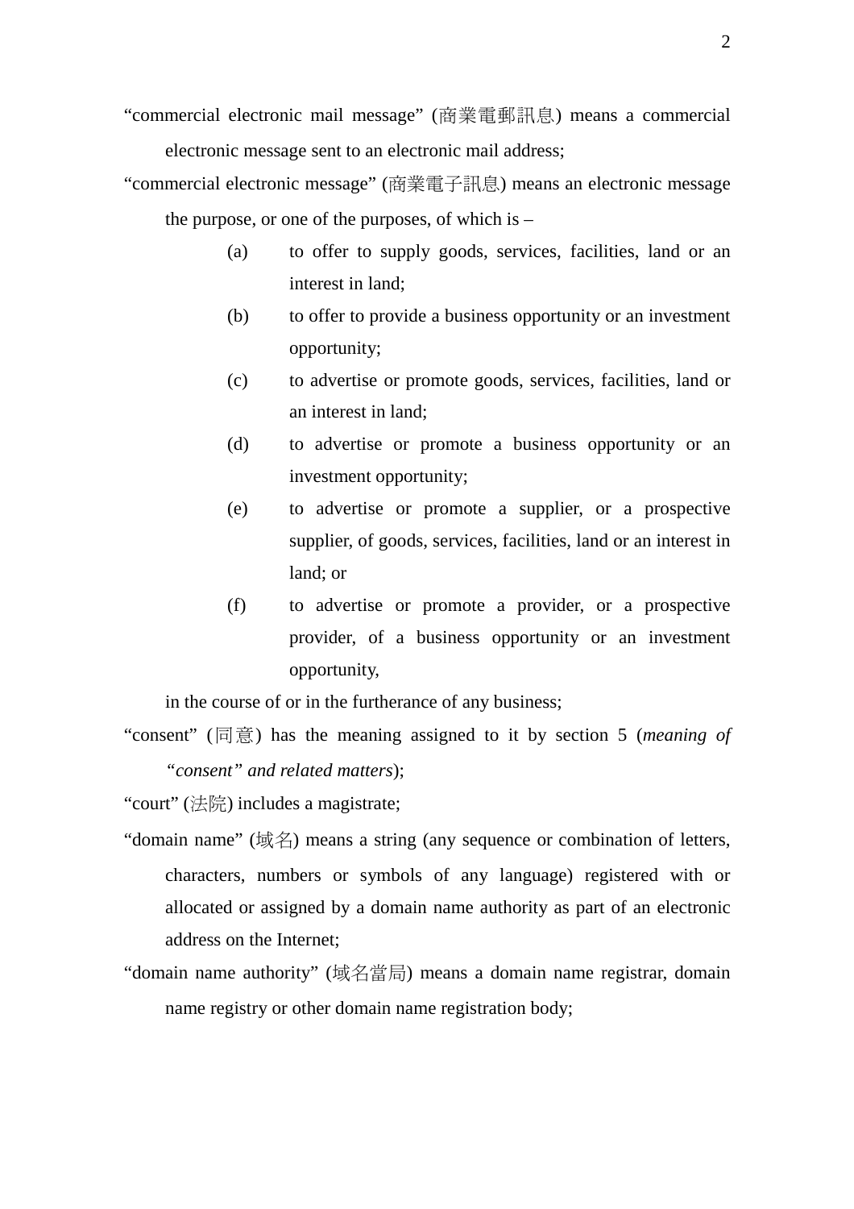"commercial electronic mail message" (商業電郵訊息) means a commercial electronic message sent to an electronic mail address;

"commercial electronic message" (商業電子訊息) means an electronic message the purpose, or one of the purposes, of which is –

(a) to offer to supply goods, services, facilities, land or an interest in land;

(b) to offer to provide a business opportunity or an investment opportunity;

(c) to advertise or promote goods, services, facilities, land or an interest in land;

(d) to advertise or promote a business opportunity or an investment opportunity;

(e) to advertise or promote a supplier, or a prospective supplier, of goods, services, facilities, land or an interest in land; or

(f) to advertise or promote a provider, or a prospective provider, of a business opportunity or an investment opportunity,

in the course of or in the furtherance of any business;

"consent" (同意) has the meaning assigned to it by section 5 (*meaning of "consent" and related matters*);

"court" (法院) includes a magistrate;

"domain name" (域名) means a string (any sequence or combination of letters, characters, numbers or symbols of any language) registered with or allocated or assigned by a domain name authority as part of an electronic address on the Internet;

"domain name authority" (域名當局) means a domain name registrar, domain name registry or other domain name registration body;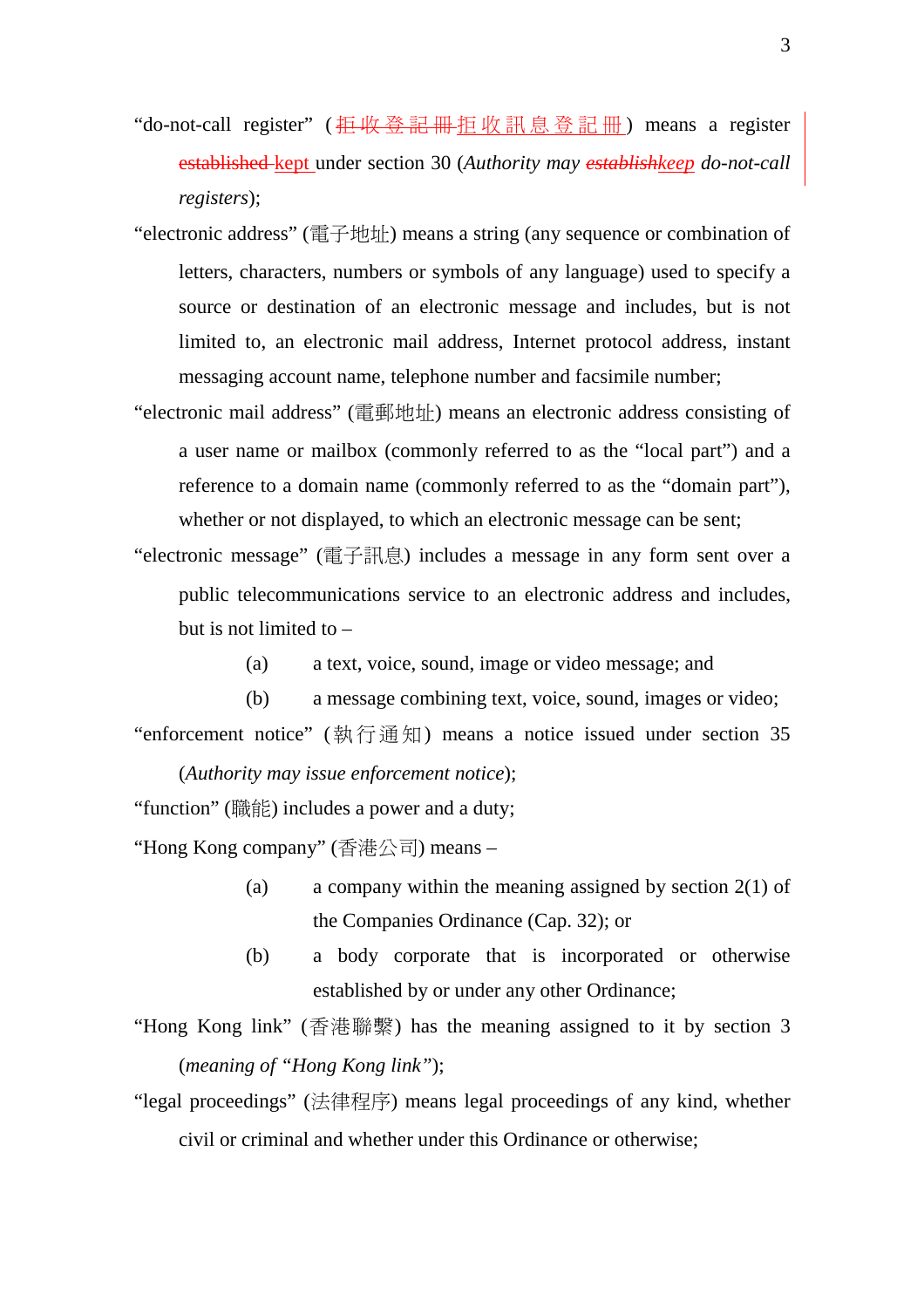"do-not-call register" (~~拒收登記冊~~拒收訊息登記冊) means a register ~~established~~ kept under section 30 (*Authority may ~~establish~~keep do-not-call registers*);

"electronic address" (電子地址) means a string (any sequence or combination of letters, characters, numbers or symbols of any language) used to specify a source or destination of an electronic message and includes, but is not limited to, an electronic mail address, Internet protocol address, instant messaging account name, telephone number and facsimile number;

"electronic mail address" (電郵地址) means an electronic address consisting of a user name or mailbox (commonly referred to as the "local part") and a reference to a domain name (commonly referred to as the "domain part"), whether or not displayed, to which an electronic message can be sent;

"electronic message" (電子訊息) includes a message in any form sent over a public telecommunications service to an electronic address and includes, but is not limited to –

(a) a text, voice, sound, image or video message; and

(b) a message combining text, voice, sound, images or video;

"enforcement notice" (執行通知) means a notice issued under section 35 (*Authority may issue enforcement notice*);

"function" (職能) includes a power and a duty;

"Hong Kong company" (香港公司) means –

(a) a company within the meaning assigned by section 2(1) of the Companies Ordinance (Cap. 32); or

(b) a body corporate that is incorporated or otherwise established by or under any other Ordinance;

"Hong Kong link" (香港聯繫) has the meaning assigned to it by section 3 (*meaning of "Hong Kong link"*);

"legal proceedings" (法律程序) means legal proceedings of any kind, whether civil or criminal and whether under this Ordinance or otherwise;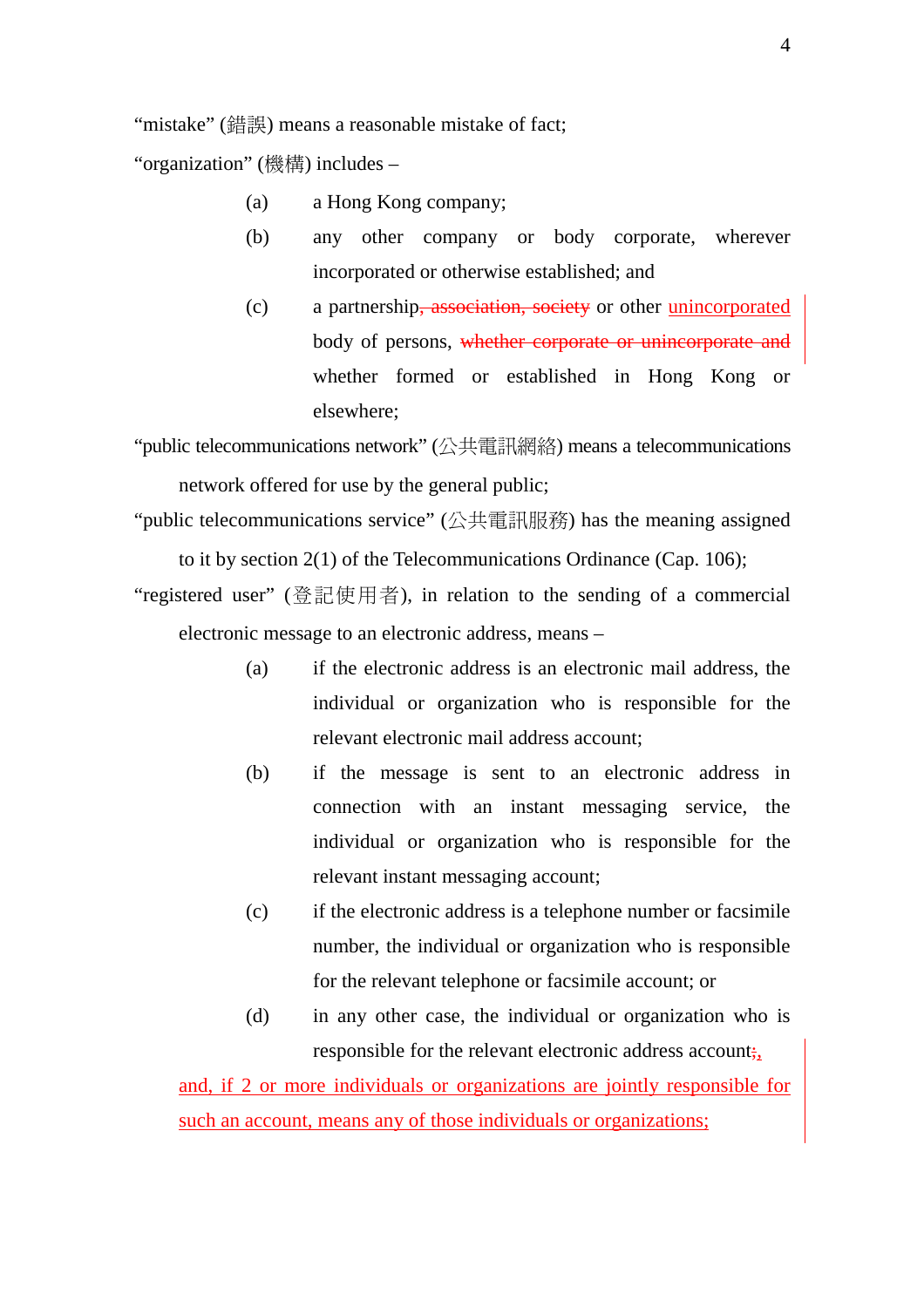"mistake" (錯誤) means a reasonable mistake of fact;

"organization" (機構) includes –

(a) a Hong Kong company;

(b) any other company or body corporate, wherever incorporated or otherwise established; and

(c) a partnership~~, association, society~~ or other <u>unincorporated</u> body of persons, ~~whether corporate or unincorporate and~~ whether formed or established in Hong Kong or elsewhere;

"public telecommunications network" (公共電訊網絡) means a telecommunications network offered for use by the general public;

"public telecommunications service" (公共電訊服務) has the meaning assigned to it by section 2(1) of the Telecommunications Ordinance (Cap. 106);

"registered user" (登記使用者), in relation to the sending of a commercial electronic message to an electronic address, means –

(a) if the electronic address is an electronic mail address, the individual or organization who is responsible for the relevant electronic mail address account;

(b) if the message is sent to an electronic address in connection with an instant messaging service, the individual or organization who is responsible for the relevant instant messaging account;

(c) if the electronic address is a telephone number or facsimile number, the individual or organization who is responsible for the relevant telephone or facsimile account; or

(d) in any other case, the individual or organization who is responsible for the relevant electronic address account~~;~~<u>,</u>

<u>and, if 2 or more individuals or organizations are jointly responsible for such an account, means any of those individuals or organizations;</u>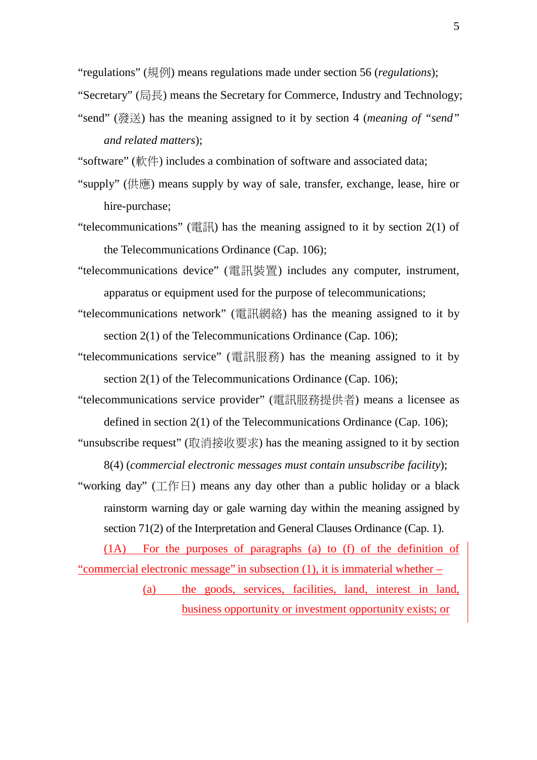"regulations" (規例) means regulations made under section 56 (*regulations*);

"Secretary" (局長) means the Secretary for Commerce, Industry and Technology;

"send" (發送) has the meaning assigned to it by section 4 (*meaning of "send" and related matters*);

"software" (軟件) includes a combination of software and associated data;

"supply" (供應) means supply by way of sale, transfer, exchange, lease, hire or hire-purchase;

"telecommunications" (電訊) has the meaning assigned to it by section 2(1) of the Telecommunications Ordinance (Cap. 106);

"telecommunications device" (電訊裝置) includes any computer, instrument, apparatus or equipment used for the purpose of telecommunications;

"telecommunications network" (電訊網絡) has the meaning assigned to it by section 2(1) of the Telecommunications Ordinance (Cap. 106);

"telecommunications service" (電訊服務) has the meaning assigned to it by section 2(1) of the Telecommunications Ordinance (Cap. 106);

"telecommunications service provider" (電訊服務提供者) means a licensee as defined in section 2(1) of the Telecommunications Ordinance (Cap. 106);

"unsubscribe request" (取消接收要求) has the meaning assigned to it by section 8(4) (*commercial electronic messages must contain unsubscribe facility*);

"working day" (工作日) means any day other than a public holiday or a black rainstorm warning day or gale warning day within the meaning assigned by section 71(2) of the Interpretation and General Clauses Ordinance (Cap. 1).

(1A) For the purposes of paragraphs (a) to (f) of the definition of "commercial electronic message" in subsection (1), it is immaterial whether –

(a) the goods, services, facilities, land, interest in land, business opportunity or investment opportunity exists; or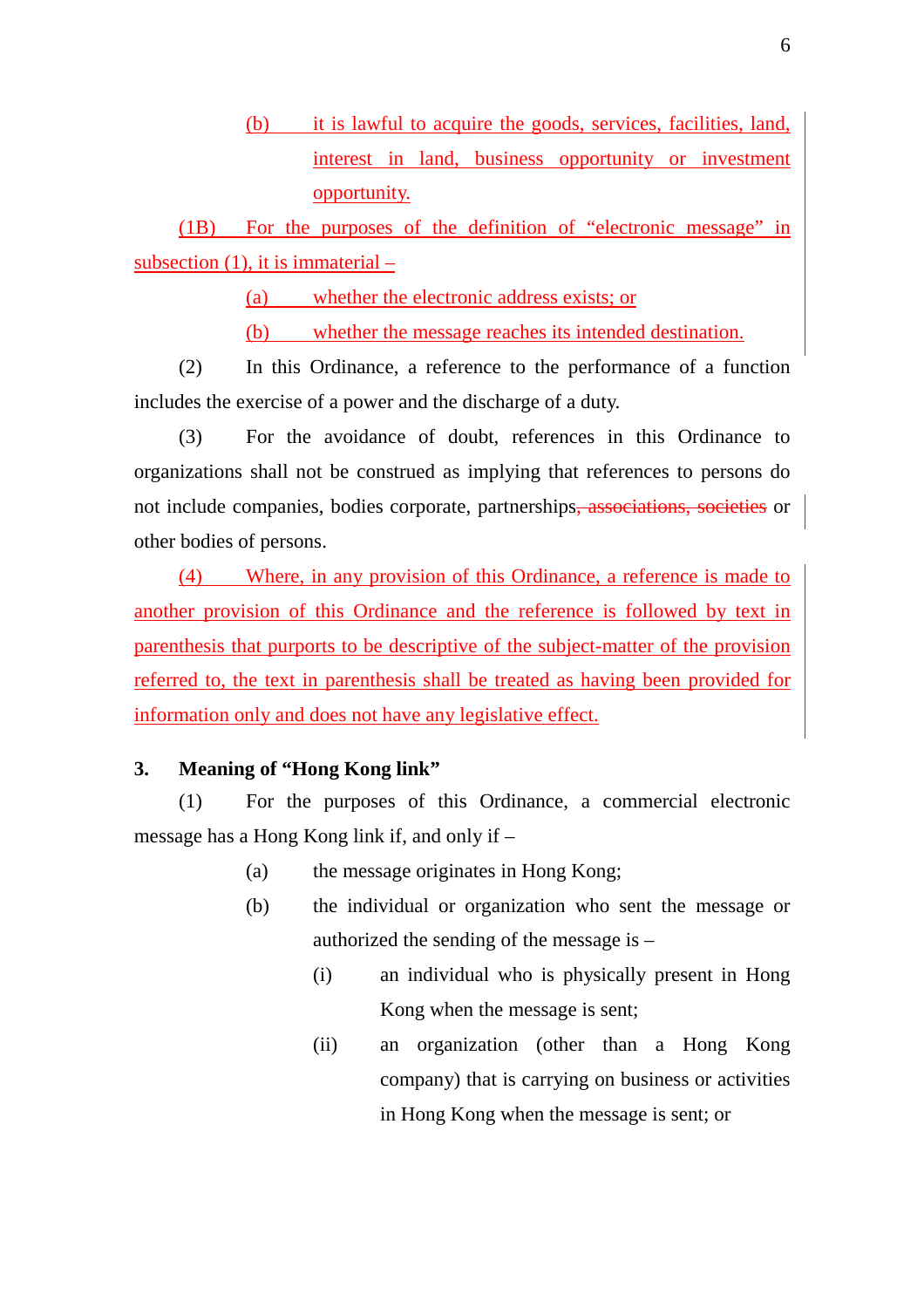(b) it is lawful to acquire the goods, services, facilities, land, interest in land, business opportunity or investment opportunity.

(1B) For the purposes of the definition of "electronic message" in subsection (1), it is immaterial –

(a) whether the electronic address exists; or

(b) whether the message reaches its intended destination.

(2) In this Ordinance, a reference to the performance of a function includes the exercise of a power and the discharge of a duty.

(3) For the avoidance of doubt, references in this Ordinance to organizations shall not be construed as implying that references to persons do not include companies, bodies corporate, partnerships~~, associations, societies~~ or other bodies of persons.

(4) Where, in any provision of this Ordinance, a reference is made to another provision of this Ordinance and the reference is followed by text in parenthesis that purports to be descriptive of the subject-matter of the provision referred to, the text in parenthesis shall be treated as having been provided for information only and does not have any legislative effect.

**3. Meaning of "Hong Kong link"**

(1) For the purposes of this Ordinance, a commercial electronic message has a Hong Kong link if, and only if –

(a) the message originates in Hong Kong;

(b) the individual or organization who sent the message or authorized the sending of the message is –

(i) an individual who is physically present in Hong Kong when the message is sent;

(ii) an organization (other than a Hong Kong company) that is carrying on business or activities in Hong Kong when the message is sent; or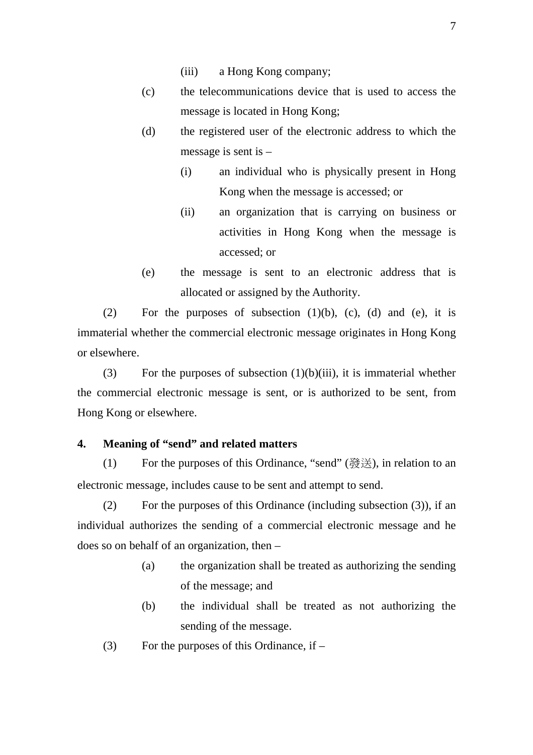(iii) a Hong Kong company;

(c) the telecommunications device that is used to access the message is located in Hong Kong;

(d) the registered user of the electronic address to which the message is sent is –

(i) an individual who is physically present in Hong Kong when the message is accessed; or

(ii) an organization that is carrying on business or activities in Hong Kong when the message is accessed; or

(e) the message is sent to an electronic address that is allocated or assigned by the Authority.

(2) For the purposes of subsection (1)(b), (c), (d) and (e), it is immaterial whether the commercial electronic message originates in Hong Kong or elsewhere.

(3) For the purposes of subsection (1)(b)(iii), it is immaterial whether the commercial electronic message is sent, or is authorized to be sent, from Hong Kong or elsewhere.

**4. Meaning of "send" and related matters**

(1) For the purposes of this Ordinance, "send" (發送), in relation to an electronic message, includes cause to be sent and attempt to send.

(2) For the purposes of this Ordinance (including subsection (3)), if an individual authorizes the sending of a commercial electronic message and he does so on behalf of an organization, then –

(a) the organization shall be treated as authorizing the sending of the message; and

(b) the individual shall be treated as not authorizing the sending of the message.

(3) For the purposes of this Ordinance, if –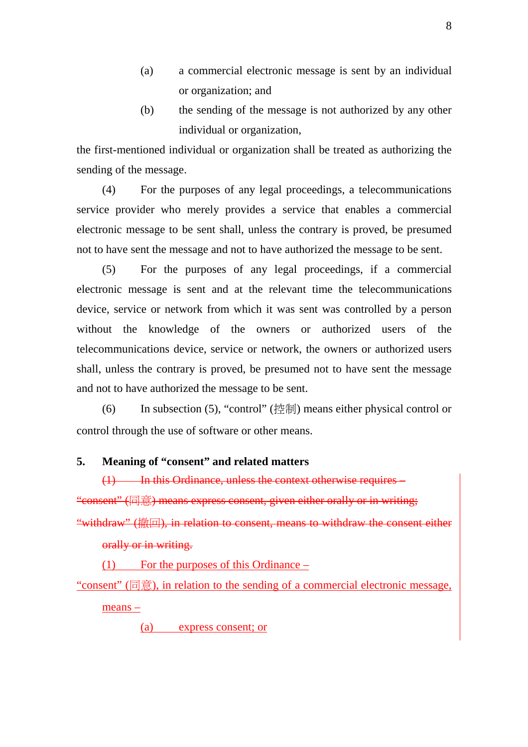(a) a commercial electronic message is sent by an individual or organization; and

(b) the sending of the message is not authorized by any other individual or organization,

the first-mentioned individual or organization shall be treated as authorizing the sending of the message.

(4) For the purposes of any legal proceedings, a telecommunications service provider who merely provides a service that enables a commercial electronic message to be sent shall, unless the contrary is proved, be presumed not to have sent the message and not to have authorized the message to be sent.

(5) For the purposes of any legal proceedings, if a commercial electronic message is sent and at the relevant time the telecommunications device, service or network from which it was sent was controlled by a person without the knowledge of the owners or authorized users of the telecommunications device, service or network, the owners or authorized users shall, unless the contrary is proved, be presumed not to have sent the message and not to have authorized the message to be sent.

(6) In subsection (5), "control" (控制) means either physical control or control through the use of software or other means.

**5. Meaning of "consent" and related matters**

~~(1) In this Ordinance, unless the context otherwise requires –~~

~~"consent" (同意) means express consent, given either orally or in writing;~~

~~"withdraw" (撤回), in relation to consent, means to withdraw the consent either orally or in writing.~~

(1) For the purposes of this Ordinance –

"consent" (同意), in relation to the sending of a commercial electronic message, means –

(a) express consent; or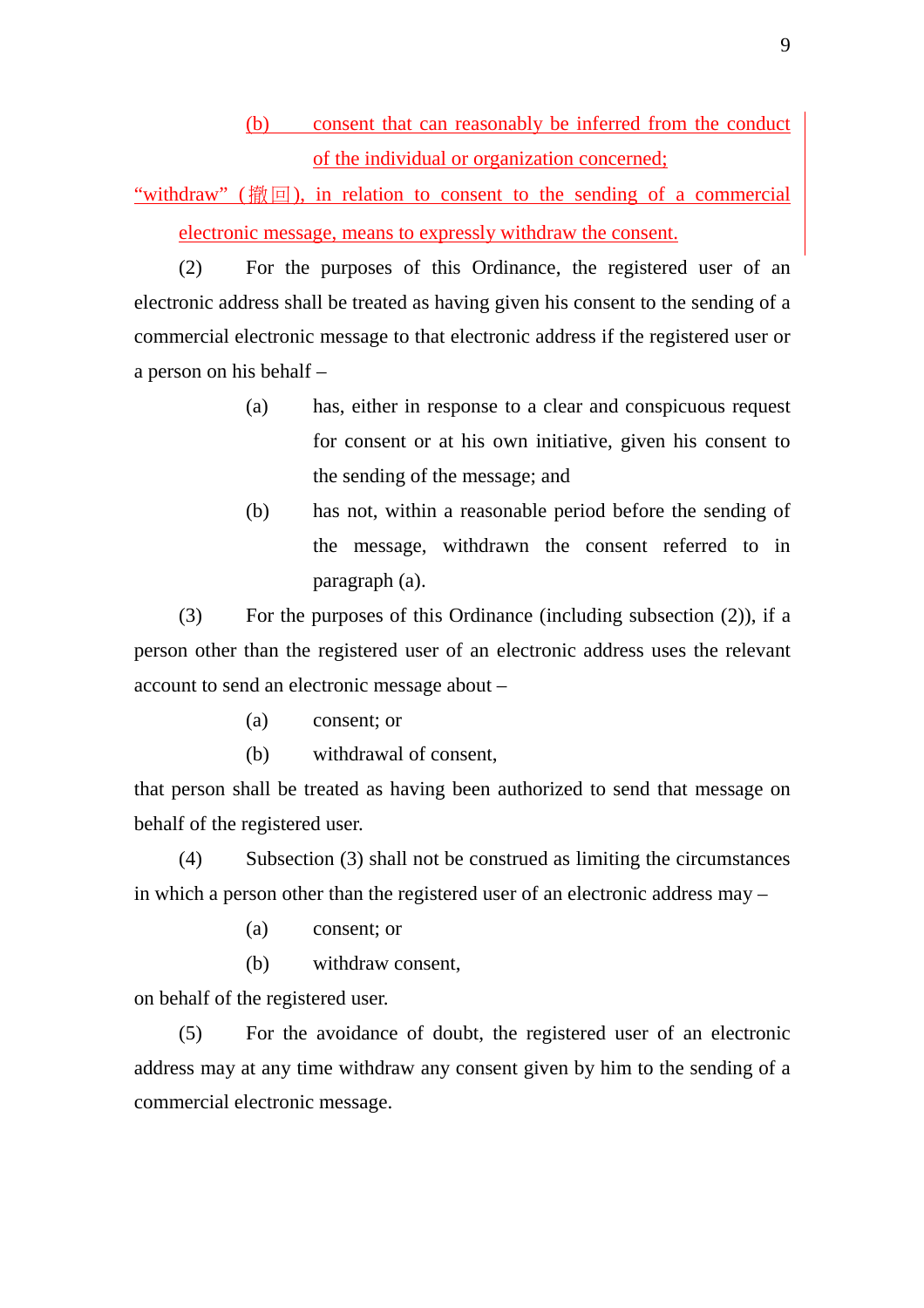(b) consent that can reasonably be inferred from the conduct of the individual or organization concerned;

"withdraw" (撤回), in relation to consent to the sending of a commercial electronic message, means to expressly withdraw the consent.

(2) For the purposes of this Ordinance, the registered user of an electronic address shall be treated as having given his consent to the sending of a commercial electronic message to that electronic address if the registered user or a person on his behalf –

(a) has, either in response to a clear and conspicuous request for consent or at his own initiative, given his consent to the sending of the message; and

(b) has not, within a reasonable period before the sending of the message, withdrawn the consent referred to in paragraph (a).

(3) For the purposes of this Ordinance (including subsection (2)), if a person other than the registered user of an electronic address uses the relevant account to send an electronic message about –

(a) consent; or

(b) withdrawal of consent,

that person shall be treated as having been authorized to send that message on behalf of the registered user.

(4) Subsection (3) shall not be construed as limiting the circumstances in which a person other than the registered user of an electronic address may –

(a) consent; or

(b) withdraw consent,

on behalf of the registered user.

(5) For the avoidance of doubt, the registered user of an electronic address may at any time withdraw any consent given by him to the sending of a commercial electronic message.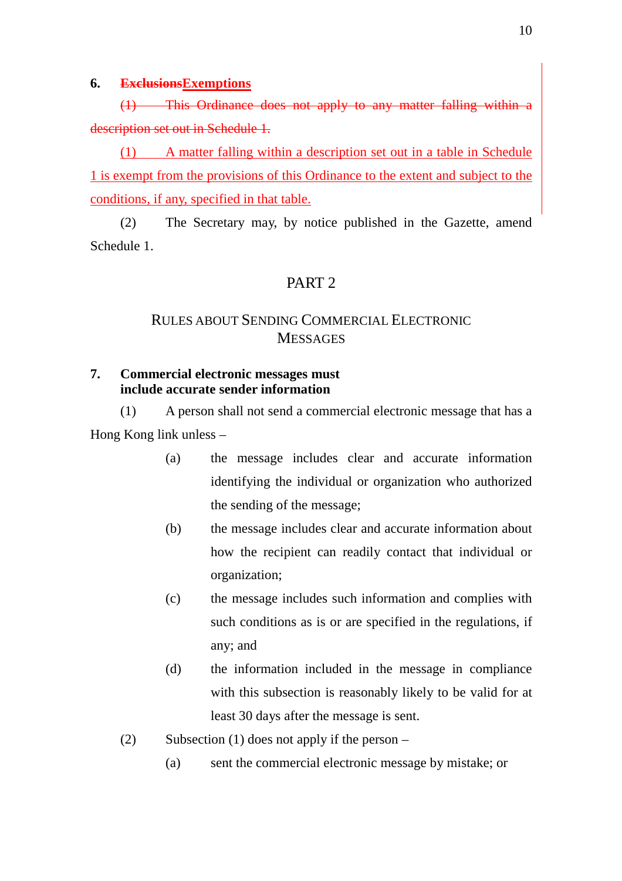**6. ~~Exclusions~~Exemptions**

~~(1) This Ordinance does not apply to any matter falling within a description set out in Schedule 1.~~

(1) A matter falling within a description set out in a table in Schedule 1 is exempt from the provisions of this Ordinance to the extent and subject to the conditions, if any, specified in that table.

(2) The Secretary may, by notice published in the Gazette, amend Schedule 1.

## PART 2

## RULES ABOUT SENDING COMMERCIAL ELECTRONIC MESSAGES

**7. Commercial electronic messages must include accurate sender information**

(1) A person shall not send a commercial electronic message that has a Hong Kong link unless –

- (a) the message includes clear and accurate information identifying the individual or organization who authorized the sending of the message;
- (b) the message includes clear and accurate information about how the recipient can readily contact that individual or organization;
- (c) the message includes such information and complies with such conditions as is or are specified in the regulations, if any; and
- (d) the information included in the message in compliance with this subsection is reasonably likely to be valid for at least 30 days after the message is sent.

(2) Subsection (1) does not apply if the person –

- (a) sent the commercial electronic message by mistake; or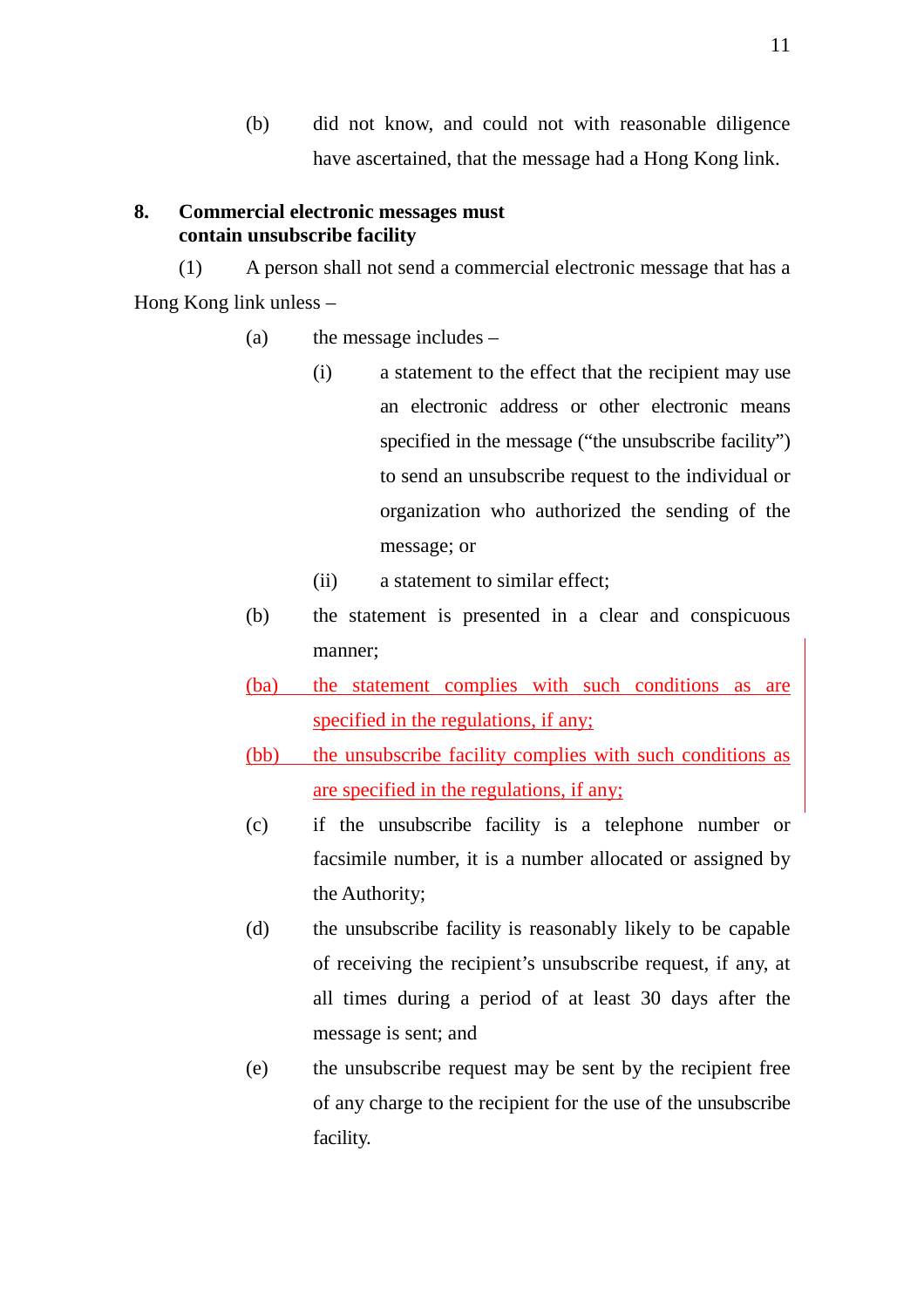(b) did not know, and could not with reasonable diligence have ascertained, that the message had a Hong Kong link.

**8. Commercial electronic messages must contain unsubscribe facility**

(1) A person shall not send a commercial electronic message that has a Hong Kong link unless –

(a) the message includes –

(i) a statement to the effect that the recipient may use an electronic address or other electronic means specified in the message ("the unsubscribe facility") to send an unsubscribe request to the individual or organization who authorized the sending of the message; or

(ii) a statement to similar effect;

(b) the statement is presented in a clear and conspicuous manner;

(ba) the statement complies with such conditions as are specified in the regulations, if any;

(bb) the unsubscribe facility complies with such conditions as are specified in the regulations, if any;

(c) if the unsubscribe facility is a telephone number or facsimile number, it is a number allocated or assigned by the Authority;

(d) the unsubscribe facility is reasonably likely to be capable of receiving the recipient's unsubscribe request, if any, at all times during a period of at least 30 days after the message is sent; and

(e) the unsubscribe request may be sent by the recipient free of any charge to the recipient for the use of the unsubscribe facility.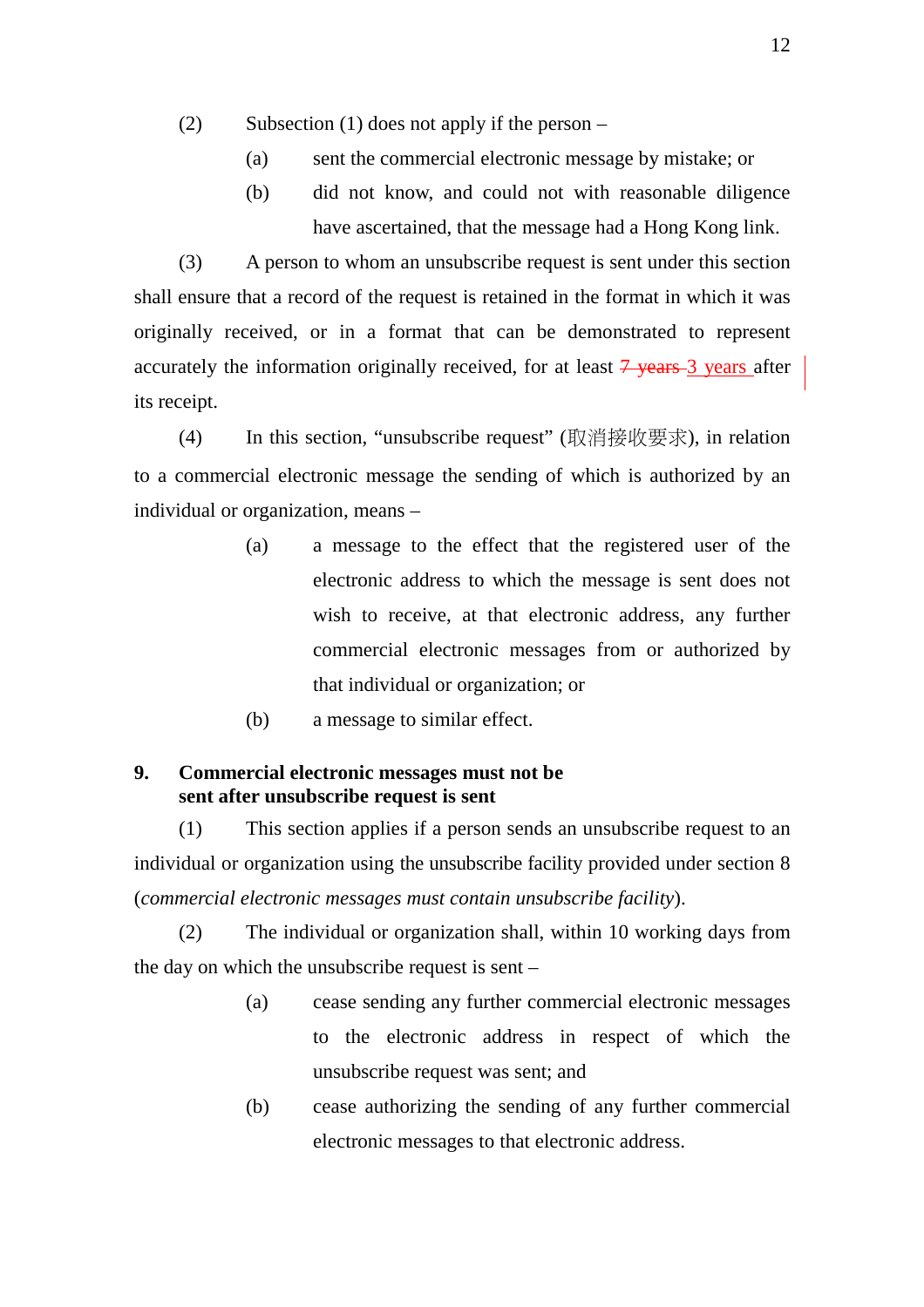(2) Subsection (1) does not apply if the person –

(a) sent the commercial electronic message by mistake; or

(b) did not know, and could not with reasonable diligence have ascertained, that the message had a Hong Kong link.

(3) A person to whom an unsubscribe request is sent under this section shall ensure that a record of the request is retained in the format in which it was originally received, or in a format that can be demonstrated to represent accurately the information originally received, for at least ~~7 years~~ <u>3 years</u> after its receipt.

(4) In this section, "unsubscribe request" (取消接收要求), in relation to a commercial electronic message the sending of which is authorized by an individual or organization, means –

(a) a message to the effect that the registered user of the electronic address to which the message is sent does not wish to receive, at that electronic address, any further commercial electronic messages from or authorized by that individual or organization; or

(b) a message to similar effect.

**9. Commercial electronic messages must not be sent after unsubscribe request is sent**

(1) This section applies if a person sends an unsubscribe request to an individual or organization using the unsubscribe facility provided under section 8 (*commercial electronic messages must contain unsubscribe facility*).

(2) The individual or organization shall, within 10 working days from the day on which the unsubscribe request is sent –

(a) cease sending any further commercial electronic messages to the electronic address in respect of which the unsubscribe request was sent; and

(b) cease authorizing the sending of any further commercial electronic messages to that electronic address.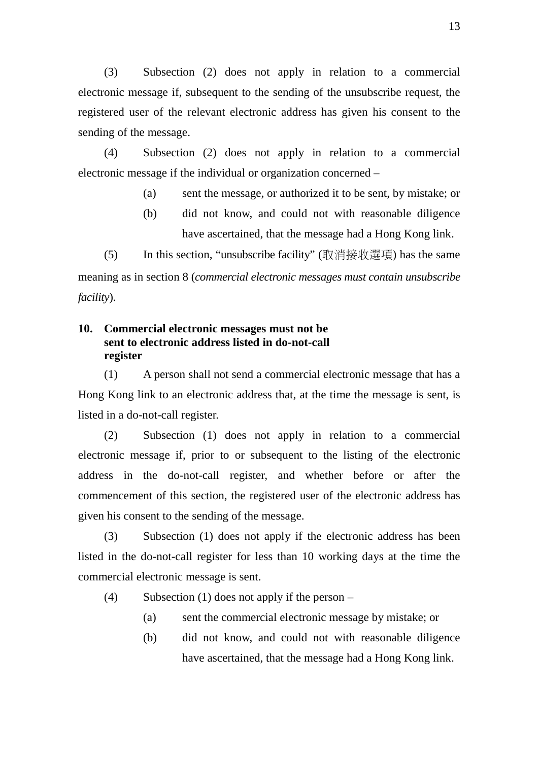(3) Subsection (2) does not apply in relation to a commercial electronic message if, subsequent to the sending of the unsubscribe request, the registered user of the relevant electronic address has given his consent to the sending of the message.

(4) Subsection (2) does not apply in relation to a commercial electronic message if the individual or organization concerned –

- (a) sent the message, or authorized it to be sent, by mistake; or
- (b) did not know, and could not with reasonable diligence have ascertained, that the message had a Hong Kong link.

(5) In this section, "unsubscribe facility" (取消接收選項) has the same meaning as in section 8 (*commercial electronic messages must contain unsubscribe facility*).

**10. Commercial electronic messages must not be sent to electronic address listed in do-not-call register**

(1) A person shall not send a commercial electronic message that has a Hong Kong link to an electronic address that, at the time the message is sent, is listed in a do-not-call register.

(2) Subsection (1) does not apply in relation to a commercial electronic message if, prior to or subsequent to the listing of the electronic address in the do-not-call register, and whether before or after the commencement of this section, the registered user of the electronic address has given his consent to the sending of the message.

(3) Subsection (1) does not apply if the electronic address has been listed in the do-not-call register for less than 10 working days at the time the commercial electronic message is sent.

(4) Subsection (1) does not apply if the person –

- (a) sent the commercial electronic message by mistake; or
- (b) did not know, and could not with reasonable diligence have ascertained, that the message had a Hong Kong link.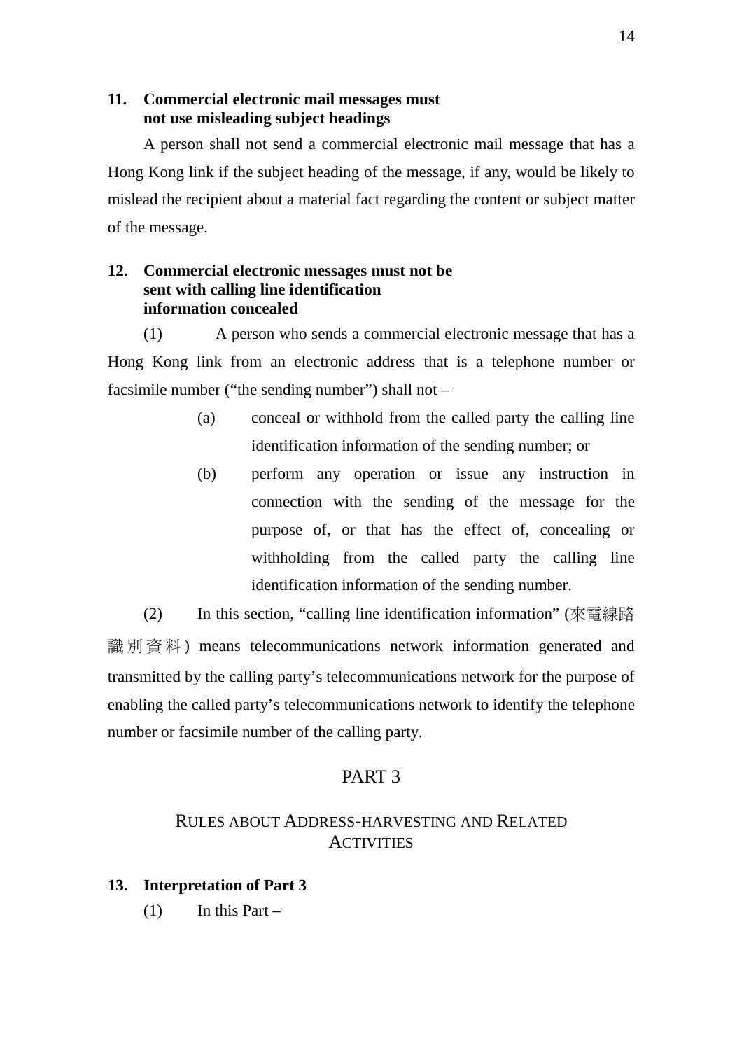**11. Commercial electronic mail messages must not use misleading subject headings**

A person shall not send a commercial electronic mail message that has a Hong Kong link if the subject heading of the message, if any, would be likely to mislead the recipient about a material fact regarding the content or subject matter of the message.

**12. Commercial electronic messages must not be sent with calling line identification information concealed**

(1) A person who sends a commercial electronic message that has a Hong Kong link from an electronic address that is a telephone number or facsimile number ("the sending number") shall not –

(a) conceal or withhold from the called party the calling line identification information of the sending number; or

(b) perform any operation or issue any instruction in connection with the sending of the message for the purpose of, or that has the effect of, concealing or withholding from the called party the calling line identification information of the sending number.

(2) In this section, "calling line identification information" (來電線路識別資料) means telecommunications network information generated and transmitted by the calling party's telecommunications network for the purpose of enabling the called party's telecommunications network to identify the telephone number or facsimile number of the calling party.

## PART 3

## RULES ABOUT ADDRESS-HARVESTING AND RELATED ACTIVITIES

**13. Interpretation of Part 3**

(1) In this Part –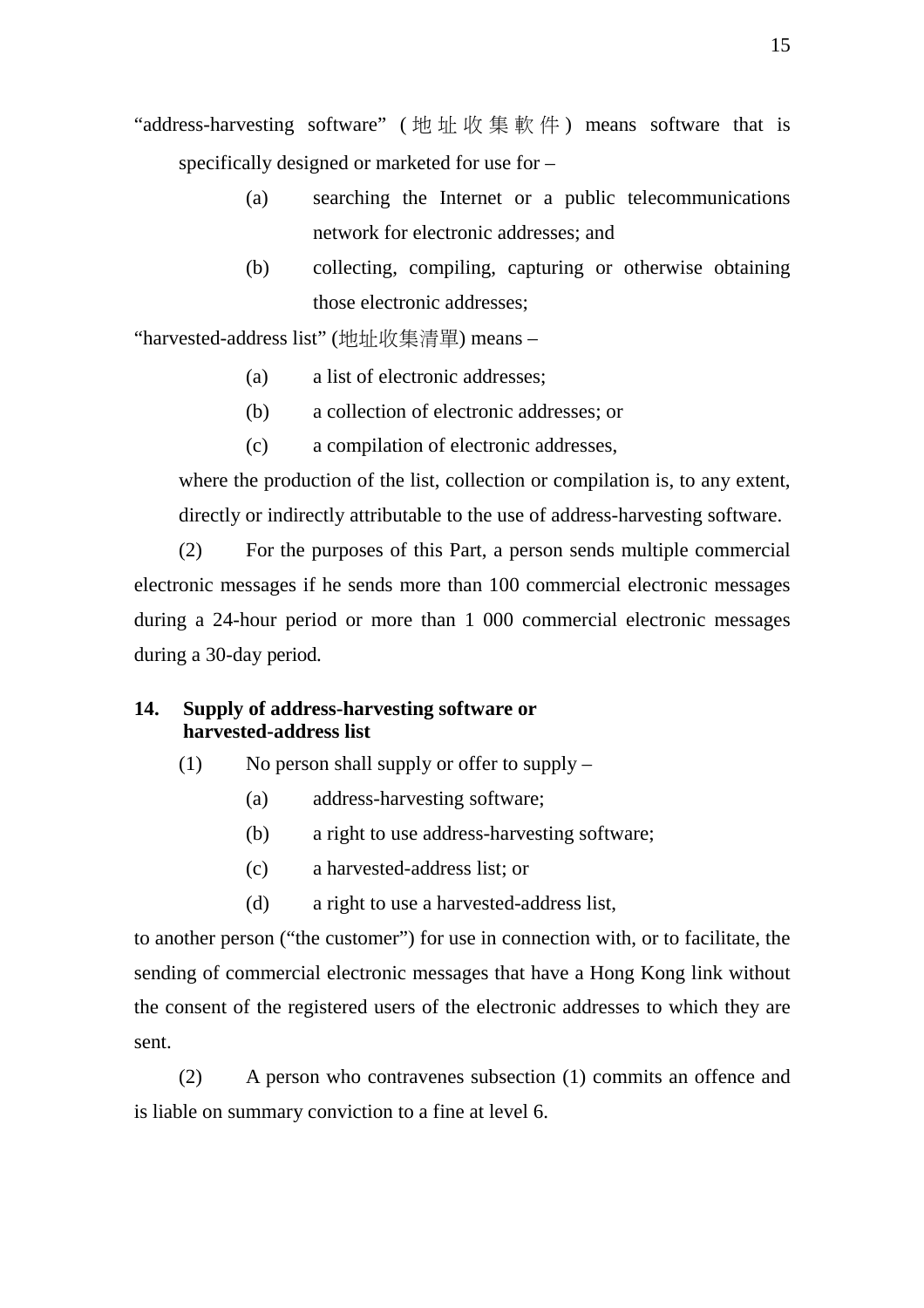"address-harvesting software" (地址收集軟件) means software that is specifically designed or marketed for use for –

(a) searching the Internet or a public telecommunications network for electronic addresses; and

(b) collecting, compiling, capturing or otherwise obtaining those electronic addresses;

"harvested-address list" (地址收集清單) means –

(a) a list of electronic addresses;

(b) a collection of electronic addresses; or

(c) a compilation of electronic addresses,

where the production of the list, collection or compilation is, to any extent, directly or indirectly attributable to the use of address-harvesting software.

(2) For the purposes of this Part, a person sends multiple commercial electronic messages if he sends more than 100 commercial electronic messages during a 24-hour period or more than 1 000 commercial electronic messages during a 30-day period.

**14. Supply of address-harvesting software or harvested-address list**

(1) No person shall supply or offer to supply –

(a) address-harvesting software;

(b) a right to use address-harvesting software;

(c) a harvested-address list; or

(d) a right to use a harvested-address list,

to another person ("the customer") for use in connection with, or to facilitate, the sending of commercial electronic messages that have a Hong Kong link without the consent of the registered users of the electronic addresses to which they are sent.

(2) A person who contravenes subsection (1) commits an offence and is liable on summary conviction to a fine at level 6.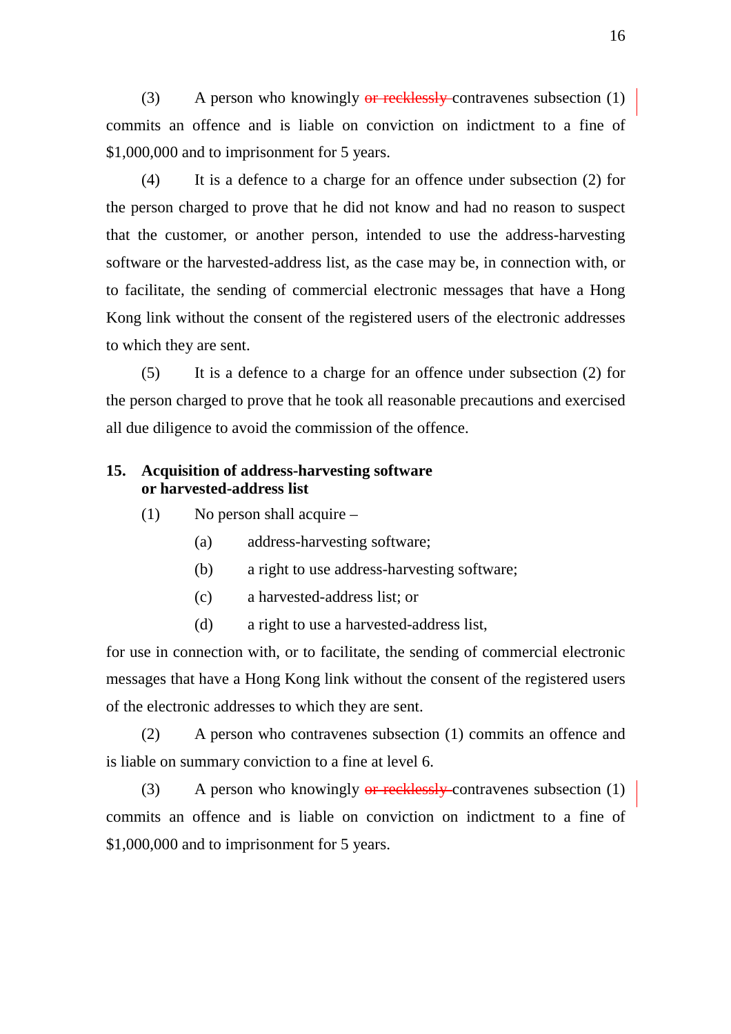(3) A person who knowingly ~~or recklessly~~ contravenes subsection (1) commits an offence and is liable on conviction on indictment to a fine of $1,000,000 and to imprisonment for 5 years.

(4) It is a defence to a charge for an offence under subsection (2) for the person charged to prove that he did not know and had no reason to suspect that the customer, or another person, intended to use the address-harvesting software or the harvested-address list, as the case may be, in connection with, or to facilitate, the sending of commercial electronic messages that have a Hong Kong link without the consent of the registered users of the electronic addresses to which they are sent.

(5) It is a defence to a charge for an offence under subsection (2) for the person charged to prove that he took all reasonable precautions and exercised all due diligence to avoid the commission of the offence.

**15. Acquisition of address-harvesting software or harvested-address list**

(1) No person shall acquire –

(a) address-harvesting software;

(b) a right to use address-harvesting software;

(c) a harvested-address list; or

(d) a right to use a harvested-address list,

for use in connection with, or to facilitate, the sending of commercial electronic messages that have a Hong Kong link without the consent of the registered users of the electronic addresses to which they are sent.

(2) A person who contravenes subsection (1) commits an offence and is liable on summary conviction to a fine at level 6.

(3) A person who knowingly ~~or recklessly~~ contravenes subsection (1) commits an offence and is liable on conviction on indictment to a fine of $1,000,000 and to imprisonment for 5 years.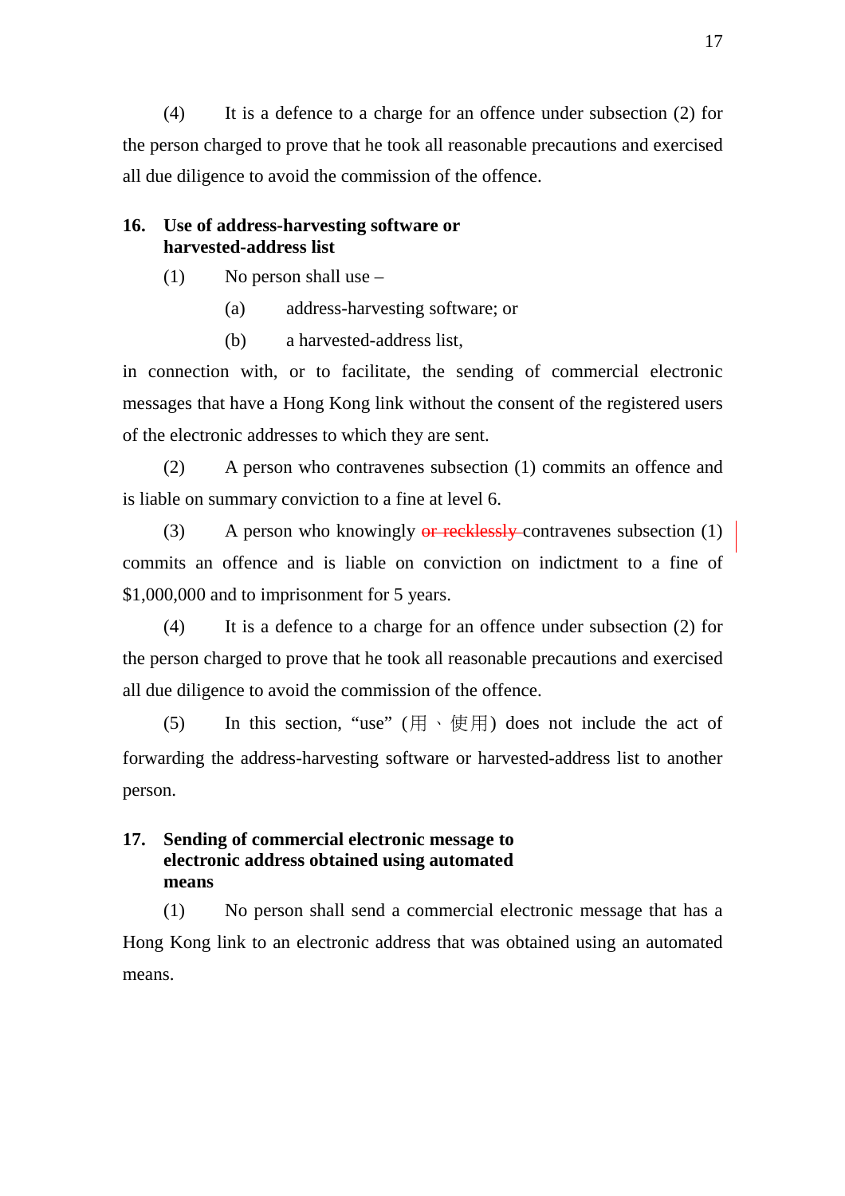(4) It is a defence to a charge for an offence under subsection (2) for the person charged to prove that he took all reasonable precautions and exercised all due diligence to avoid the commission of the offence.

**16. Use of address-harvesting software or harvested-address list**

(1) No person shall use –

(a) address-harvesting software; or

(b) a harvested-address list,

in connection with, or to facilitate, the sending of commercial electronic messages that have a Hong Kong link without the consent of the registered users of the electronic addresses to which they are sent.

(2) A person who contravenes subsection (1) commits an offence and is liable on summary conviction to a fine at level 6.

(3) A person who knowingly ~~or recklessly~~ contravenes subsection (1) commits an offence and is liable on conviction on indictment to a fine of $1,000,000 and to imprisonment for 5 years.

(4) It is a defence to a charge for an offence under subsection (2) for the person charged to prove that he took all reasonable precautions and exercised all due diligence to avoid the commission of the offence.

(5) In this section, "use" (用、使用) does not include the act of forwarding the address-harvesting software or harvested-address list to another person.

**17. Sending of commercial electronic message to electronic address obtained using automated means**

(1) No person shall send a commercial electronic message that has a Hong Kong link to an electronic address that was obtained using an automated means.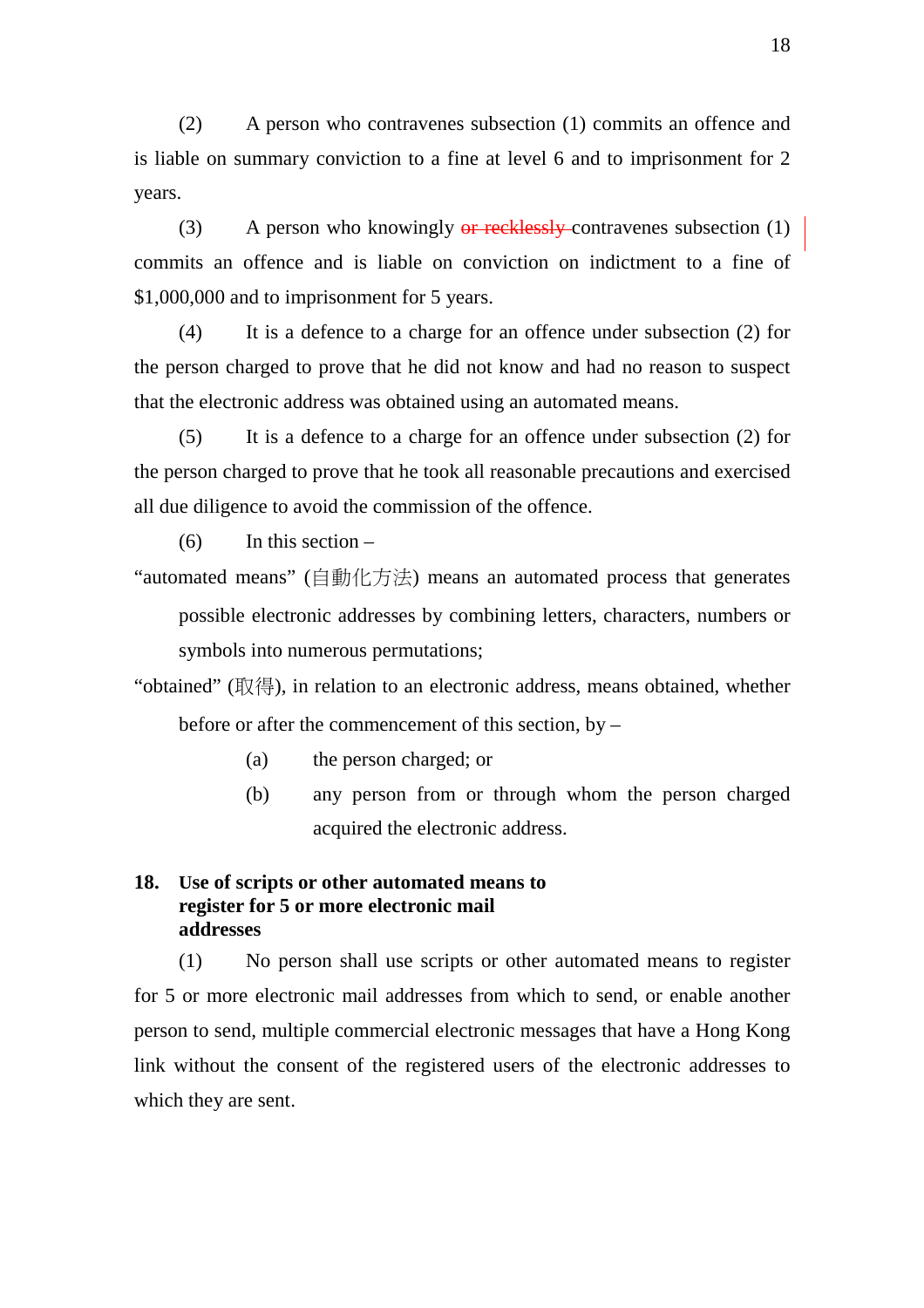(2) A person who contravenes subsection (1) commits an offence and is liable on summary conviction to a fine at level 6 and to imprisonment for 2 years.

(3) A person who knowingly ~~or recklessly~~ contravenes subsection (1) commits an offence and is liable on conviction on indictment to a fine of $1,000,000 and to imprisonment for 5 years.

(4) It is a defence to a charge for an offence under subsection (2) for the person charged to prove that he did not know and had no reason to suspect that the electronic address was obtained using an automated means.

(5) It is a defence to a charge for an offence under subsection (2) for the person charged to prove that he took all reasonable precautions and exercised all due diligence to avoid the commission of the offence.

(6) In this section –

"automated means" (自動化方法) means an automated process that generates possible electronic addresses by combining letters, characters, numbers or symbols into numerous permutations;

"obtained" (取得), in relation to an electronic address, means obtained, whether before or after the commencement of this section, by –

- (a) the person charged; or
- (b) any person from or through whom the person charged acquired the electronic address.

**18. Use of scripts or other automated means to register for 5 or more electronic mail addresses**

(1) No person shall use scripts or other automated means to register for 5 or more electronic mail addresses from which to send, or enable another person to send, multiple commercial electronic messages that have a Hong Kong link without the consent of the registered users of the electronic addresses to which they are sent.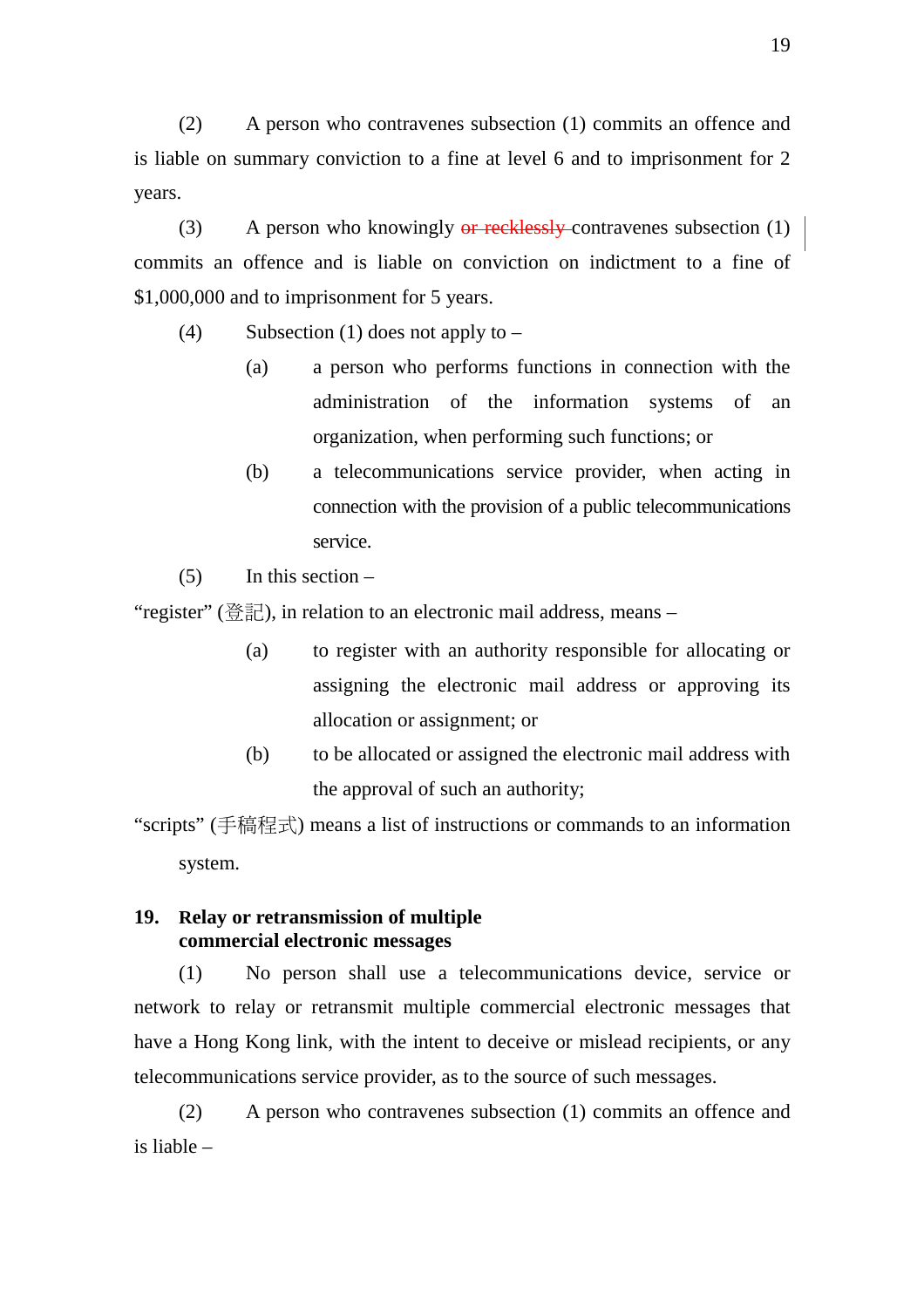(2) A person who contravenes subsection (1) commits an offence and is liable on summary conviction to a fine at level 6 and to imprisonment for 2 years.

(3) A person who knowingly ~~or recklessly~~ contravenes subsection (1) commits an offence and is liable on conviction on indictment to a fine of $1,000,000 and to imprisonment for 5 years.

(4) Subsection (1) does not apply to –

(a) a person who performs functions in connection with the administration of the information systems of an organization, when performing such functions; or

(b) a telecommunications service provider, when acting in connection with the provision of a public telecommunications service.

(5) In this section –

"register" (登記), in relation to an electronic mail address, means –

(a) to register with an authority responsible for allocating or assigning the electronic mail address or approving its allocation or assignment; or

(b) to be allocated or assigned the electronic mail address with the approval of such an authority;

"scripts" (手稿程式) means a list of instructions or commands to an information system.

**19. Relay or retransmission of multiple commercial electronic messages**

(1) No person shall use a telecommunications device, service or network to relay or retransmit multiple commercial electronic messages that have a Hong Kong link, with the intent to deceive or mislead recipients, or any telecommunications service provider, as to the source of such messages.

(2) A person who contravenes subsection (1) commits an offence and is liable –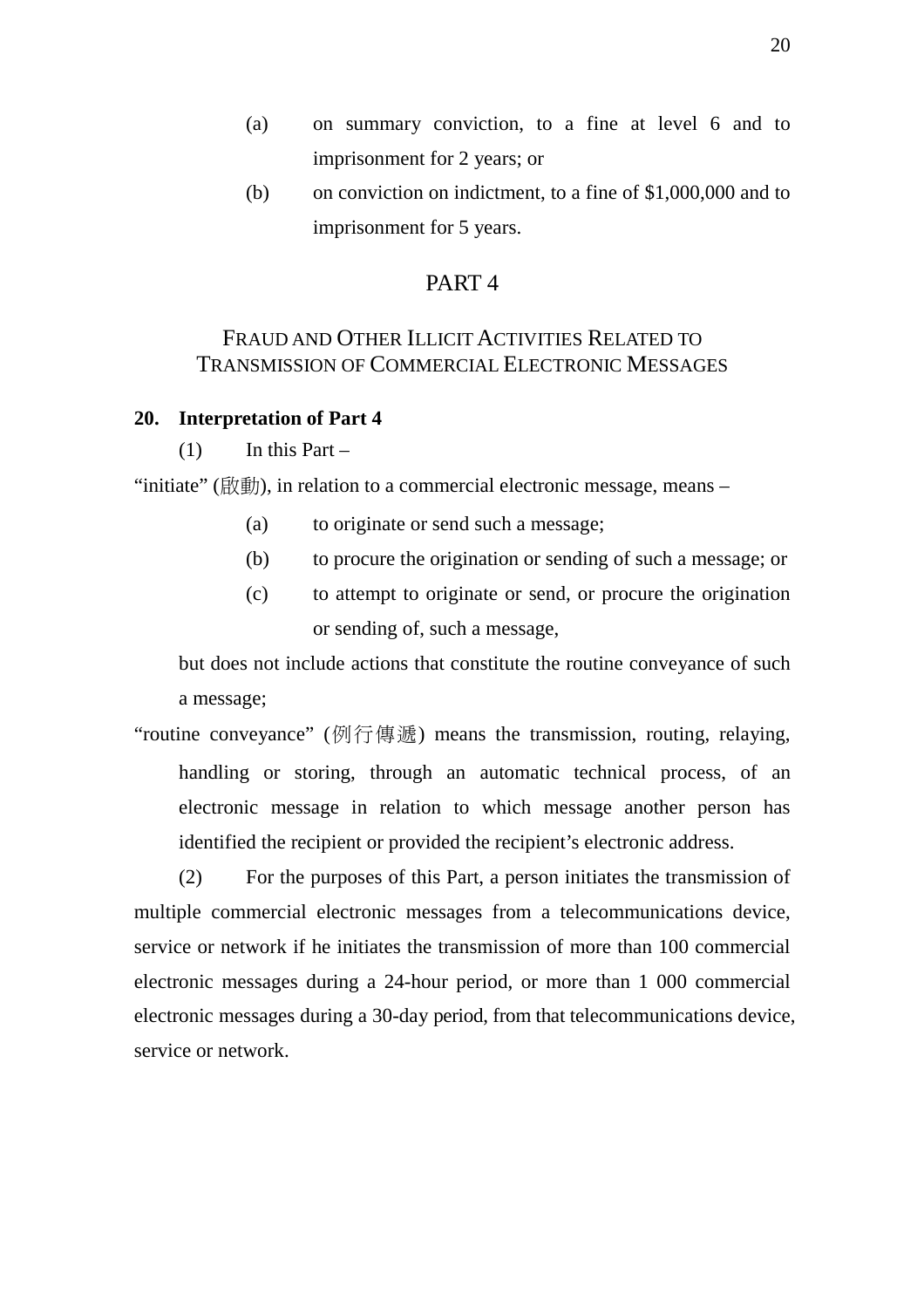(a) on summary conviction, to a fine at level 6 and to imprisonment for 2 years; or

(b) on conviction on indictment, to a fine of $1,000,000 and to imprisonment for 5 years.

# PART 4

## FRAUD AND OTHER ILLICIT ACTIVITIES RELATED TO TRANSMISSION OF COMMERCIAL ELECTRONIC MESSAGES

### 20. Interpretation of Part 4

(1) In this Part –

"initiate" (啟動), in relation to a commercial electronic message, means –

(a) to originate or send such a message;

(b) to procure the origination or sending of such a message; or

(c) to attempt to originate or send, or procure the origination or sending of, such a message,

but does not include actions that constitute the routine conveyance of such a message;

"routine conveyance" (例行傳遞) means the transmission, routing, relaying, handling or storing, through an automatic technical process, of an electronic message in relation to which message another person has identified the recipient or provided the recipient's electronic address.

(2) For the purposes of this Part, a person initiates the transmission of multiple commercial electronic messages from a telecommunications device, service or network if he initiates the transmission of more than 100 commercial electronic messages during a 24-hour period, or more than 1 000 commercial electronic messages during a 30-day period, from that telecommunications device, service or network.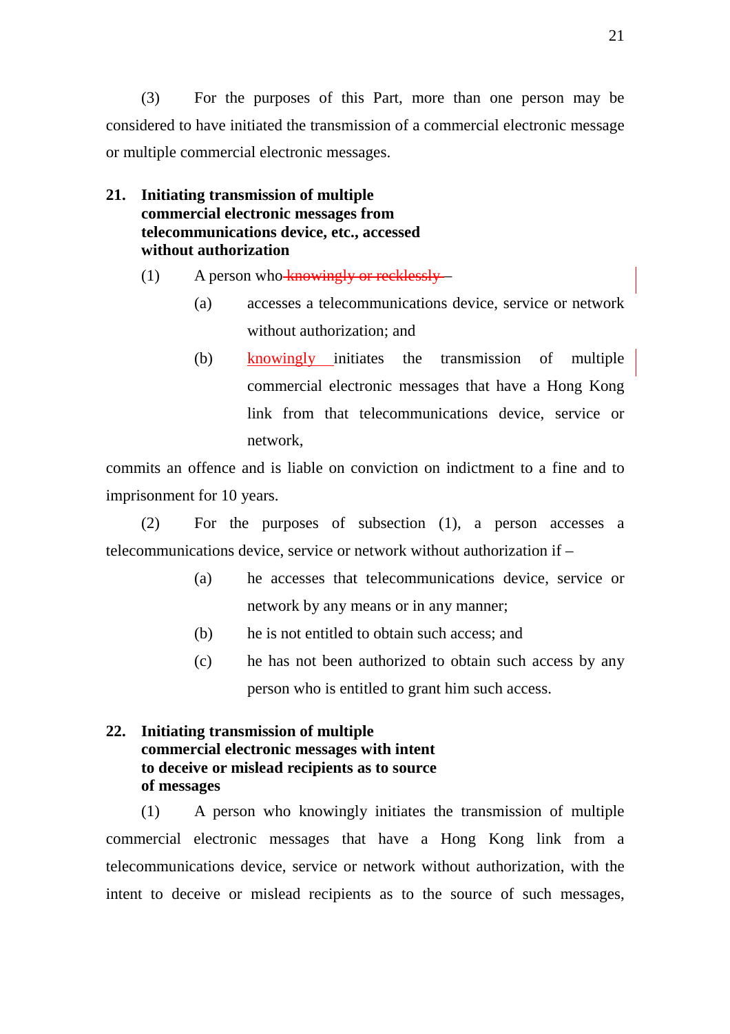(3) For the purposes of this Part, more than one person may be considered to have initiated the transmission of a commercial electronic message or multiple commercial electronic messages.

**21. Initiating transmission of multiple commercial electronic messages from telecommunications device, etc., accessed without authorization**

(1) A person who ~~knowingly or recklessly~~ –

(a) accesses a telecommunications device, service or network without authorization; and

(b) knowingly initiates the transmission of multiple commercial electronic messages that have a Hong Kong link from that telecommunications device, service or network,

commits an offence and is liable on conviction on indictment to a fine and to imprisonment for 10 years.

(2) For the purposes of subsection (1), a person accesses a telecommunications device, service or network without authorization if –

(a) he accesses that telecommunications device, service or network by any means or in any manner;

(b) he is not entitled to obtain such access; and

(c) he has not been authorized to obtain such access by any person who is entitled to grant him such access.

**22. Initiating transmission of multiple commercial electronic messages with intent to deceive or mislead recipients as to source of messages**

(1) A person who knowingly initiates the transmission of multiple commercial electronic messages that have a Hong Kong link from a telecommunications device, service or network without authorization, with the intent to deceive or mislead recipients as to the source of such messages,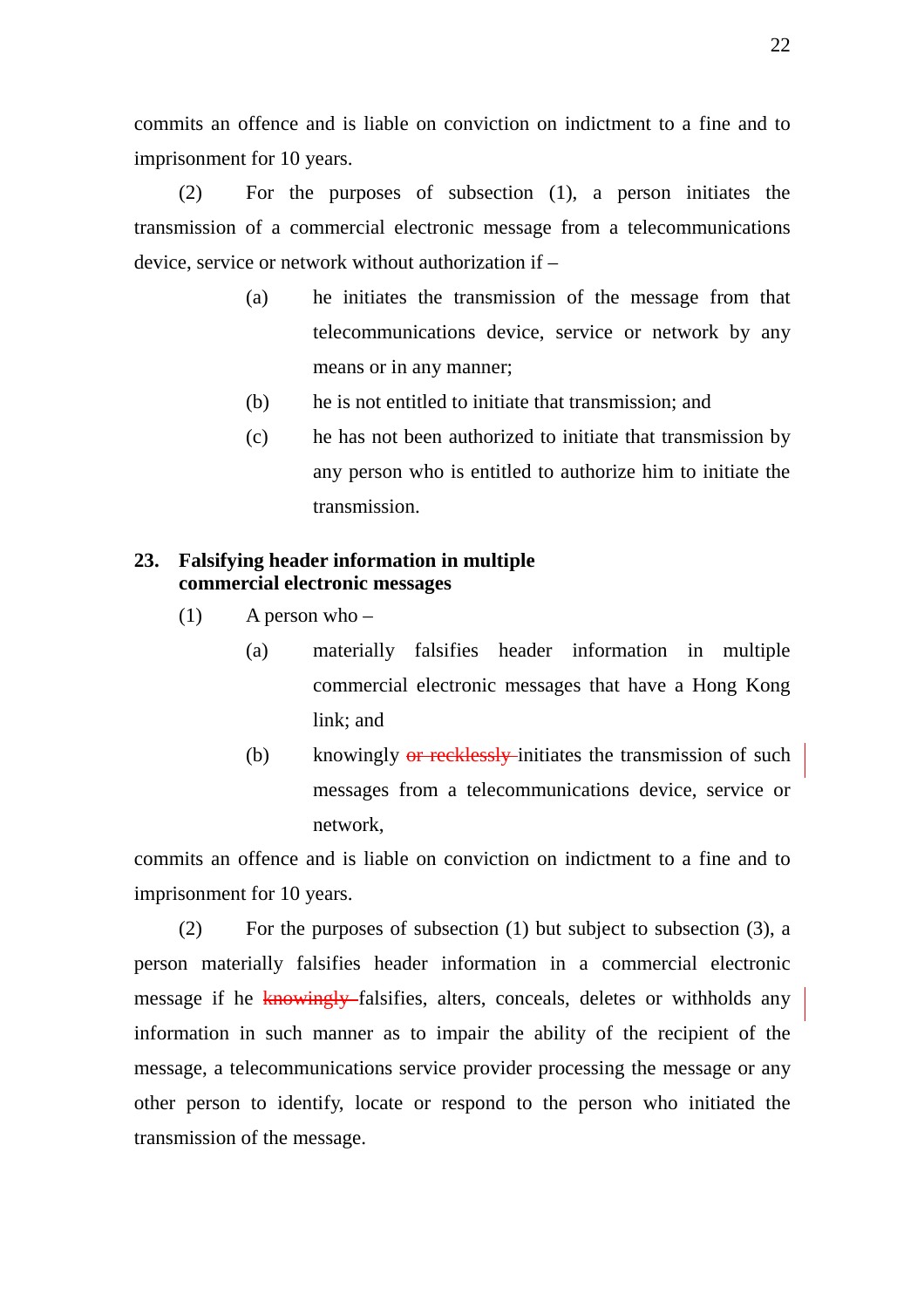commits an offence and is liable on conviction on indictment to a fine and to imprisonment for 10 years.

(2) For the purposes of subsection (1), a person initiates the transmission of a commercial electronic message from a telecommunications device, service or network without authorization if –

(a) he initiates the transmission of the message from that telecommunications device, service or network by any means or in any manner;

(b) he is not entitled to initiate that transmission; and

(c) he has not been authorized to initiate that transmission by any person who is entitled to authorize him to initiate the transmission.

### 23. Falsifying header information in multiple commercial electronic messages

(1) A person who –

(a) materially falsifies header information in multiple commercial electronic messages that have a Hong Kong link; and

(b) knowingly ~~or recklessly~~ initiates the transmission of such messages from a telecommunications device, service or network,

commits an offence and is liable on conviction on indictment to a fine and to imprisonment for 10 years.

(2) For the purposes of subsection (1) but subject to subsection (3), a person materially falsifies header information in a commercial electronic message if he ~~knowingly~~ falsifies, alters, conceals, deletes or withholds any information in such manner as to impair the ability of the recipient of the message, a telecommunications service provider processing the message or any other person to identify, locate or respond to the person who initiated the transmission of the message.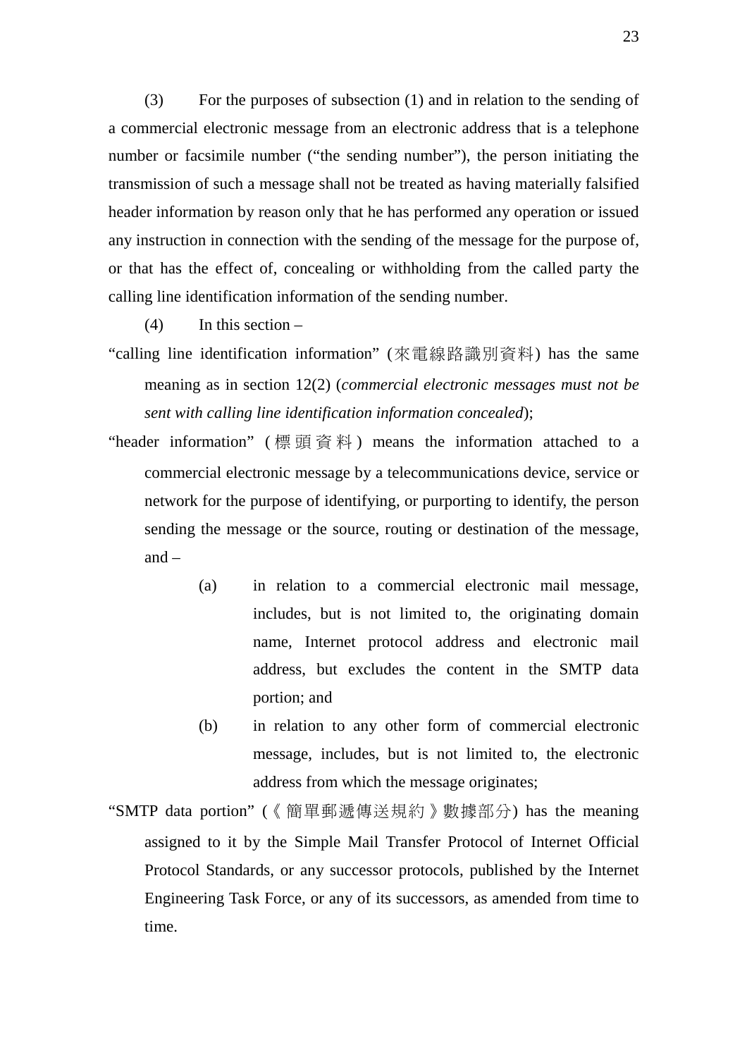(3) For the purposes of subsection (1) and in relation to the sending of a commercial electronic message from an electronic address that is a telephone number or facsimile number ("the sending number"), the person initiating the transmission of such a message shall not be treated as having materially falsified header information by reason only that he has performed any operation or issued any instruction in connection with the sending of the message for the purpose of, or that has the effect of, concealing or withholding from the called party the calling line identification information of the sending number.

(4) In this section –

"calling line identification information" (來電線路識別資料) has the same meaning as in section 12(2) (*commercial electronic messages must not be sent with calling line identification information concealed*);

"header information" (標頭資料) means the information attached to a commercial electronic message by a telecommunications device, service or network for the purpose of identifying, or purporting to identify, the person sending the message or the source, routing or destination of the message, and –

- (a) in relation to a commercial electronic mail message, includes, but is not limited to, the originating domain name, Internet protocol address and electronic mail address, but excludes the content in the SMTP data portion; and
- (b) in relation to any other form of commercial electronic message, includes, but is not limited to, the electronic address from which the message originates;

"SMTP data portion" (《簡單郵遞傳送規約》數據部分) has the meaning assigned to it by the Simple Mail Transfer Protocol of Internet Official Protocol Standards, or any successor protocols, published by the Internet Engineering Task Force, or any of its successors, as amended from time to time.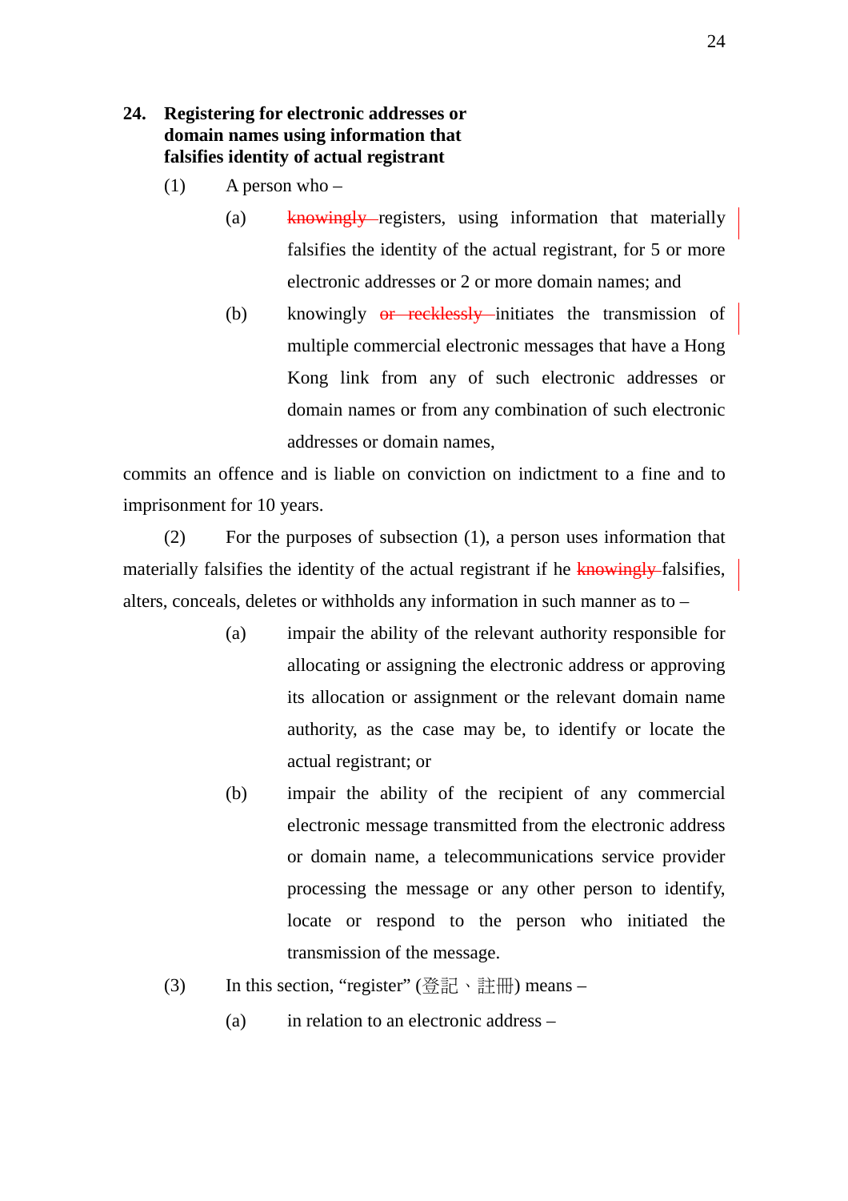**24. Registering for electronic addresses or domain names using information that falsifies identity of actual registrant**

(1) A person who –

(a) ~~knowingly~~ registers, using information that materially falsifies the identity of the actual registrant, for 5 or more electronic addresses or 2 or more domain names; and

(b) knowingly ~~or recklessly~~ initiates the transmission of multiple commercial electronic messages that have a Hong Kong link from any of such electronic addresses or domain names or from any combination of such electronic addresses or domain names,

commits an offence and is liable on conviction on indictment to a fine and to imprisonment for 10 years.

(2) For the purposes of subsection (1), a person uses information that materially falsifies the identity of the actual registrant if he ~~knowingly~~ falsifies, alters, conceals, deletes or withholds any information in such manner as to –

(a) impair the ability of the relevant authority responsible for allocating or assigning the electronic address or approving its allocation or assignment or the relevant domain name authority, as the case may be, to identify or locate the actual registrant; or

(b) impair the ability of the recipient of any commercial electronic message transmitted from the electronic address or domain name, a telecommunications service provider processing the message or any other person to identify, locate or respond to the person who initiated the transmission of the message.

(3) In this section, "register" (登記、註冊) means –

(a) in relation to an electronic address –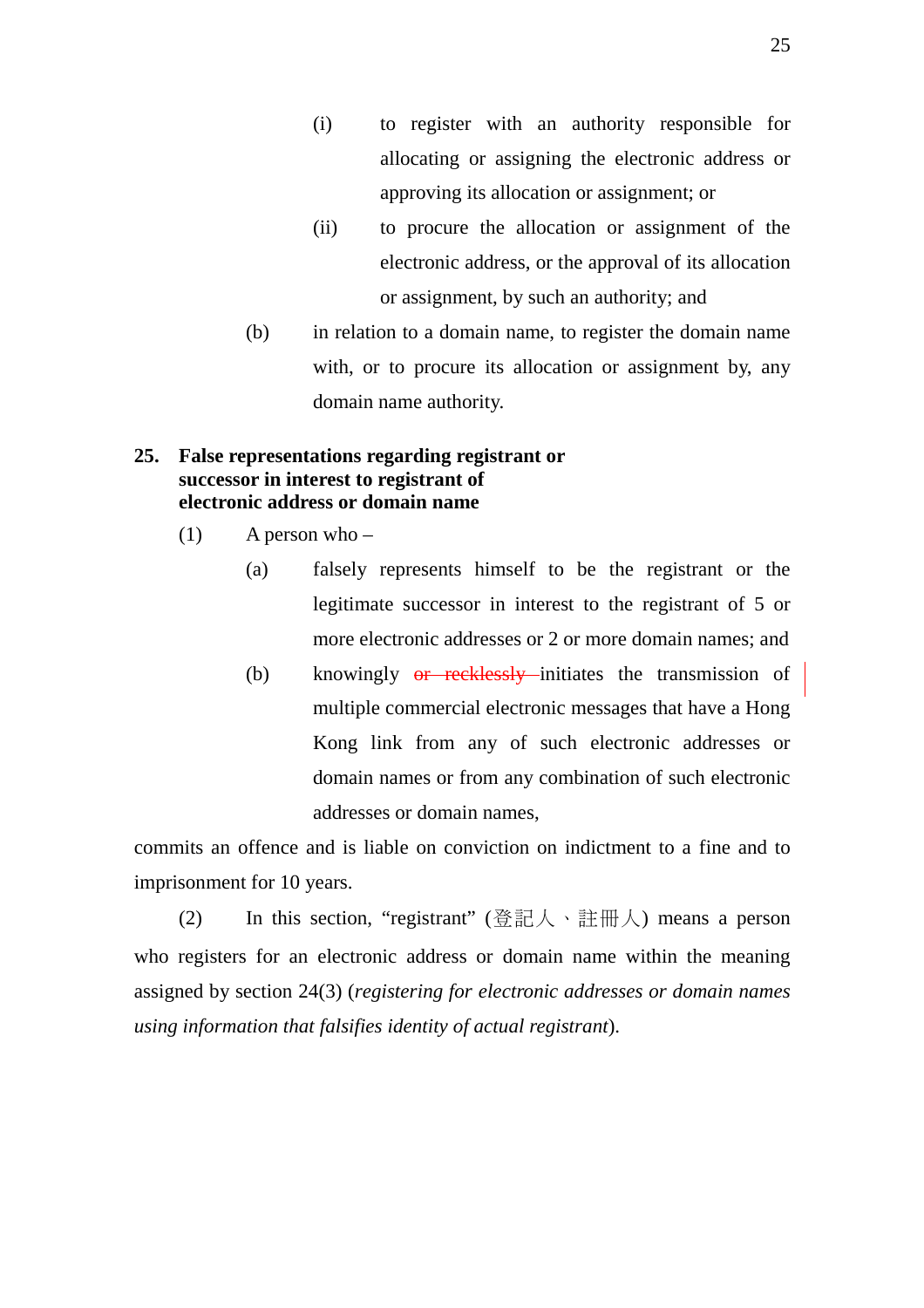(i) to register with an authority responsible for allocating or assigning the electronic address or approving its allocation or assignment; or

(ii) to procure the allocation or assignment of the electronic address, or the approval of its allocation or assignment, by such an authority; and

(b) in relation to a domain name, to register the domain name with, or to procure its allocation or assignment by, any domain name authority.

**25. False representations regarding registrant or successor in interest to registrant of electronic address or domain name**

(1) A person who –

(a) falsely represents himself to be the registrant or the legitimate successor in interest to the registrant of 5 or more electronic addresses or 2 or more domain names; and

(b) knowingly ~~or recklessly~~ initiates the transmission of multiple commercial electronic messages that have a Hong Kong link from any of such electronic addresses or domain names or from any combination of such electronic addresses or domain names,

commits an offence and is liable on conviction on indictment to a fine and to imprisonment for 10 years.

(2) In this section, "registrant" (登記人、註冊人) means a person who registers for an electronic address or domain name within the meaning assigned by section 24(3) (*registering for electronic addresses or domain names using information that falsifies identity of actual registrant*).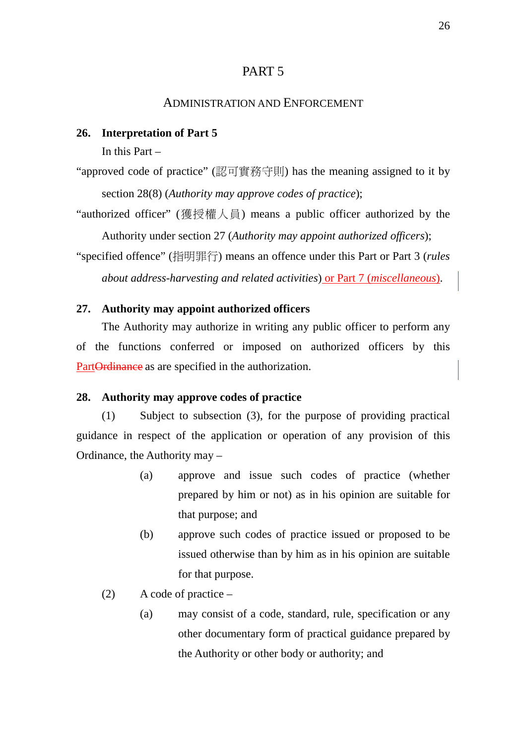# PART 5

## ADMINISTRATION AND ENFORCEMENT

**26. Interpretation of Part 5**

In this Part –

"approved code of practice" (認可實務守則) has the meaning assigned to it by section 28(8) (*Authority may approve codes of practice*);

"authorized officer" (獲授權人員) means a public officer authorized by the Authority under section 27 (*Authority may appoint authorized officers*);

"specified offence" (指明罪行) means an offence under this Part or Part 3 (*rules about address-harvesting and related activities*) or Part 7 (*miscellaneous*).

**27. Authority may appoint authorized officers**

The Authority may authorize in writing any public officer to perform any of the functions conferred or imposed on authorized officers by this Part~~Ordinance~~ as are specified in the authorization.

**28. Authority may approve codes of practice**

(1) Subject to subsection (3), for the purpose of providing practical guidance in respect of the application or operation of any provision of this Ordinance, the Authority may –

(a) approve and issue such codes of practice (whether prepared by him or not) as in his opinion are suitable for that purpose; and

(b) approve such codes of practice issued or proposed to be issued otherwise than by him as in his opinion are suitable for that purpose.

(2) A code of practice –

(a) may consist of a code, standard, rule, specification or any other documentary form of practical guidance prepared by the Authority or other body or authority; and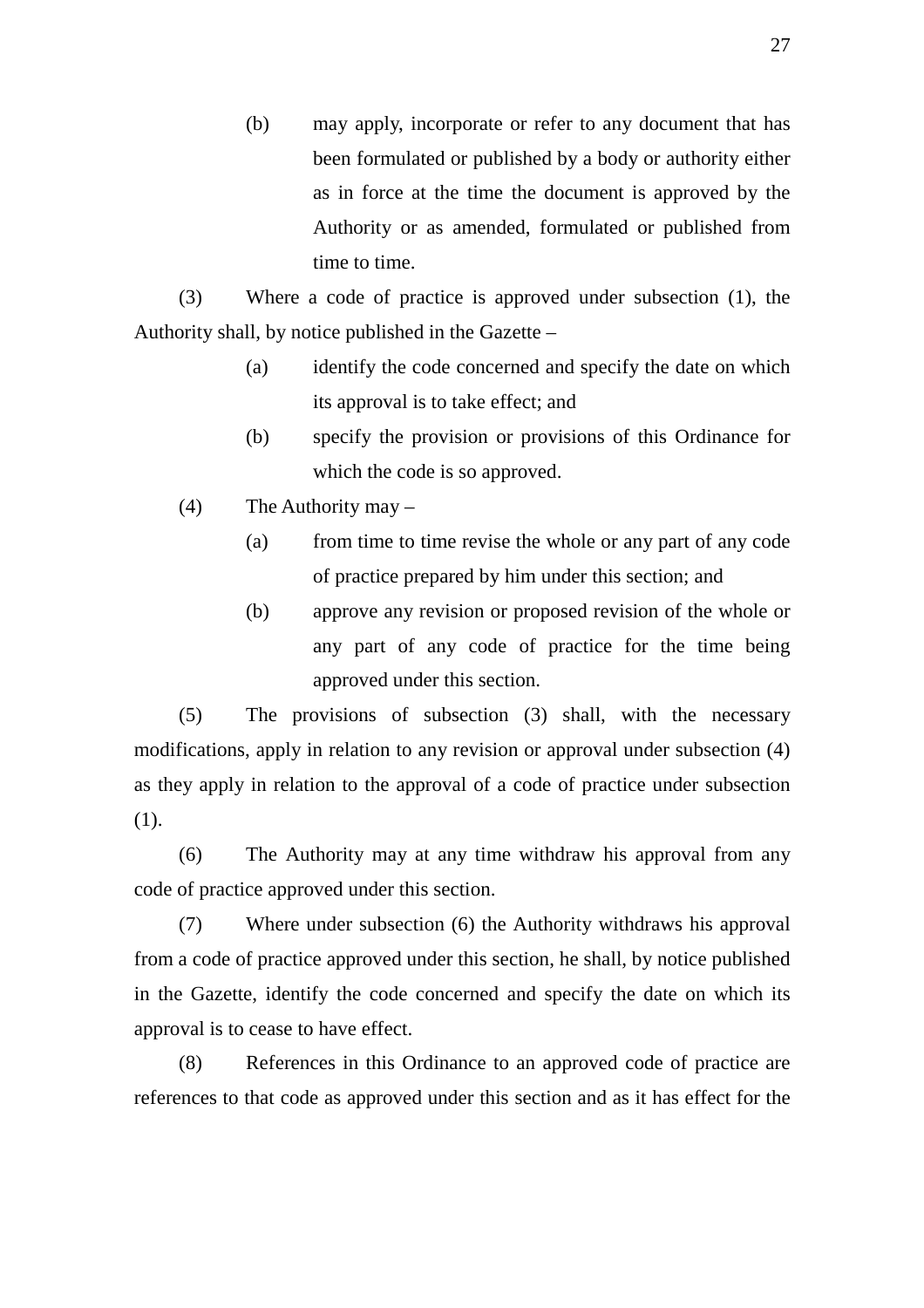(b) may apply, incorporate or refer to any document that has been formulated or published by a body or authority either as in force at the time the document is approved by the Authority or as amended, formulated or published from time to time.

(3) Where a code of practice is approved under subsection (1), the Authority shall, by notice published in the Gazette –

(a) identify the code concerned and specify the date on which its approval is to take effect; and

(b) specify the provision or provisions of this Ordinance for which the code is so approved.

(4) The Authority may –

(a) from time to time revise the whole or any part of any code of practice prepared by him under this section; and

(b) approve any revision or proposed revision of the whole or any part of any code of practice for the time being approved under this section.

(5) The provisions of subsection (3) shall, with the necessary modifications, apply in relation to any revision or approval under subsection (4) as they apply in relation to the approval of a code of practice under subsection (1).

(6) The Authority may at any time withdraw his approval from any code of practice approved under this section.

(7) Where under subsection (6) the Authority withdraws his approval from a code of practice approved under this section, he shall, by notice published in the Gazette, identify the code concerned and specify the date on which its approval is to cease to have effect.

(8) References in this Ordinance to an approved code of practice are references to that code as approved under this section and as it has effect for the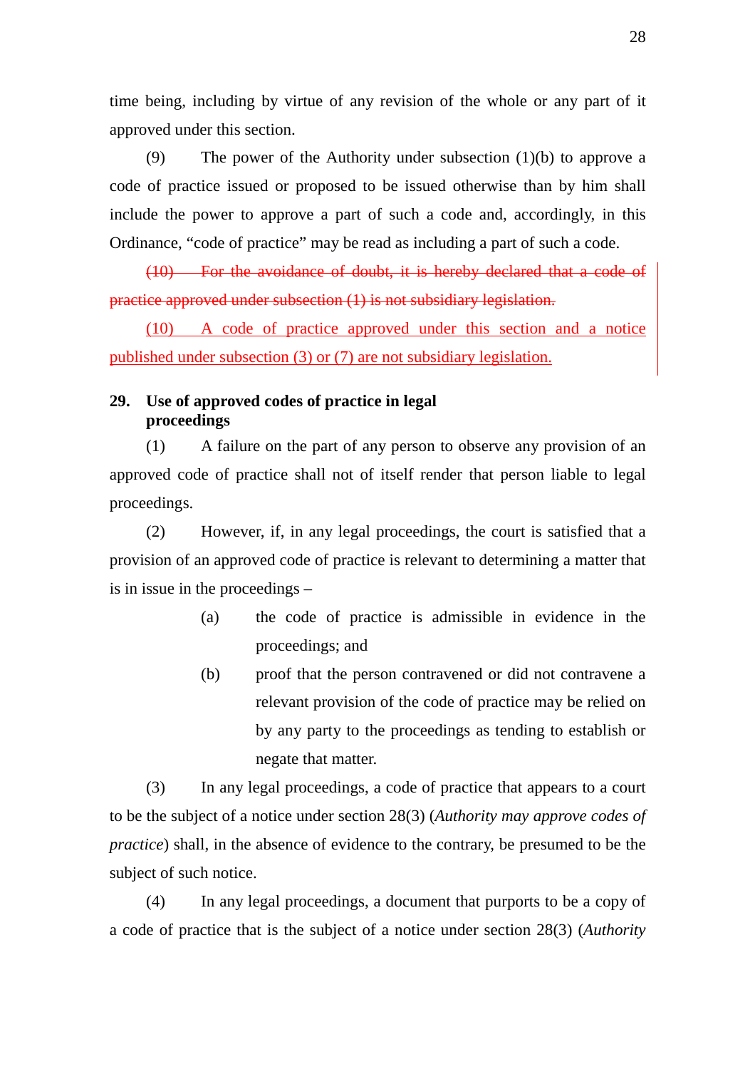time being, including by virtue of any revision of the whole or any part of it approved under this section.

(9) The power of the Authority under subsection (1)(b) to approve a code of practice issued or proposed to be issued otherwise than by him shall include the power to approve a part of such a code and, accordingly, in this Ordinance, "code of practice" may be read as including a part of such a code.

~~(10) For the avoidance of doubt, it is hereby declared that a code of practice approved under subsection (1) is not subsidiary legislation.~~

<u>(10) A code of practice approved under this section and a notice published under subsection (3) or (7) are not subsidiary legislation.</u>

**29. Use of approved codes of practice in legal proceedings**

(1) A failure on the part of any person to observe any provision of an approved code of practice shall not of itself render that person liable to legal proceedings.

(2) However, if, in any legal proceedings, the court is satisfied that a provision of an approved code of practice is relevant to determining a matter that is in issue in the proceedings –

(a) the code of practice is admissible in evidence in the proceedings; and

(b) proof that the person contravened or did not contravene a relevant provision of the code of practice may be relied on by any party to the proceedings as tending to establish or negate that matter.

(3) In any legal proceedings, a code of practice that appears to a court to be the subject of a notice under section 28(3) (*Authority may approve codes of practice*) shall, in the absence of evidence to the contrary, be presumed to be the subject of such notice.

(4) In any legal proceedings, a document that purports to be a copy of a code of practice that is the subject of a notice under section 28(3) (*Authority*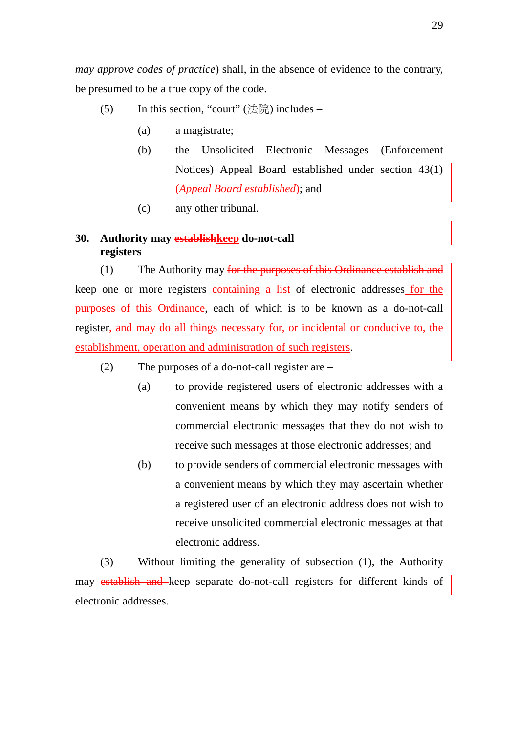*may approve codes of practice*) shall, in the absence of evidence to the contrary, be presumed to be a true copy of the code.

(5) In this section, "court" (法院) includes –

(a) a magistrate;

(b) the Unsolicited Electronic Messages (Enforcement Notices) Appeal Board established under section 43(1) ~~(*Appeal Board established*)~~; and

(c) any other tribunal.

**30. Authority may ~~establish~~keep do-not-call registers**

(1) The Authority may ~~for the purposes of this Ordinance establish and~~ keep one or more registers ~~containing a list~~ of electronic addresses for the purposes of this Ordinance, each of which is to be known as a do-not-call register, and may do all things necessary for, or incidental or conducive to, the establishment, operation and administration of such registers.

(2) The purposes of a do-not-call register are –

(a) to provide registered users of electronic addresses with a convenient means by which they may notify senders of commercial electronic messages that they do not wish to receive such messages at those electronic addresses; and

(b) to provide senders of commercial electronic messages with a convenient means by which they may ascertain whether a registered user of an electronic address does not wish to receive unsolicited commercial electronic messages at that electronic address.

(3) Without limiting the generality of subsection (1), the Authority may ~~establish and~~ keep separate do-not-call registers for different kinds of electronic addresses.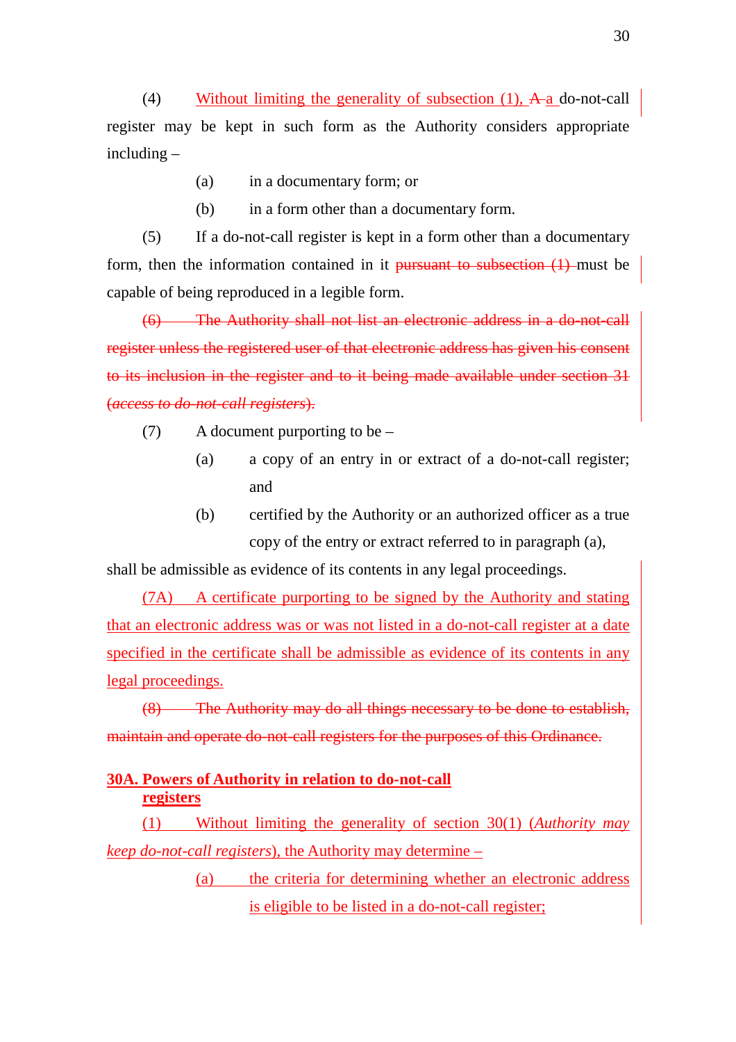(4) Without limiting the generality of subsection (1), A a do-not-call register may be kept in such form as the Authority considers appropriate including –

(a) in a documentary form; or

(b) in a form other than a documentary form.

(5) If a do-not-call register is kept in a form other than a documentary form, then the information contained in it pursuant to subsection (1) must be capable of being reproduced in a legible form.

~~(6) The Authority shall not list an electronic address in a do-not-call register unless the registered user of that electronic address has given his consent to its inclusion in the register and to it being made available under section 31 (*access to do-not-call registers*).~~

(7) A document purporting to be –

(a) a copy of an entry in or extract of a do-not-call register; and

(b) certified by the Authority or an authorized officer as a true copy of the entry or extract referred to in paragraph (a),

shall be admissible as evidence of its contents in any legal proceedings.

(7A) A certificate purporting to be signed by the Authority and stating that an electronic address was or was not listed in a do-not-call register at a date specified in the certificate shall be admissible as evidence of its contents in any legal proceedings.

~~(8) The Authority may do all things necessary to be done to establish, maintain and operate do-not-call registers for the purposes of this Ordinance.~~

**30A. Powers of Authority in relation to do-not-call registers**

(1) Without limiting the generality of section 30(1) (*Authority may keep do-not-call registers*), the Authority may determine –

(a) the criteria for determining whether an electronic address is eligible to be listed in a do-not-call register;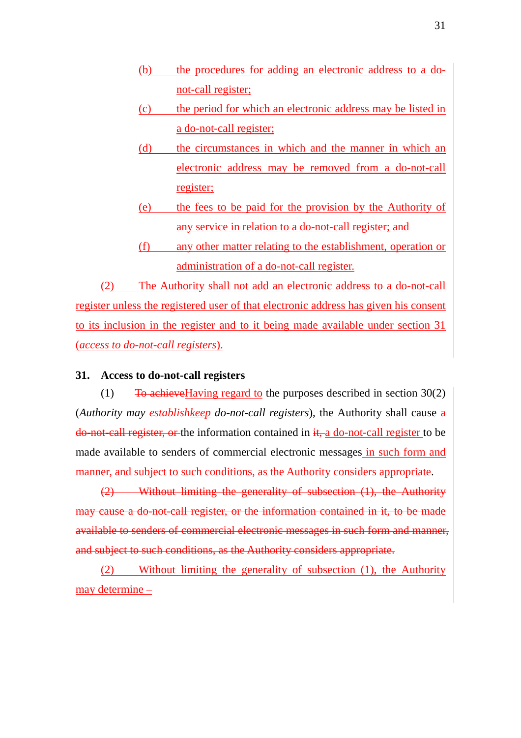(b) the procedures for adding an electronic address to a do-not-call register;

(c) the period for which an electronic address may be listed in a do-not-call register;

(d) the circumstances in which and the manner in which an electronic address may be removed from a do-not-call register;

(e) the fees to be paid for the provision by the Authority of any service in relation to a do-not-call register; and

(f) any other matter relating to the establishment, operation or administration of a do-not-call register.

(2) The Authority shall not add an electronic address to a do-not-call register unless the registered user of that electronic address has given his consent to its inclusion in the register and to it being made available under section 31 (*access to do-not-call registers*).

**31. Access to do-not-call registers**

(1) ~~To achieve~~Having regard to the purposes described in section 30(2) (*Authority may ~~establish~~keep do-not-call registers*), the Authority shall cause ~~a do-not-call register, or~~ the information contained in ~~it,~~ a do-not-call register to be made available to senders of commercial electronic messages in such form and manner, and subject to such conditions, as the Authority considers appropriate.

~~(2) Without limiting the generality of subsection (1), the Authority may cause a do-not-call register, or the information contained in it, to be made available to senders of commercial electronic messages in such form and manner, and subject to such conditions, as the Authority considers appropriate.~~

(2) Without limiting the generality of subsection (1), the Authority may determine –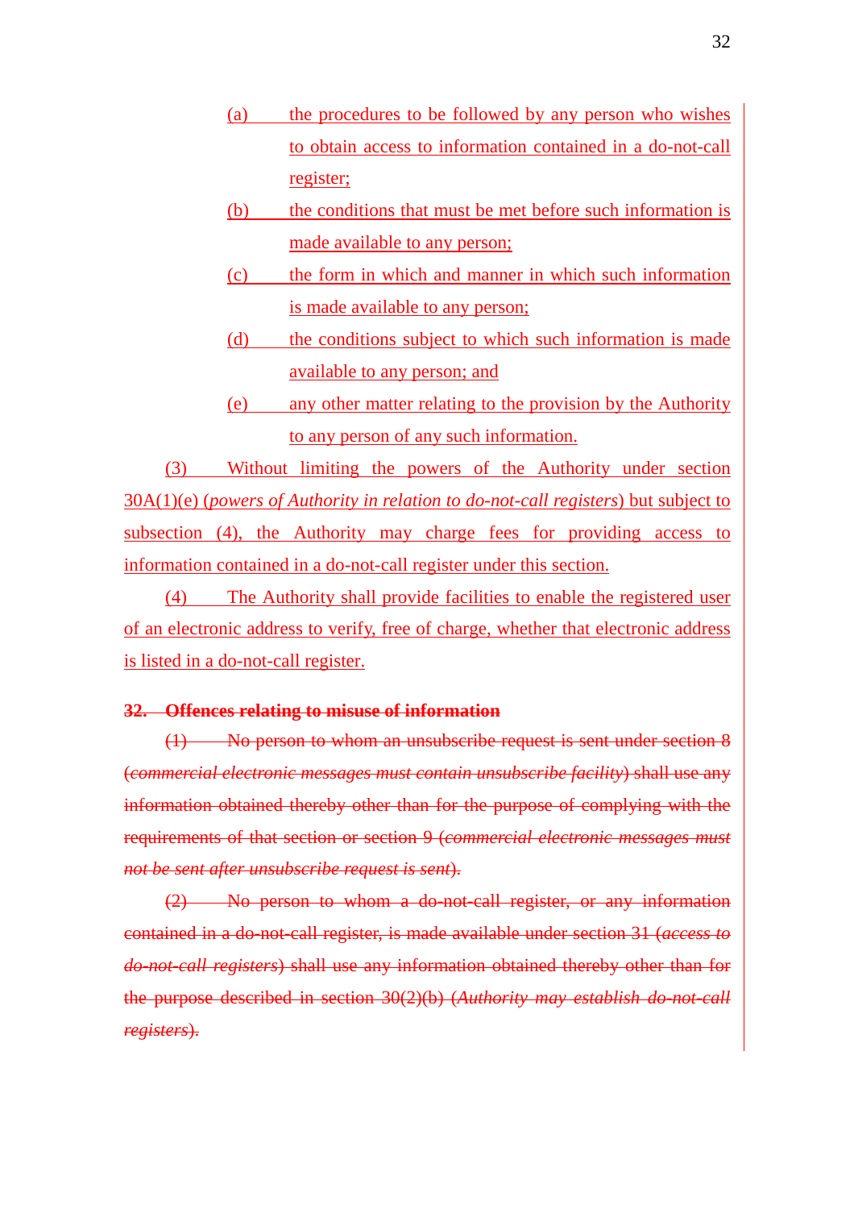(a) the procedures to be followed by any person who wishes to obtain access to information contained in a do-not-call register;

(b) the conditions that must be met before such information is made available to any person;

(c) the form in which and manner in which such information is made available to any person;

(d) the conditions subject to which such information is made available to any person; and

(e) any other matter relating to the provision by the Authority to any person of any such information.

(3) Without limiting the powers of the Authority under section 30A(1)(e) (*powers of Authority in relation to do-not-call registers*) but subject to subsection (4), the Authority may charge fees for providing access to information contained in a do-not-call register under this section.

(4) The Authority shall provide facilities to enable the registered user of an electronic address to verify, free of charge, whether that electronic address is listed in a do-not-call register.

~~**32. Offences relating to misuse of information**~~

~~(1) No person to whom an unsubscribe request is sent under section 8 (*commercial electronic messages must contain unsubscribe facility*) shall use any information obtained thereby other than for the purpose of complying with the requirements of that section or section 9 (*commercial electronic messages must not be sent after unsubscribe request is sent*).~~

~~(2) No person to whom a do-not-call register, or any information contained in a do-not-call register, is made available under section 31 (*access to do-not-call registers*) shall use any information obtained thereby other than for the purpose described in section 30(2)(b) (*Authority may establish do-not-call registers*).~~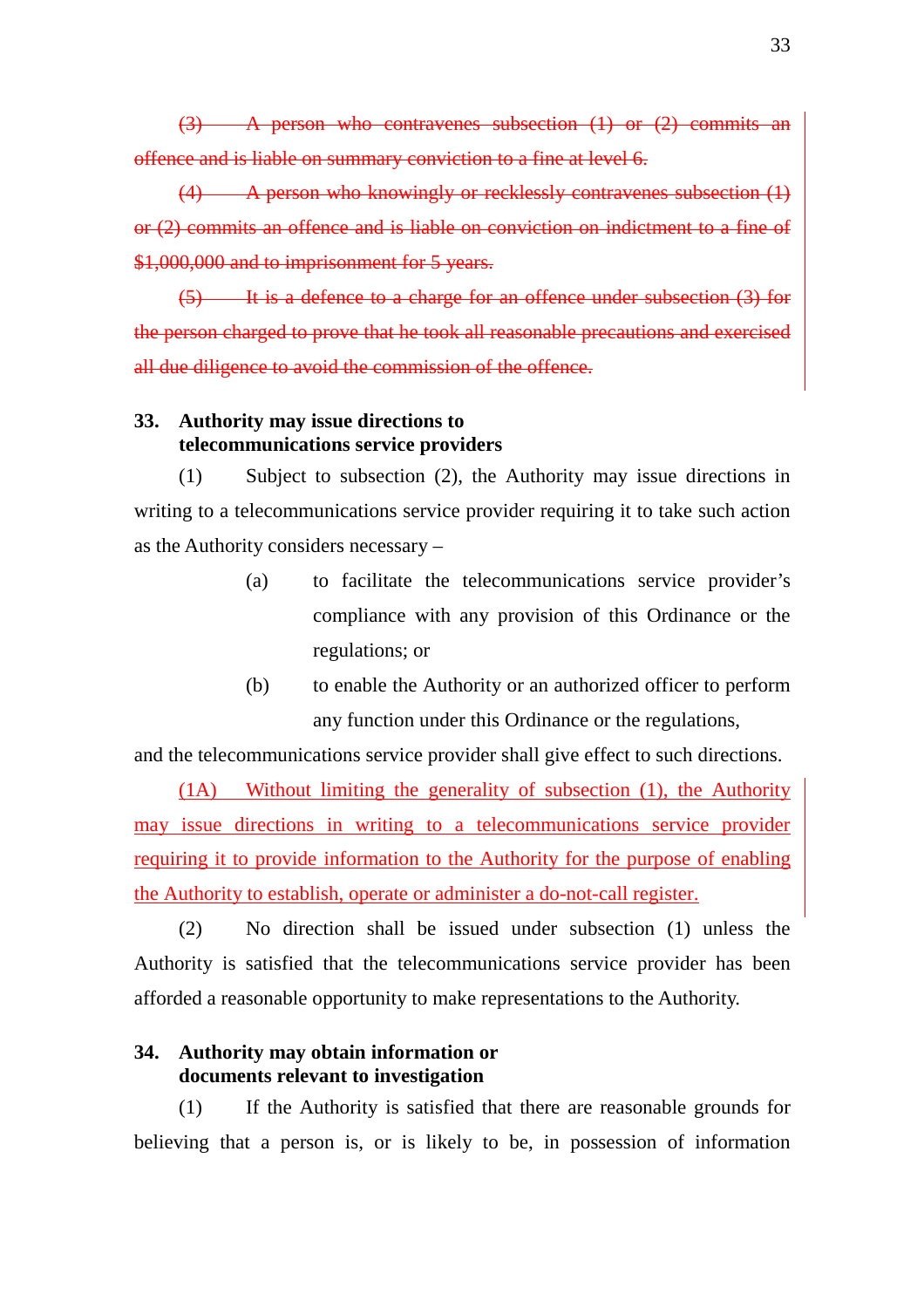~~(3) A person who contravenes subsection (1) or (2) commits an offence and is liable on summary conviction to a fine at level 6.~~

~~(4) A person who knowingly or recklessly contravenes subsection (1) or (2) commits an offence and is liable on conviction on indictment to a fine of $1,000,000 and to imprisonment for 5 years.~~

~~(5) It is a defence to a charge for an offence under subsection (3) for the person charged to prove that he took all reasonable precautions and exercised all due diligence to avoid the commission of the offence.~~

**33. Authority may issue directions to telecommunications service providers**

(1) Subject to subsection (2), the Authority may issue directions in writing to a telecommunications service provider requiring it to take such action as the Authority considers necessary –

(a) to facilitate the telecommunications service provider's compliance with any provision of this Ordinance or the regulations; or

(b) to enable the Authority or an authorized officer to perform any function under this Ordinance or the regulations,

and the telecommunications service provider shall give effect to such directions.

<u>(1A) Without limiting the generality of subsection (1), the Authority may issue directions in writing to a telecommunications service provider requiring it to provide information to the Authority for the purpose of enabling the Authority to establish, operate or administer a do-not-call register.</u>

(2) No direction shall be issued under subsection (1) unless the Authority is satisfied that the telecommunications service provider has been afforded a reasonable opportunity to make representations to the Authority.

**34. Authority may obtain information or documents relevant to investigation**

(1) If the Authority is satisfied that there are reasonable grounds for believing that a person is, or is likely to be, in possession of information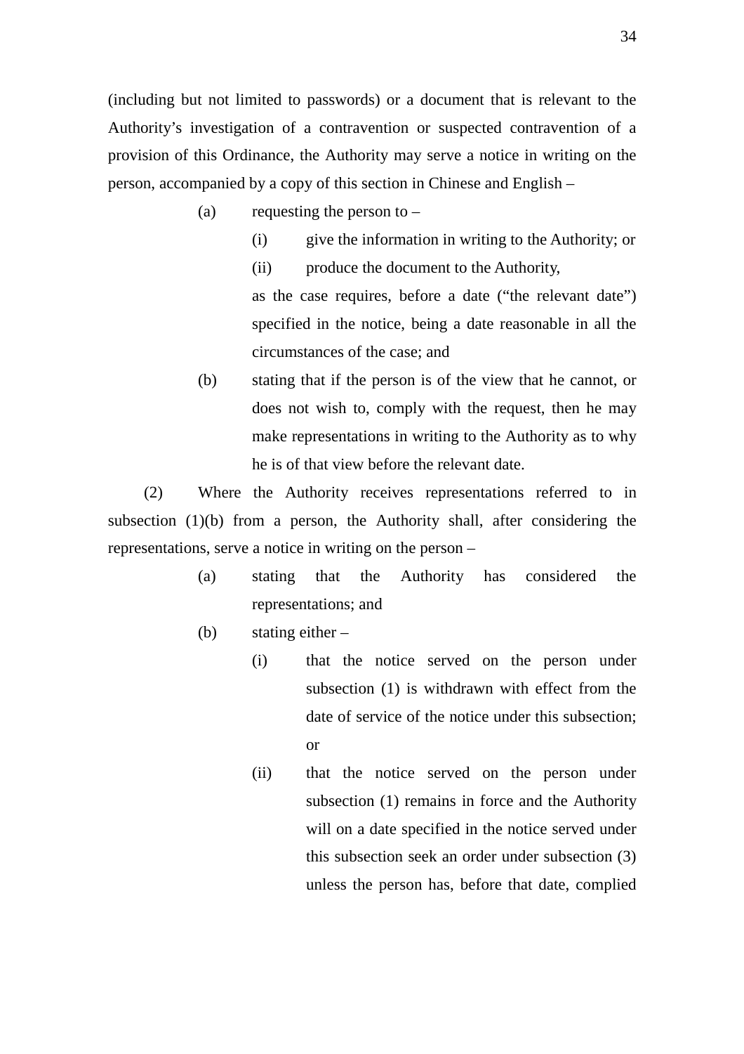(including but not limited to passwords) or a document that is relevant to the Authority's investigation of a contravention or suspected contravention of a provision of this Ordinance, the Authority may serve a notice in writing on the person, accompanied by a copy of this section in Chinese and English –

(a) requesting the person to –

(i) give the information in writing to the Authority; or

(ii) produce the document to the Authority,

as the case requires, before a date ("the relevant date") specified in the notice, being a date reasonable in all the circumstances of the case; and

(b) stating that if the person is of the view that he cannot, or does not wish to, comply with the request, then he may make representations in writing to the Authority as to why he is of that view before the relevant date.

(2) Where the Authority receives representations referred to in subsection (1)(b) from a person, the Authority shall, after considering the representations, serve a notice in writing on the person –

(a) stating that the Authority has considered the representations; and

(b) stating either –

(i) that the notice served on the person under subsection (1) is withdrawn with effect from the date of service of the notice under this subsection; or

(ii) that the notice served on the person under subsection (1) remains in force and the Authority will on a date specified in the notice served under this subsection seek an order under subsection (3) unless the person has, before that date, complied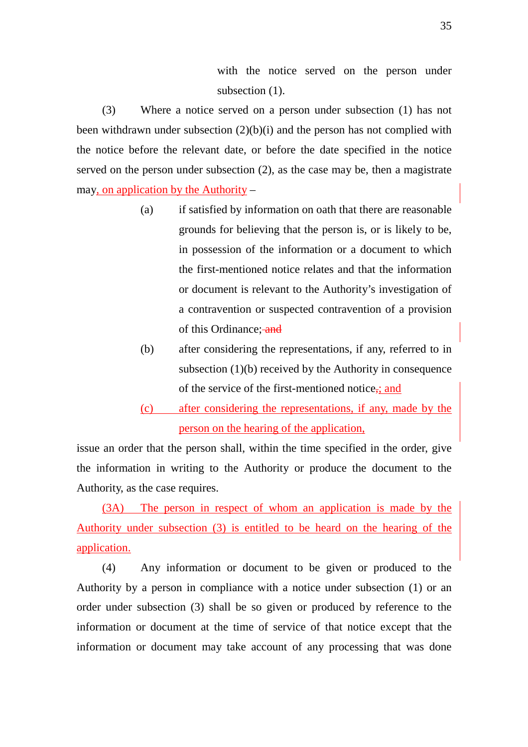with the notice served on the person under subsection (1).

(3) Where a notice served on a person under subsection (1) has not been withdrawn under subsection (2)(b)(i) and the person has not complied with the notice before the relevant date, or before the date specified in the notice served on the person under subsection (2), as the case may be, then a magistrate may, on application by the Authority –

(a) if satisfied by information on oath that there are reasonable grounds for believing that the person is, or is likely to be, in possession of the information or a document to which the first-mentioned notice relates and that the information or document is relevant to the Authority's investigation of a contravention or suspected contravention of a provision of this Ordinance; ~~and~~

(b) after considering the representations, if any, referred to in subsection (1)(b) received by the Authority in consequence of the service of the first-mentioned notice~~,~~; and

(c) after considering the representations, if any, made by the person on the hearing of the application,

issue an order that the person shall, within the time specified in the order, give the information in writing to the Authority or produce the document to the Authority, as the case requires.

(3A) The person in respect of whom an application is made by the Authority under subsection (3) is entitled to be heard on the hearing of the application.

(4) Any information or document to be given or produced to the Authority by a person in compliance with a notice under subsection (1) or an order under subsection (3) shall be so given or produced by reference to the information or document at the time of service of that notice except that the information or document may take account of any processing that was done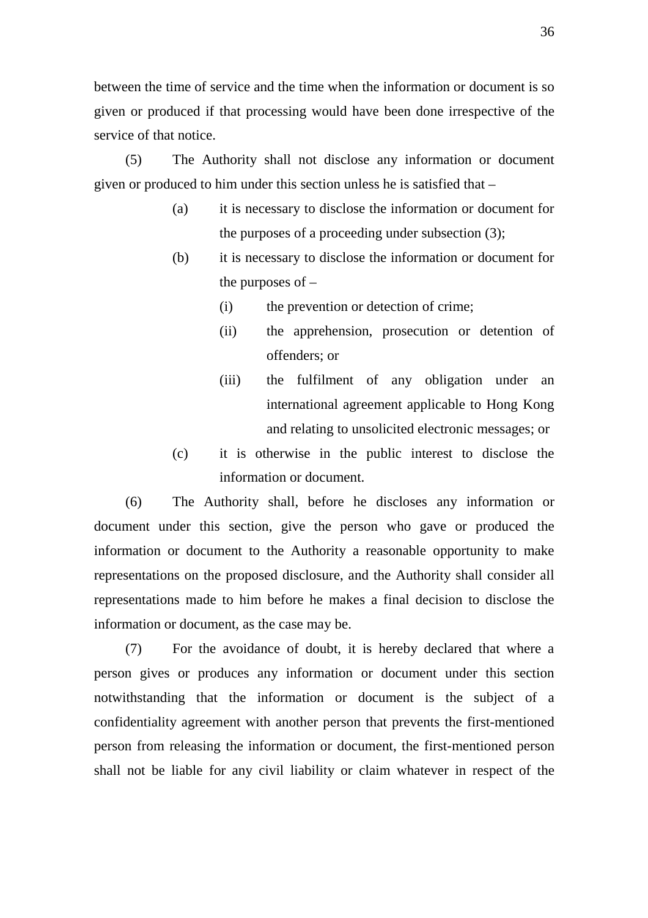between the time of service and the time when the information or document is so given or produced if that processing would have been done irrespective of the service of that notice.

(5) The Authority shall not disclose any information or document given or produced to him under this section unless he is satisfied that –

- (a) it is necessary to disclose the information or document for the purposes of a proceeding under subsection (3);
- (b) it is necessary to disclose the information or document for the purposes of –
  - (i) the prevention or detection of crime;
  - (ii) the apprehension, prosecution or detention of offenders; or
  - (iii) the fulfilment of any obligation under an international agreement applicable to Hong Kong and relating to unsolicited electronic messages; or
- (c) it is otherwise in the public interest to disclose the information or document.

(6) The Authority shall, before he discloses any information or document under this section, give the person who gave or produced the information or document to the Authority a reasonable opportunity to make representations on the proposed disclosure, and the Authority shall consider all representations made to him before he makes a final decision to disclose the information or document, as the case may be.

(7) For the avoidance of doubt, it is hereby declared that where a person gives or produces any information or document under this section notwithstanding that the information or document is the subject of a confidentiality agreement with another person that prevents the first-mentioned person from releasing the information or document, the first-mentioned person shall not be liable for any civil liability or claim whatever in respect of the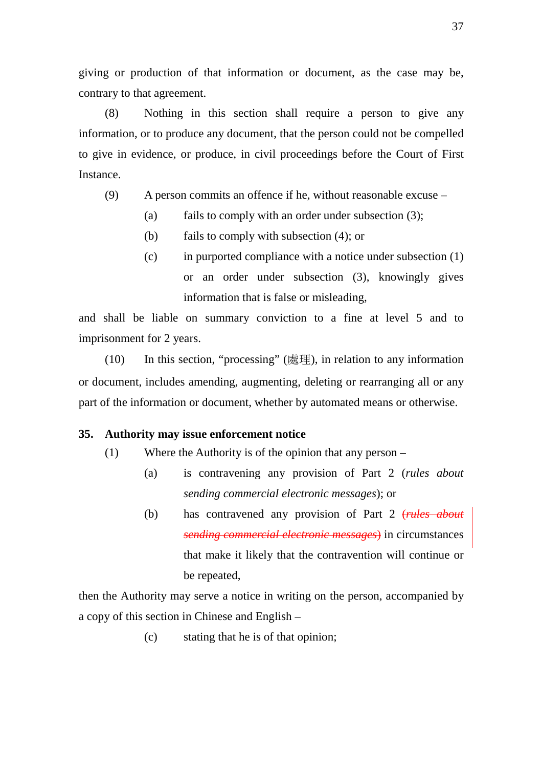giving or production of that information or document, as the case may be, contrary to that agreement.

(8) Nothing in this section shall require a person to give any information, or to produce any document, that the person could not be compelled to give in evidence, or produce, in civil proceedings before the Court of First Instance.

(9) A person commits an offence if he, without reasonable excuse –

(a) fails to comply with an order under subsection (3);

(b) fails to comply with subsection (4); or

(c) in purported compliance with a notice under subsection (1) or an order under subsection (3), knowingly gives information that is false or misleading,

and shall be liable on summary conviction to a fine at level 5 and to imprisonment for 2 years.

(10) In this section, "processing" (處理), in relation to any information or document, includes amending, augmenting, deleting or rearranging all or any part of the information or document, whether by automated means or otherwise.

**35. Authority may issue enforcement notice**

(1) Where the Authority is of the opinion that any person –

(a) is contravening any provision of Part 2 (*rules about sending commercial electronic messages*); or

(b) has contravened any provision of Part 2 ~~(*rules about sending commercial electronic messages*)~~ in circumstances that make it likely that the contravention will continue or be repeated,

then the Authority may serve a notice in writing on the person, accompanied by a copy of this section in Chinese and English –

(c) stating that he is of that opinion;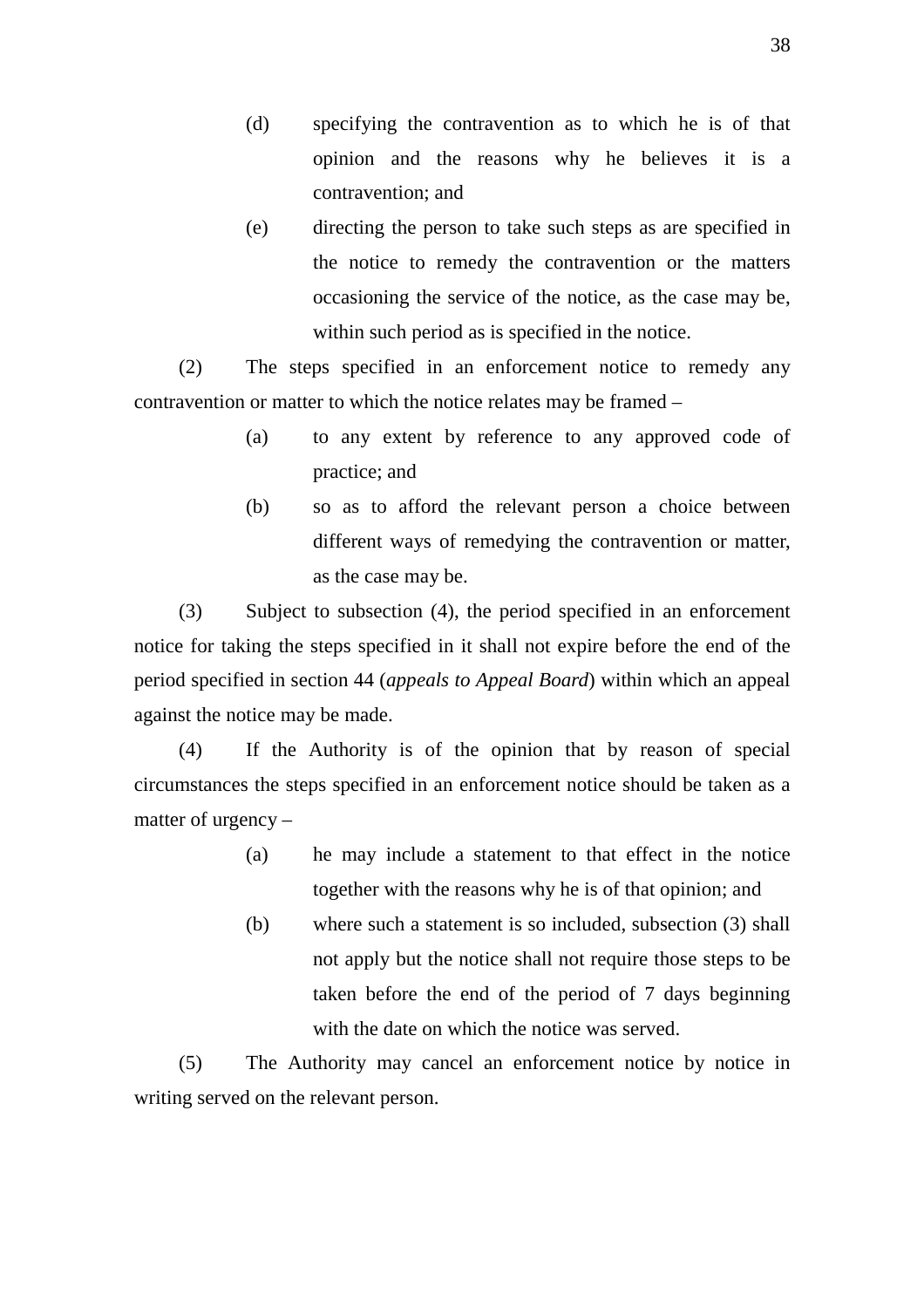(d) specifying the contravention as to which he is of that opinion and the reasons why he believes it is a contravention; and

(e) directing the person to take such steps as are specified in the notice to remedy the contravention or the matters occasioning the service of the notice, as the case may be, within such period as is specified in the notice.

(2) The steps specified in an enforcement notice to remedy any contravention or matter to which the notice relates may be framed –

(a) to any extent by reference to any approved code of practice; and

(b) so as to afford the relevant person a choice between different ways of remedying the contravention or matter, as the case may be.

(3) Subject to subsection (4), the period specified in an enforcement notice for taking the steps specified in it shall not expire before the end of the period specified in section 44 (*appeals to Appeal Board*) within which an appeal against the notice may be made.

(4) If the Authority is of the opinion that by reason of special circumstances the steps specified in an enforcement notice should be taken as a matter of urgency –

(a) he may include a statement to that effect in the notice together with the reasons why he is of that opinion; and

(b) where such a statement is so included, subsection (3) shall not apply but the notice shall not require those steps to be taken before the end of the period of 7 days beginning with the date on which the notice was served.

(5) The Authority may cancel an enforcement notice by notice in writing served on the relevant person.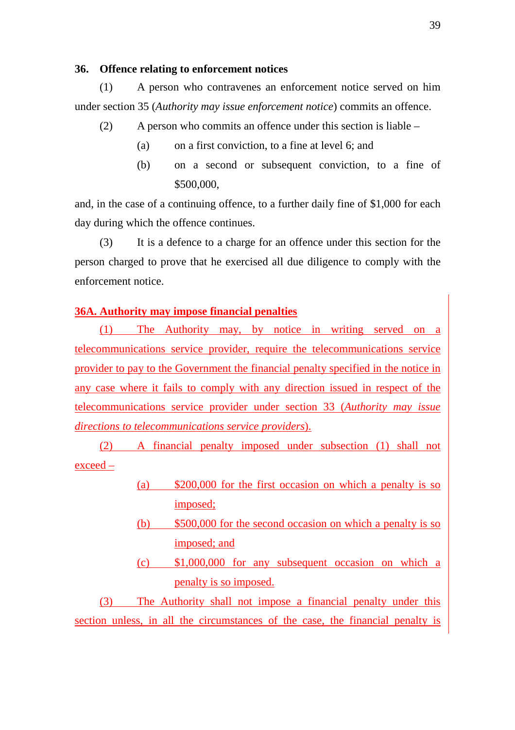### 36. Offence relating to enforcement notices

(1) A person who contravenes an enforcement notice served on him under section 35 (*Authority may issue enforcement notice*) commits an offence.

(2) A person who commits an offence under this section is liable –

(a) on a first conviction, to a fine at level 6; and

(b) on a second or subsequent conviction, to a fine of $500,000,

and, in the case of a continuing offence, to a further daily fine of $1,000 for each day during which the offence continues.

(3) It is a defence to a charge for an offence under this section for the person charged to prove that he exercised all due diligence to comply with the enforcement notice.

### 36A. Authority may impose financial penalties

(1) The Authority may, by notice in writing served on a telecommunications service provider, require the telecommunications service provider to pay to the Government the financial penalty specified in the notice in any case where it fails to comply with any direction issued in respect of the telecommunications service provider under section 33 (*Authority may issue directions to telecommunications service providers*).

(2) A financial penalty imposed under subsection (1) shall not exceed –

(a) $200,000 for the first occasion on which a penalty is so imposed;

(b) $500,000 for the second occasion on which a penalty is so imposed; and

(c) $1,000,000 for any subsequent occasion on which a penalty is so imposed.

(3) The Authority shall not impose a financial penalty under this section unless, in all the circumstances of the case, the financial penalty is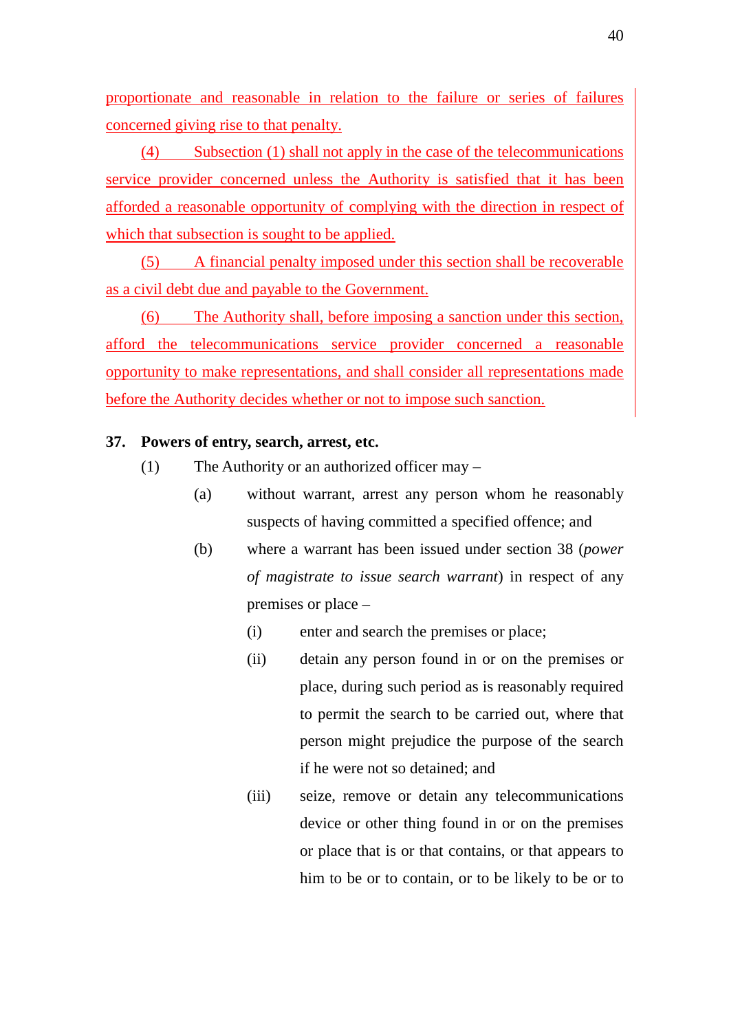proportionate and reasonable in relation to the failure or series of failures concerned giving rise to that penalty.

(4) Subsection (1) shall not apply in the case of the telecommunications service provider concerned unless the Authority is satisfied that it has been afforded a reasonable opportunity of complying with the direction in respect of which that subsection is sought to be applied.

(5) A financial penalty imposed under this section shall be recoverable as a civil debt due and payable to the Government.

(6) The Authority shall, before imposing a sanction under this section, afford the telecommunications service provider concerned a reasonable opportunity to make representations, and shall consider all representations made before the Authority decides whether or not to impose such sanction.

**37. Powers of entry, search, arrest, etc.**

(1) The Authority or an authorized officer may –

(a) without warrant, arrest any person whom he reasonably suspects of having committed a specified offence; and

(b) where a warrant has been issued under section 38 (*power of magistrate to issue search warrant*) in respect of any premises or place –

(i) enter and search the premises or place;

(ii) detain any person found in or on the premises or place, during such period as is reasonably required to permit the search to be carried out, where that person might prejudice the purpose of the search if he were not so detained; and

(iii) seize, remove or detain any telecommunications device or other thing found in or on the premises or place that is or that contains, or that appears to him to be or to contain, or to be likely to be or to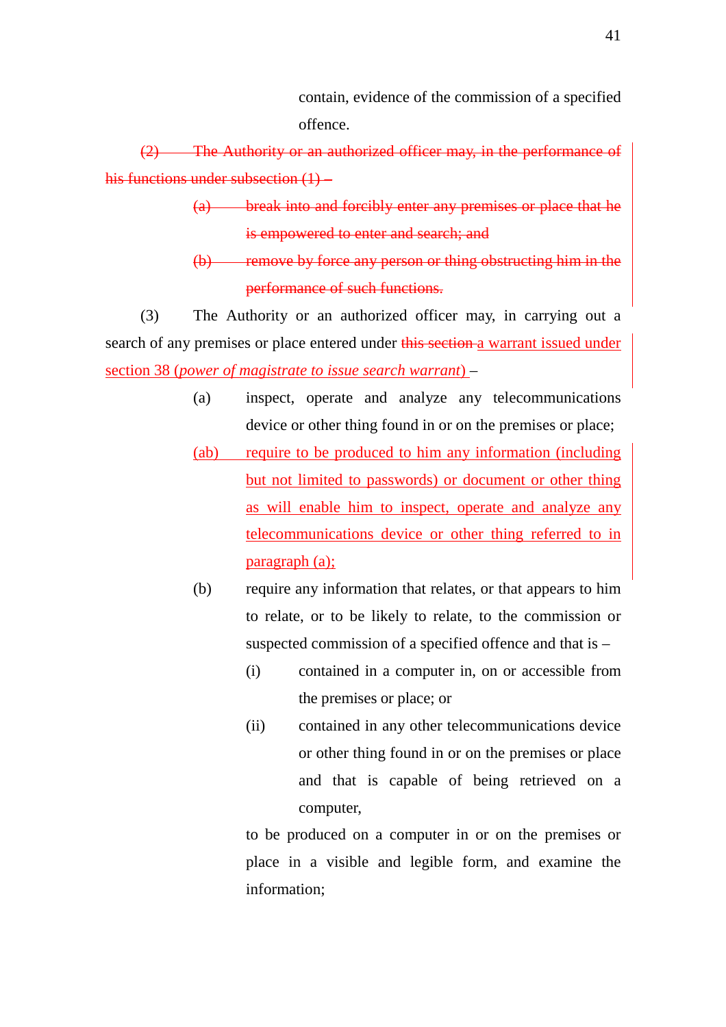contain, evidence of the commission of a specified offence.

~~(2) The Authority or an authorized officer may, in the performance of his functions under subsection (1) –~~

~~(a) break into and forcibly enter any premises or place that he is empowered to enter and search; and~~

~~(b) remove by force any person or thing obstructing him in the performance of such functions.~~

(3) The Authority or an authorized officer may, in carrying out a search of any premises or place entered under ~~this section~~ <u>a warrant issued under section 38 (*power of magistrate to issue search warrant*)</u> –

(a) inspect, operate and analyze any telecommunications device or other thing found in or on the premises or place;

<u>(ab) require to be produced to him any information (including but not limited to passwords) or document or other thing as will enable him to inspect, operate and analyze any telecommunications device or other thing referred to in paragraph (a);</u>

(b) require any information that relates, or that appears to him to relate, or to be likely to relate, to the commission or suspected commission of a specified offence and that is –

(i) contained in a computer in, on or accessible from the premises or place; or

(ii) contained in any other telecommunications device or other thing found in or on the premises or place and that is capable of being retrieved on a computer,

to be produced on a computer in or on the premises or place in a visible and legible form, and examine the information;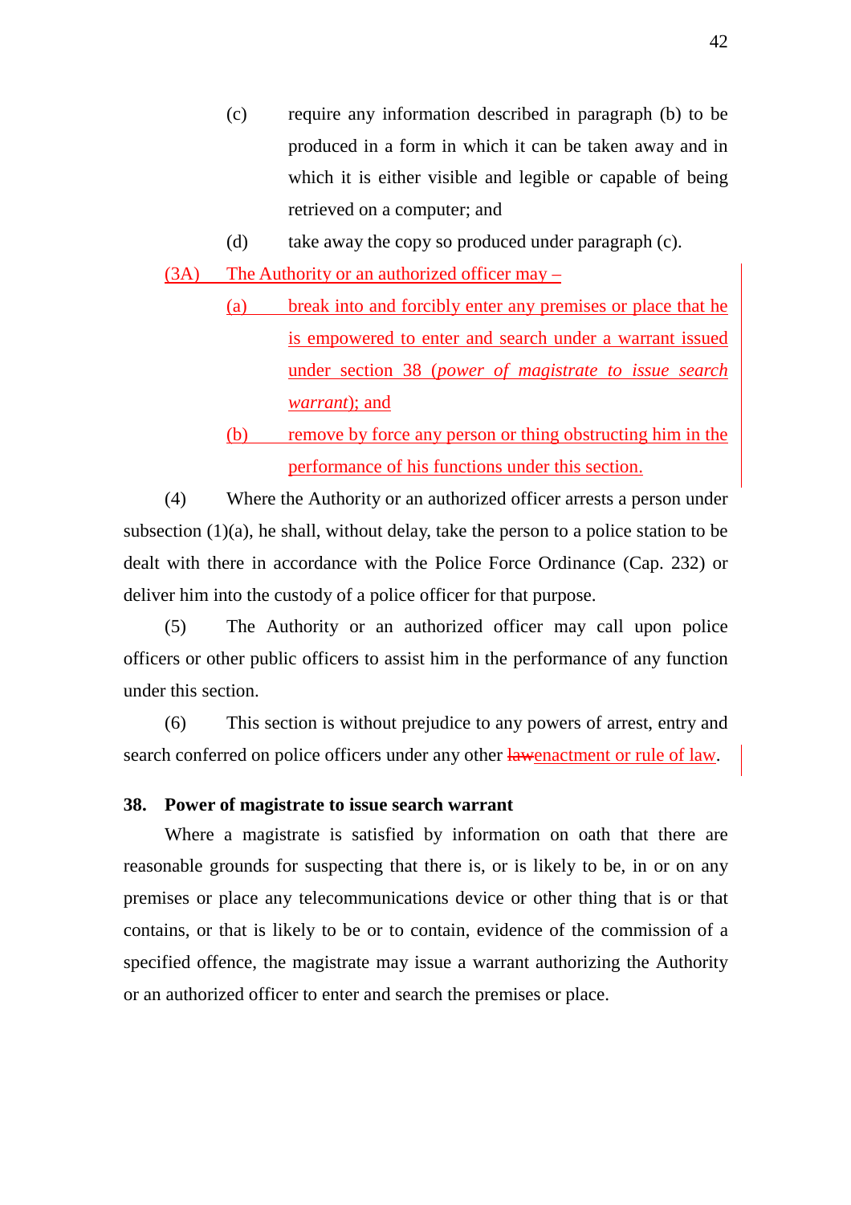(c) require any information described in paragraph (b) to be produced in a form in which it can be taken away and in which it is either visible and legible or capable of being retrieved on a computer; and

(d) take away the copy so produced under paragraph (c).

(3A) The Authority or an authorized officer may –

(a) break into and forcibly enter any premises or place that he is empowered to enter and search under a warrant issued under section 38 (*power of magistrate to issue search warrant*); and

(b) remove by force any person or thing obstructing him in the performance of his functions under this section.

(4) Where the Authority or an authorized officer arrests a person under subsection (1)(a), he shall, without delay, take the person to a police station to be dealt with there in accordance with the Police Force Ordinance (Cap. 232) or deliver him into the custody of a police officer for that purpose.

(5) The Authority or an authorized officer may call upon police officers or other public officers to assist him in the performance of any function under this section.

(6) This section is without prejudice to any powers of arrest, entry and search conferred on police officers under any other ~~law~~enactment or rule of law.

**38. Power of magistrate to issue search warrant**

Where a magistrate is satisfied by information on oath that there are reasonable grounds for suspecting that there is, or is likely to be, in or on any premises or place any telecommunications device or other thing that is or that contains, or that is likely to be or to contain, evidence of the commission of a specified offence, the magistrate may issue a warrant authorizing the Authority or an authorized officer to enter and search the premises or place.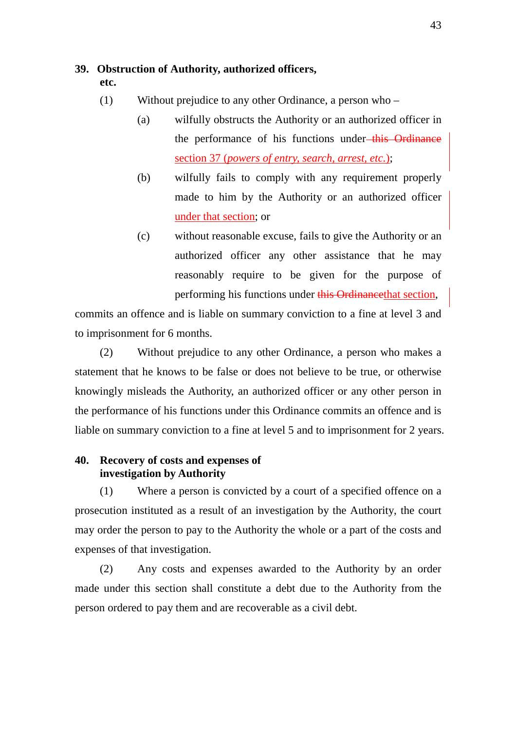### 39. Obstruction of Authority, authorized officers, etc.

(1) Without prejudice to any other Ordinance, a person who –

(a) wilfully obstructs the Authority or an authorized officer in the performance of his functions under ~~this Ordinance~~ section 37 (*powers of entry, search, arrest, etc.*);

(b) wilfully fails to comply with any requirement properly made to him by the Authority or an authorized officer under that section; or

(c) without reasonable excuse, fails to give the Authority or an authorized officer any other assistance that he may reasonably require to be given for the purpose of performing his functions under ~~this Ordinance~~that section,

commits an offence and is liable on summary conviction to a fine at level 3 and to imprisonment for 6 months.

(2) Without prejudice to any other Ordinance, a person who makes a statement that he knows to be false or does not believe to be true, or otherwise knowingly misleads the Authority, an authorized officer or any other person in the performance of his functions under this Ordinance commits an offence and is liable on summary conviction to a fine at level 5 and to imprisonment for 2 years.

### 40. Recovery of costs and expenses of investigation by Authority

(1) Where a person is convicted by a court of a specified offence on a prosecution instituted as a result of an investigation by the Authority, the court may order the person to pay to the Authority the whole or a part of the costs and expenses of that investigation.

(2) Any costs and expenses awarded to the Authority by an order made under this section shall constitute a debt due to the Authority from the person ordered to pay them and are recoverable as a civil debt.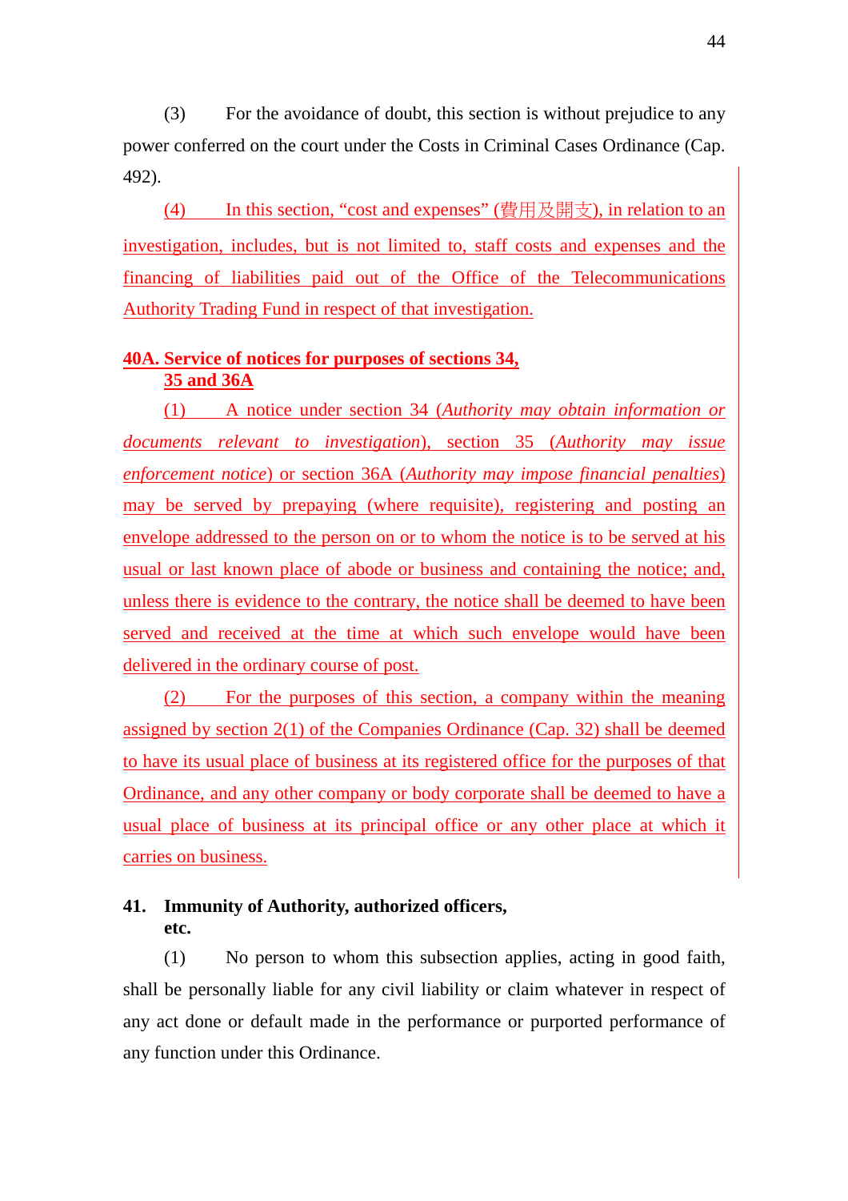(3) For the avoidance of doubt, this section is without prejudice to any power conferred on the court under the Costs in Criminal Cases Ordinance (Cap. 492).

(4) In this section, "cost and expenses" (費用及開支), in relation to an investigation, includes, but is not limited to, staff costs and expenses and the financing of liabilities paid out of the Office of the Telecommunications Authority Trading Fund in respect of that investigation.

**40A. Service of notices for purposes of sections 34, 35 and 36A**

(1) A notice under section 34 (*Authority may obtain information or documents relevant to investigation*), section 35 (*Authority may issue enforcement notice*) or section 36A (*Authority may impose financial penalties*) may be served by prepaying (where requisite), registering and posting an envelope addressed to the person on or to whom the notice is to be served at his usual or last known place of abode or business and containing the notice; and, unless there is evidence to the contrary, the notice shall be deemed to have been served and received at the time at which such envelope would have been delivered in the ordinary course of post.

(2) For the purposes of this section, a company within the meaning assigned by section 2(1) of the Companies Ordinance (Cap. 32) shall be deemed to have its usual place of business at its registered office for the purposes of that Ordinance, and any other company or body corporate shall be deemed to have a usual place of business at its principal office or any other place at which it carries on business.

**41. Immunity of Authority, authorized officers, etc.**

(1) No person to whom this subsection applies, acting in good faith, shall be personally liable for any civil liability or claim whatever in respect of any act done or default made in the performance or purported performance of any function under this Ordinance.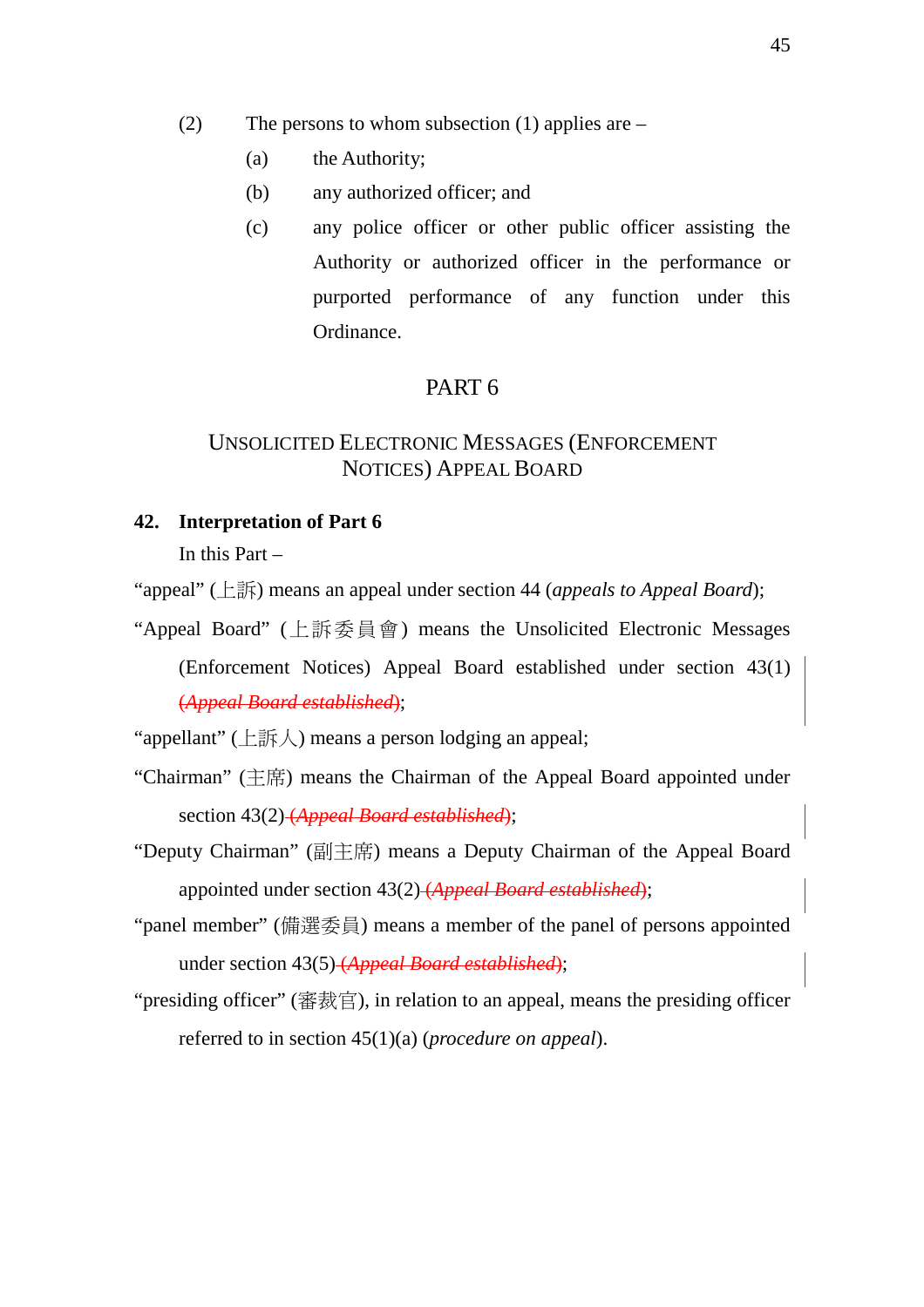(2) The persons to whom subsection (1) applies are –

(a) the Authority;

(b) any authorized officer; and

(c) any police officer or other public officer assisting the Authority or authorized officer in the performance or purported performance of any function under this Ordinance.

## PART 6

## UNSOLICITED ELECTRONIC MESSAGES (ENFORCEMENT NOTICES) APPEAL BOARD

### 42. Interpretation of Part 6

In this Part –

"appeal" (上訴) means an appeal under section 44 (*appeals to Appeal Board*);

"Appeal Board" (上訴委員會) means the Unsolicited Electronic Messages (Enforcement Notices) Appeal Board established under section 43(1) ~~(*Appeal Board established*)~~;

"appellant" (上訴人) means a person lodging an appeal;

"Chairman" (主席) means the Chairman of the Appeal Board appointed under section 43(2) ~~(*Appeal Board established*)~~;

"Deputy Chairman" (副主席) means a Deputy Chairman of the Appeal Board appointed under section 43(2) ~~(*Appeal Board established*)~~;

"panel member" (備選委員) means a member of the panel of persons appointed under section 43(5) ~~(*Appeal Board established*)~~;

"presiding officer" (審裁官), in relation to an appeal, means the presiding officer referred to in section 45(1)(a) (*procedure on appeal*).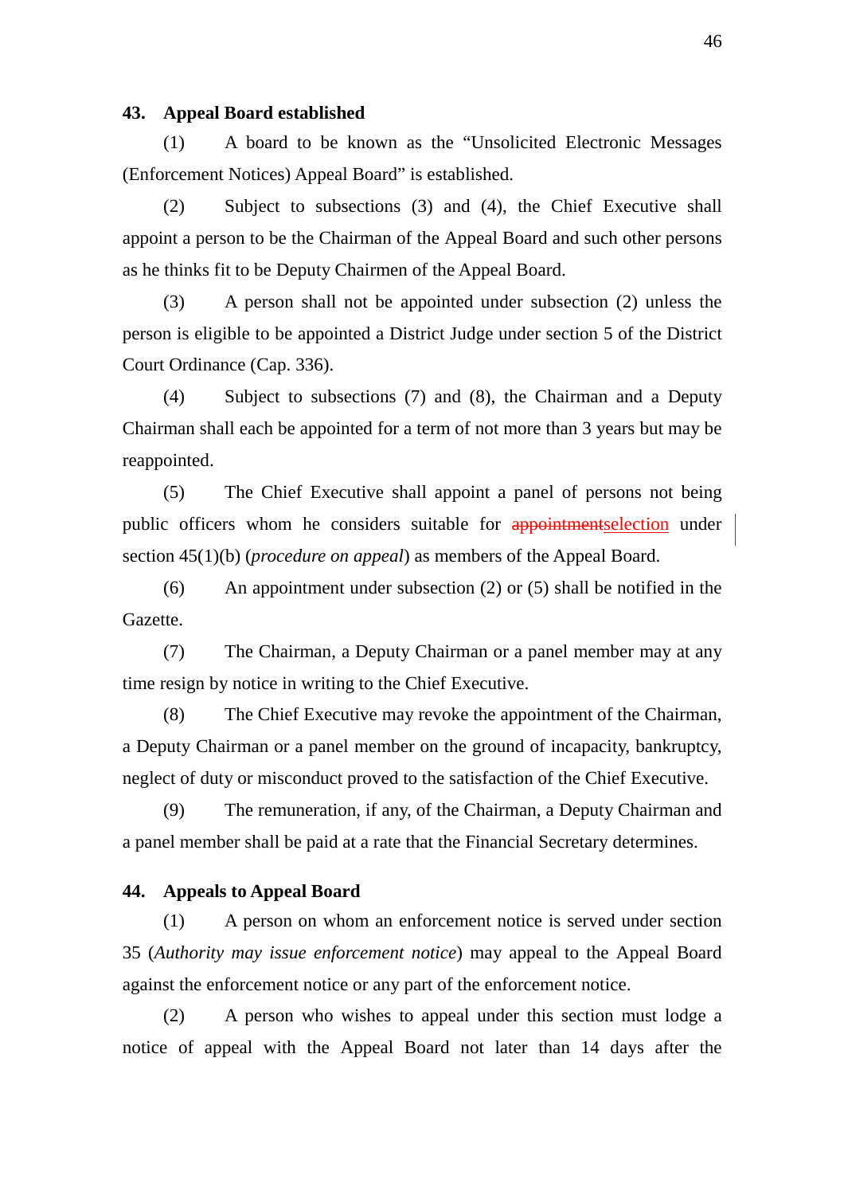**43. Appeal Board established**

(1) A board to be known as the "Unsolicited Electronic Messages (Enforcement Notices) Appeal Board" is established.

(2) Subject to subsections (3) and (4), the Chief Executive shall appoint a person to be the Chairman of the Appeal Board and such other persons as he thinks fit to be Deputy Chairmen of the Appeal Board.

(3) A person shall not be appointed under subsection (2) unless the person is eligible to be appointed a District Judge under section 5 of the District Court Ordinance (Cap. 336).

(4) Subject to subsections (7) and (8), the Chairman and a Deputy Chairman shall each be appointed for a term of not more than 3 years but may be reappointed.

(5) The Chief Executive shall appoint a panel of persons not being public officers whom he considers suitable for ~~appointment~~selection under section 45(1)(b) (*procedure on appeal*) as members of the Appeal Board.

(6) An appointment under subsection (2) or (5) shall be notified in the Gazette.

(7) The Chairman, a Deputy Chairman or a panel member may at any time resign by notice in writing to the Chief Executive.

(8) The Chief Executive may revoke the appointment of the Chairman, a Deputy Chairman or a panel member on the ground of incapacity, bankruptcy, neglect of duty or misconduct proved to the satisfaction of the Chief Executive.

(9) The remuneration, if any, of the Chairman, a Deputy Chairman and a panel member shall be paid at a rate that the Financial Secretary determines.

**44. Appeals to Appeal Board**

(1) A person on whom an enforcement notice is served under section 35 (*Authority may issue enforcement notice*) may appeal to the Appeal Board against the enforcement notice or any part of the enforcement notice.

(2) A person who wishes to appeal under this section must lodge a notice of appeal with the Appeal Board not later than 14 days after the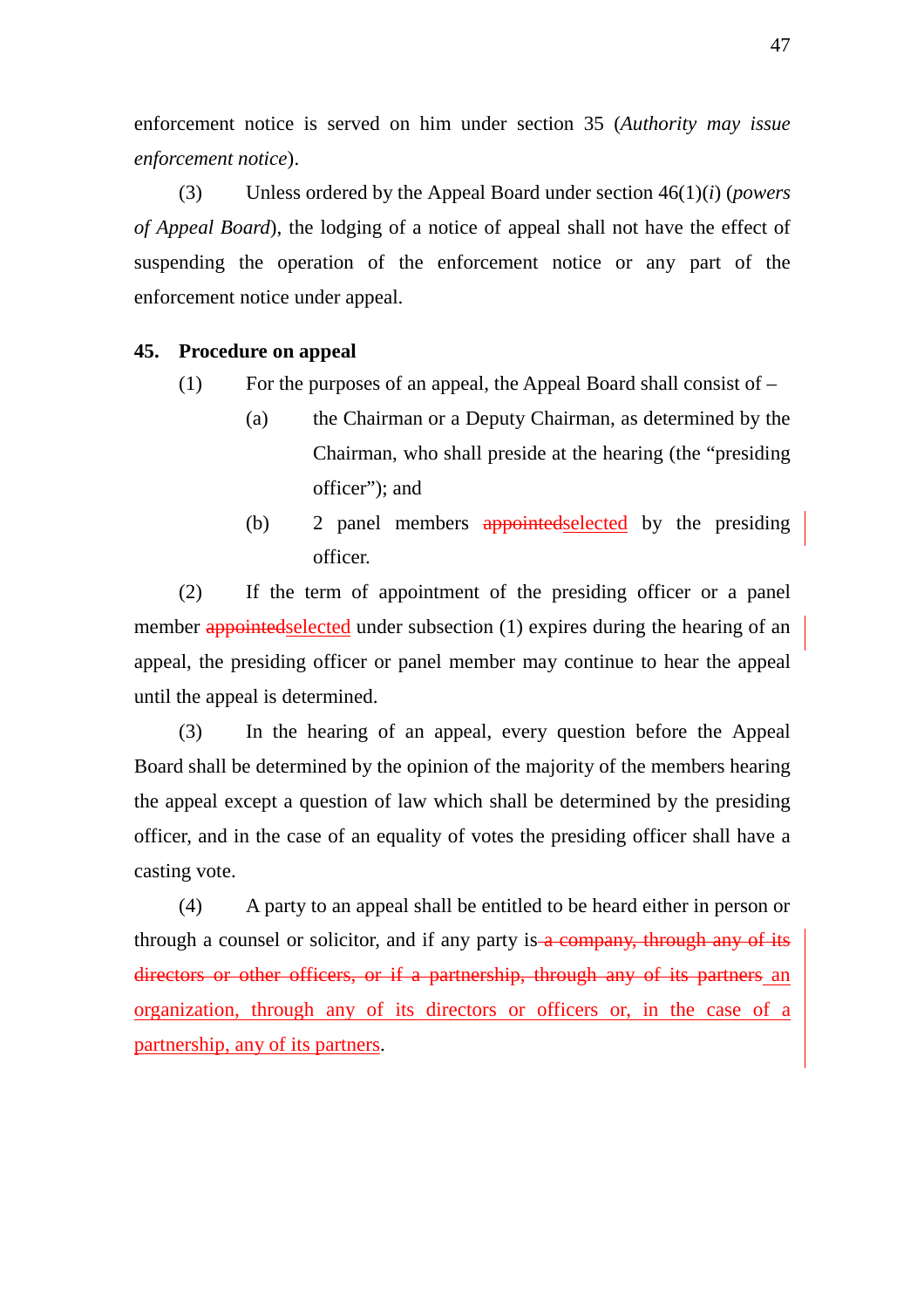enforcement notice is served on him under section 35 (*Authority may issue enforcement notice*).

(3) Unless ordered by the Appeal Board under section 46(1)(*i*) (*powers of Appeal Board*), the lodging of a notice of appeal shall not have the effect of suspending the operation of the enforcement notice or any part of the enforcement notice under appeal.

**45. Procedure on appeal**

(1) For the purposes of an appeal, the Appeal Board shall consist of –

(a) the Chairman or a Deputy Chairman, as determined by the Chairman, who shall preside at the hearing (the "presiding officer"); and

(b) 2 panel members ~~appointed~~selected by the presiding officer.

(2) If the term of appointment of the presiding officer or a panel member ~~appointed~~selected under subsection (1) expires during the hearing of an appeal, the presiding officer or panel member may continue to hear the appeal until the appeal is determined.

(3) In the hearing of an appeal, every question before the Appeal Board shall be determined by the opinion of the majority of the members hearing the appeal except a question of law which shall be determined by the presiding officer, and in the case of an equality of votes the presiding officer shall have a casting vote.

(4) A party to an appeal shall be entitled to be heard either in person or through a counsel or solicitor, and if any party is~~ a company, through any of its directors or other officers, or if a partnership, through any of its partners~~ an organization, through any of its directors or officers or, in the case of a partnership, any of its partners.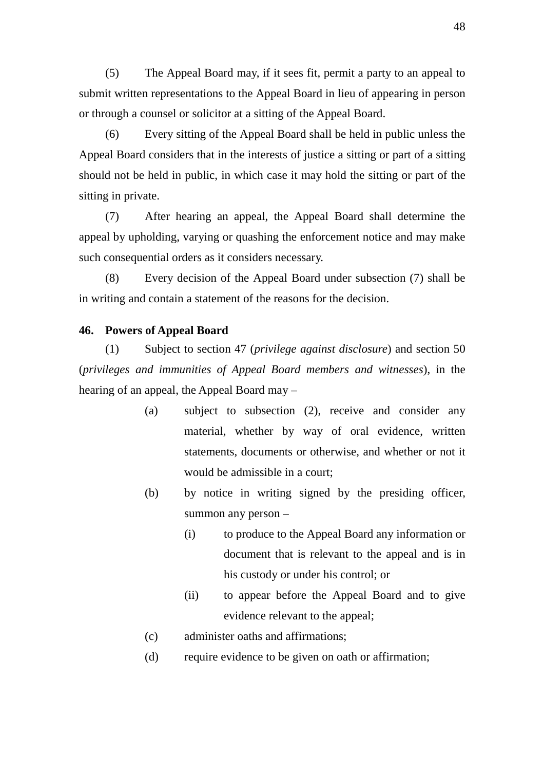(5) The Appeal Board may, if it sees fit, permit a party to an appeal to submit written representations to the Appeal Board in lieu of appearing in person or through a counsel or solicitor at a sitting of the Appeal Board.

(6) Every sitting of the Appeal Board shall be held in public unless the Appeal Board considers that in the interests of justice a sitting or part of a sitting should not be held in public, in which case it may hold the sitting or part of the sitting in private.

(7) After hearing an appeal, the Appeal Board shall determine the appeal by upholding, varying or quashing the enforcement notice and may make such consequential orders as it considers necessary.

(8) Every decision of the Appeal Board under subsection (7) shall be in writing and contain a statement of the reasons for the decision.

**46. Powers of Appeal Board**

(1) Subject to section 47 (*privilege against disclosure*) and section 50 (*privileges and immunities of Appeal Board members and witnesses*), in the hearing of an appeal, the Appeal Board may –

- (a) subject to subsection (2), receive and consider any material, whether by way of oral evidence, written statements, documents or otherwise, and whether or not it would be admissible in a court;
- (b) by notice in writing signed by the presiding officer, summon any person –
  - (i) to produce to the Appeal Board any information or document that is relevant to the appeal and is in his custody or under his control; or
  - (ii) to appear before the Appeal Board and to give evidence relevant to the appeal;
- (c) administer oaths and affirmations;
- (d) require evidence to be given on oath or affirmation;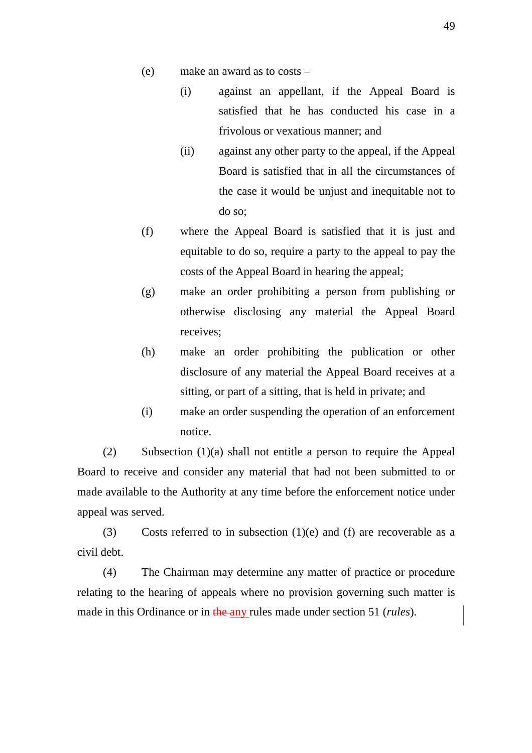(e) make an award as to costs –

    (i) against an appellant, if the Appeal Board is satisfied that he has conducted his case in a frivolous or vexatious manner; and

    (ii) against any other party to the appeal, if the Appeal Board is satisfied that in all the circumstances of the case it would be unjust and inequitable not to do so;

(f) where the Appeal Board is satisfied that it is just and equitable to do so, require a party to the appeal to pay the costs of the Appeal Board in hearing the appeal;

(g) make an order prohibiting a person from publishing or otherwise disclosing any material the Appeal Board receives;

(h) make an order prohibiting the publication or other disclosure of any material the Appeal Board receives at a sitting, or part of a sitting, that is held in private; and

(i) make an order suspending the operation of an enforcement notice.

(2) Subsection (1)(a) shall not entitle a person to require the Appeal Board to receive and consider any material that had not been submitted to or made available to the Authority at any time before the enforcement notice under appeal was served.

(3) Costs referred to in subsection (1)(e) and (f) are recoverable as a civil debt.

(4) The Chairman may determine any matter of practice or procedure relating to the hearing of appeals where no provision governing such matter is made in this Ordinance or in ~~the~~ any rules made under section 51 (*rules*).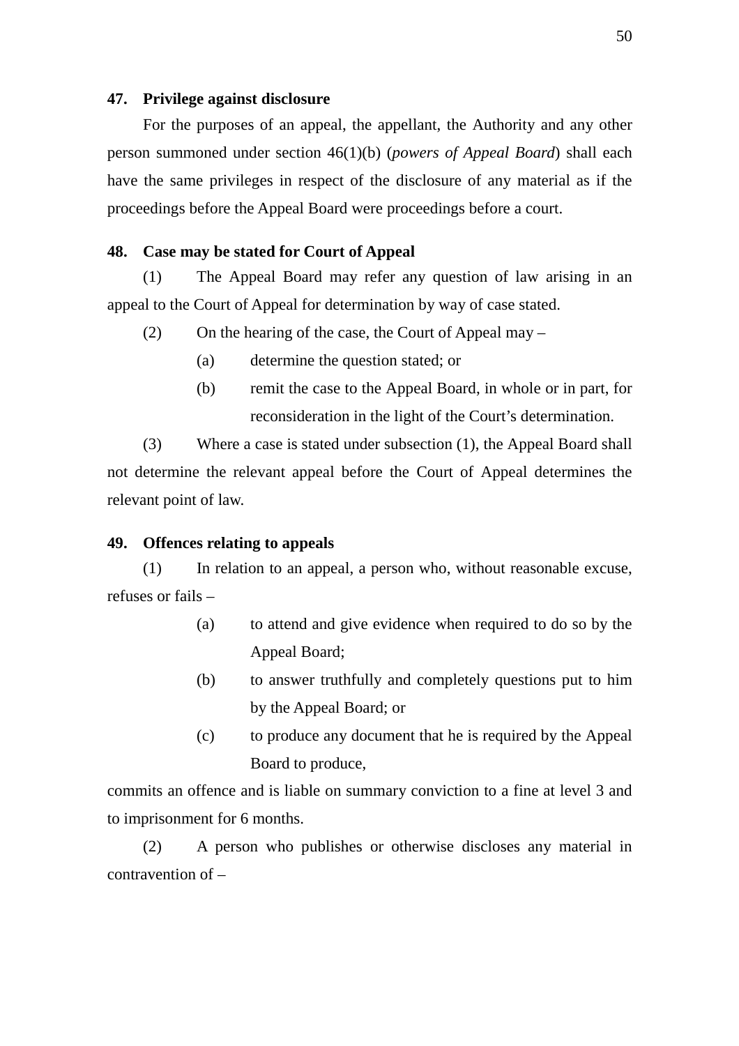**47. Privilege against disclosure**

For the purposes of an appeal, the appellant, the Authority and any other person summoned under section 46(1)(b) (*powers of Appeal Board*) shall each have the same privileges in respect of the disclosure of any material as if the proceedings before the Appeal Board were proceedings before a court.

**48. Case may be stated for Court of Appeal**

(1) The Appeal Board may refer any question of law arising in an appeal to the Court of Appeal for determination by way of case stated.

(2) On the hearing of the case, the Court of Appeal may –

(a) determine the question stated; or

(b) remit the case to the Appeal Board, in whole or in part, for reconsideration in the light of the Court's determination.

(3) Where a case is stated under subsection (1), the Appeal Board shall not determine the relevant appeal before the Court of Appeal determines the relevant point of law.

**49. Offences relating to appeals**

(1) In relation to an appeal, a person who, without reasonable excuse, refuses or fails –

(a) to attend and give evidence when required to do so by the Appeal Board;

(b) to answer truthfully and completely questions put to him by the Appeal Board; or

(c) to produce any document that he is required by the Appeal Board to produce,

commits an offence and is liable on summary conviction to a fine at level 3 and to imprisonment for 6 months.

(2) A person who publishes or otherwise discloses any material in contravention of –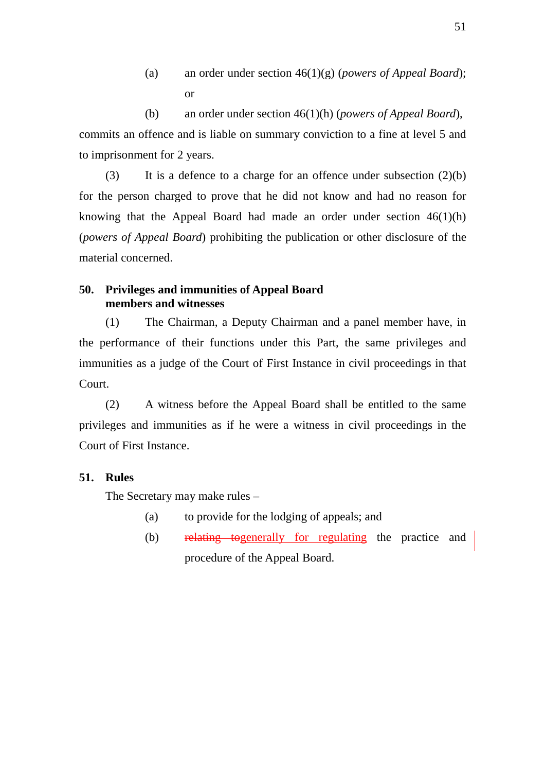(a) an order under section 46(1)(g) (*powers of Appeal Board*); or

(b) an order under section 46(1)(h) (*powers of Appeal Board*),

commits an offence and is liable on summary conviction to a fine at level 5 and to imprisonment for 2 years.

(3) It is a defence to a charge for an offence under subsection (2)(b) for the person charged to prove that he did not know and had no reason for knowing that the Appeal Board had made an order under section 46(1)(h) (*powers of Appeal Board*) prohibiting the publication or other disclosure of the material concerned.

**50. Privileges and immunities of Appeal Board members and witnesses**

(1) The Chairman, a Deputy Chairman and a panel member have, in the performance of their functions under this Part, the same privileges and immunities as a judge of the Court of First Instance in civil proceedings in that Court.

(2) A witness before the Appeal Board shall be entitled to the same privileges and immunities as if he were a witness in civil proceedings in the Court of First Instance.

**51. Rules**

The Secretary may make rules –

(a) to provide for the lodging of appeals; and

(b) ~~relating to~~generally for regulating the practice and procedure of the Appeal Board.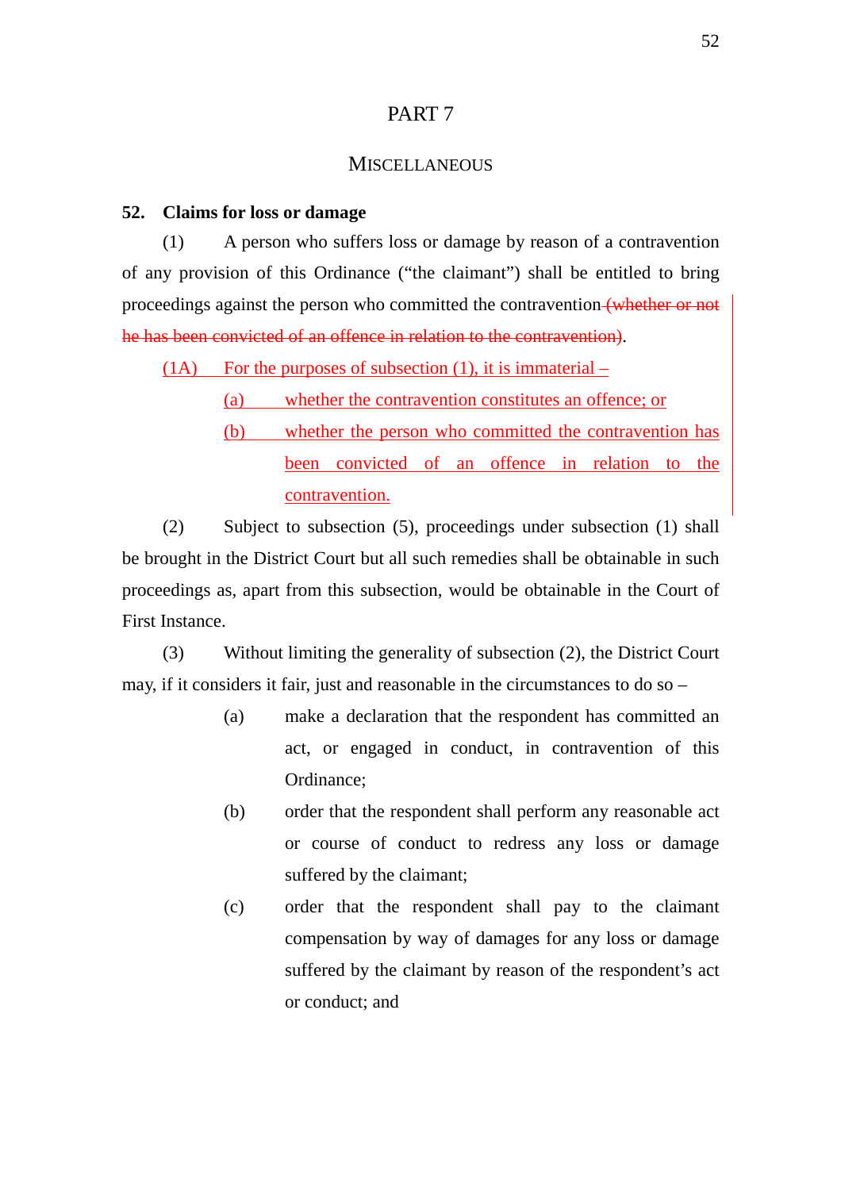# PART 7

## MISCELLANEOUS

### 52. Claims for loss or damage

(1) A person who suffers loss or damage by reason of a contravention of any provision of this Ordinance ("the claimant") shall be entitled to bring proceedings against the person who committed the contravention ~~(whether or not he has been convicted of an offence in relation to the contravention)~~.

(1A) For the purposes of subsection (1), it is immaterial –

- (a) whether the contravention constitutes an offence; or
- (b) whether the person who committed the contravention has been convicted of an offence in relation to the contravention.

(2) Subject to subsection (5), proceedings under subsection (1) shall be brought in the District Court but all such remedies shall be obtainable in such proceedings as, apart from this subsection, would be obtainable in the Court of First Instance.

(3) Without limiting the generality of subsection (2), the District Court may, if it considers it fair, just and reasonable in the circumstances to do so –

- (a) make a declaration that the respondent has committed an act, or engaged in conduct, in contravention of this Ordinance;
- (b) order that the respondent shall perform any reasonable act or course of conduct to redress any loss or damage suffered by the claimant;
- (c) order that the respondent shall pay to the claimant compensation by way of damages for any loss or damage suffered by the claimant by reason of the respondent's act or conduct; and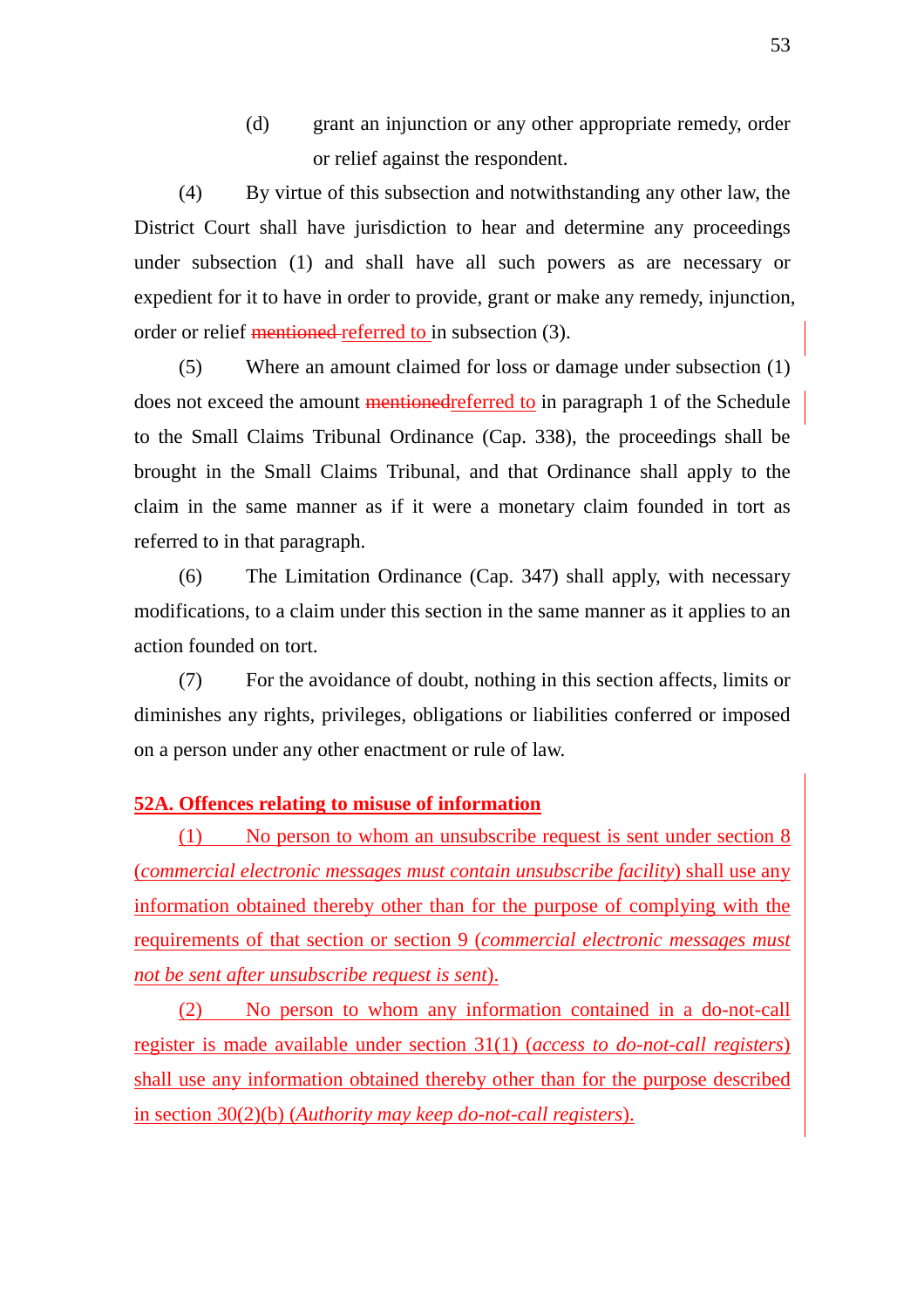(d) grant an injunction or any other appropriate remedy, order or relief against the respondent.

(4) By virtue of this subsection and notwithstanding any other law, the District Court shall have jurisdiction to hear and determine any proceedings under subsection (1) and shall have all such powers as are necessary or expedient for it to have in order to provide, grant or make any remedy, injunction, order or relief ~~mentioned~~ referred to in subsection (3).

(5) Where an amount claimed for loss or damage under subsection (1) does not exceed the amount ~~mentioned~~referred to in paragraph 1 of the Schedule to the Small Claims Tribunal Ordinance (Cap. 338), the proceedings shall be brought in the Small Claims Tribunal, and that Ordinance shall apply to the claim in the same manner as if it were a monetary claim founded in tort as referred to in that paragraph.

(6) The Limitation Ordinance (Cap. 347) shall apply, with necessary modifications, to a claim under this section in the same manner as it applies to an action founded on tort.

(7) For the avoidance of doubt, nothing in this section affects, limits or diminishes any rights, privileges, obligations or liabilities conferred or imposed on a person under any other enactment or rule of law.

**52A. Offences relating to misuse of information**

(1) No person to whom an unsubscribe request is sent under section 8 (*commercial electronic messages must contain unsubscribe facility*) shall use any information obtained thereby other than for the purpose of complying with the requirements of that section or section 9 (*commercial electronic messages must not be sent after unsubscribe request is sent*).

(2) No person to whom any information contained in a do-not-call register is made available under section 31(1) (*access to do-not-call registers*) shall use any information obtained thereby other than for the purpose described in section 30(2)(b) (*Authority may keep do-not-call registers*).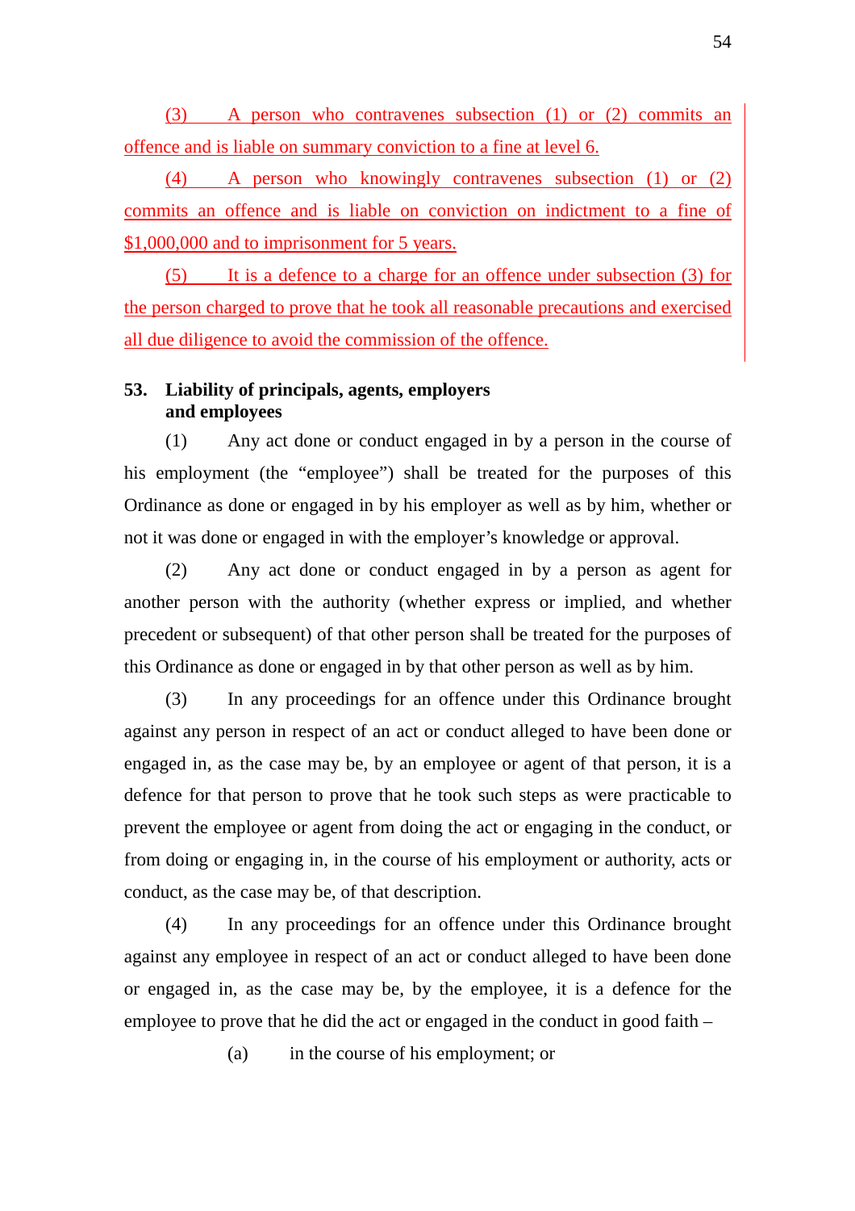(3) A person who contravenes subsection (1) or (2) commits an offence and is liable on summary conviction to a fine at level 6.

(4) A person who knowingly contravenes subsection (1) or (2) commits an offence and is liable on conviction on indictment to a fine of $1,000,000 and to imprisonment for 5 years.

(5) It is a defence to a charge for an offence under subsection (3) for the person charged to prove that he took all reasonable precautions and exercised all due diligence to avoid the commission of the offence.

**53. Liability of principals, agents, employers and employees**

(1) Any act done or conduct engaged in by a person in the course of his employment (the "employee") shall be treated for the purposes of this Ordinance as done or engaged in by his employer as well as by him, whether or not it was done or engaged in with the employer's knowledge or approval.

(2) Any act done or conduct engaged in by a person as agent for another person with the authority (whether express or implied, and whether precedent or subsequent) of that other person shall be treated for the purposes of this Ordinance as done or engaged in by that other person as well as by him.

(3) In any proceedings for an offence under this Ordinance brought against any person in respect of an act or conduct alleged to have been done or engaged in, as the case may be, by an employee or agent of that person, it is a defence for that person to prove that he took such steps as were practicable to prevent the employee or agent from doing the act or engaging in the conduct, or from doing or engaging in, in the course of his employment or authority, acts or conduct, as the case may be, of that description.

(4) In any proceedings for an offence under this Ordinance brought against any employee in respect of an act or conduct alleged to have been done or engaged in, as the case may be, by the employee, it is a defence for the employee to prove that he did the act or engaged in the conduct in good faith –

(a) in the course of his employment; or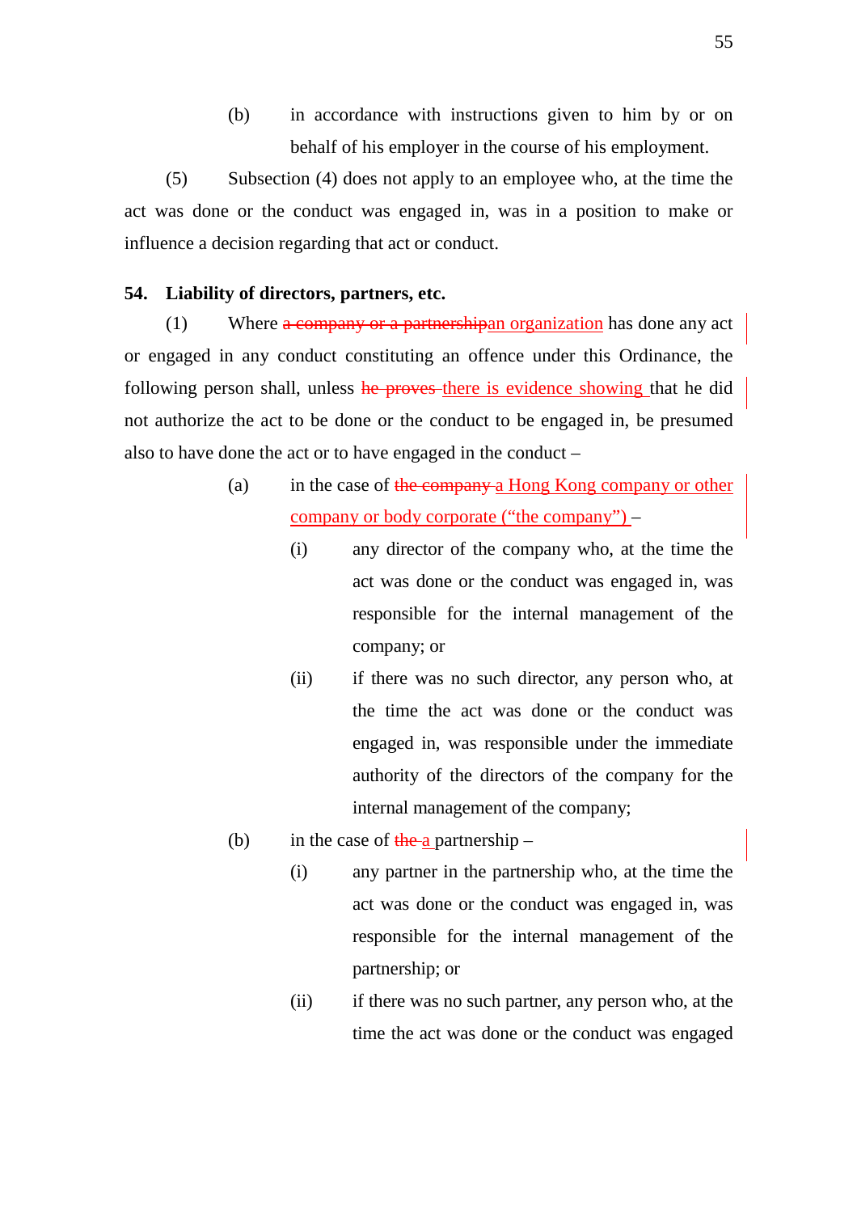(b) in accordance with instructions given to him by or on behalf of his employer in the course of his employment.

(5) Subsection (4) does not apply to an employee who, at the time the act was done or the conduct was engaged in, was in a position to make or influence a decision regarding that act or conduct.

**54. Liability of directors, partners, etc.**

(1) Where ~~a company or a partnership~~an organization has done any act or engaged in any conduct constituting an offence under this Ordinance, the following person shall, unless ~~he proves~~ there is evidence showing that he did not authorize the act to be done or the conduct to be engaged in, be presumed also to have done the act or to have engaged in the conduct –

(a) in the case of ~~the company~~ a Hong Kong company or other company or body corporate ("the company") –

(i) any director of the company who, at the time the act was done or the conduct was engaged in, was responsible for the internal management of the company; or

(ii) if there was no such director, any person who, at the time the act was done or the conduct was engaged in, was responsible under the immediate authority of the directors of the company for the internal management of the company;

(b) in the case of ~~the~~ a partnership –

(i) any partner in the partnership who, at the time the act was done or the conduct was engaged in, was responsible for the internal management of the partnership; or

(ii) if there was no such partner, any person who, at the time the act was done or the conduct was engaged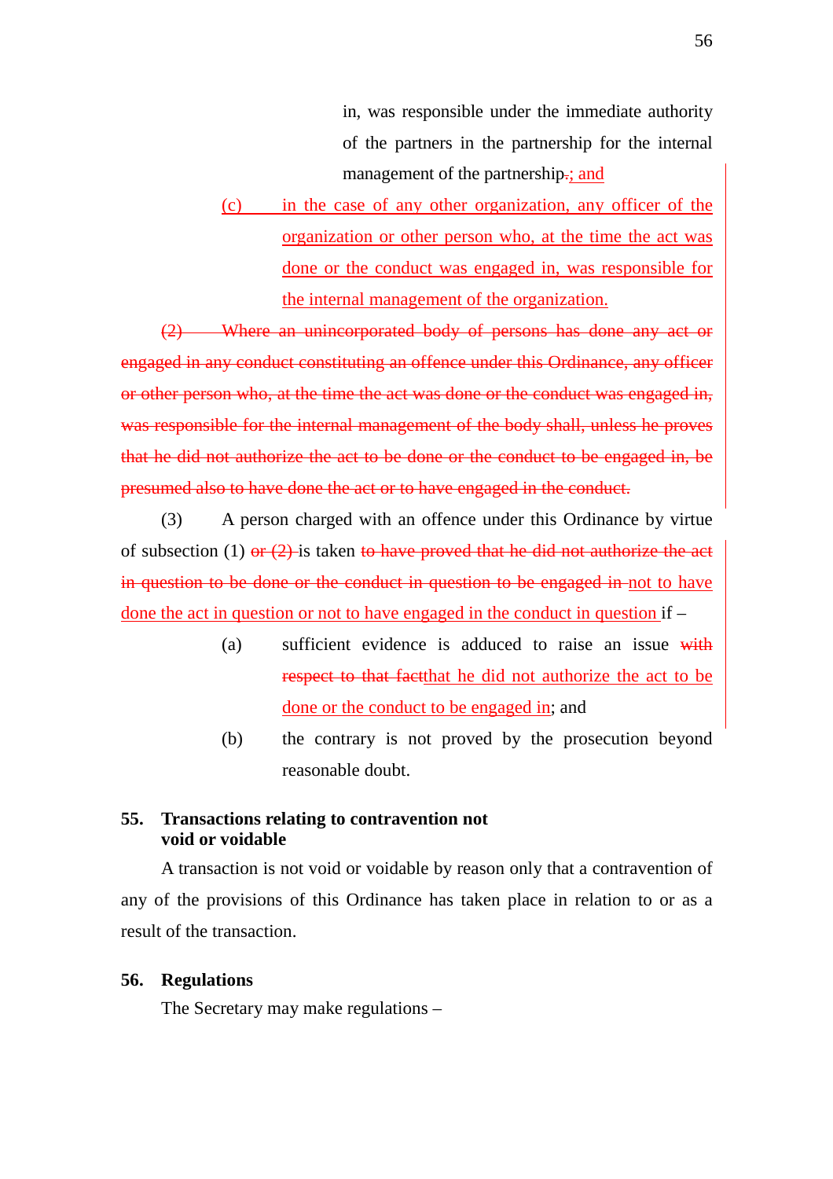in, was responsible under the immediate authority of the partners in the partnership for the internal management of the partnership~~.~~; and

(c) in the case of any other organization, any officer of the organization or other person who, at the time the act was done or the conduct was engaged in, was responsible for the internal management of the organization.

~~(2) Where an unincorporated body of persons has done any act or engaged in any conduct constituting an offence under this Ordinance, any officer or other person who, at the time the act was done or the conduct was engaged in, was responsible for the internal management of the body shall, unless he proves that he did not authorize the act to be done or the conduct to be engaged in, be presumed also to have done the act or to have engaged in the conduct.~~

(3) A person charged with an offence under this Ordinance by virtue of subsection (1) ~~or (2)~~ is taken ~~to have proved that he did not authorize the act in question to be done or the conduct in question to be engaged in~~ not to have done the act in question or not to have engaged in the conduct in question if –

(a) sufficient evidence is adduced to raise an issue ~~with respect to that fact~~that he did not authorize the act to be done or the conduct to be engaged in; and

(b) the contrary is not proved by the prosecution beyond reasonable doubt.

**55. Transactions relating to contravention not void or voidable**

A transaction is not void or voidable by reason only that a contravention of any of the provisions of this Ordinance has taken place in relation to or as a result of the transaction.

**56. Regulations**

The Secretary may make regulations –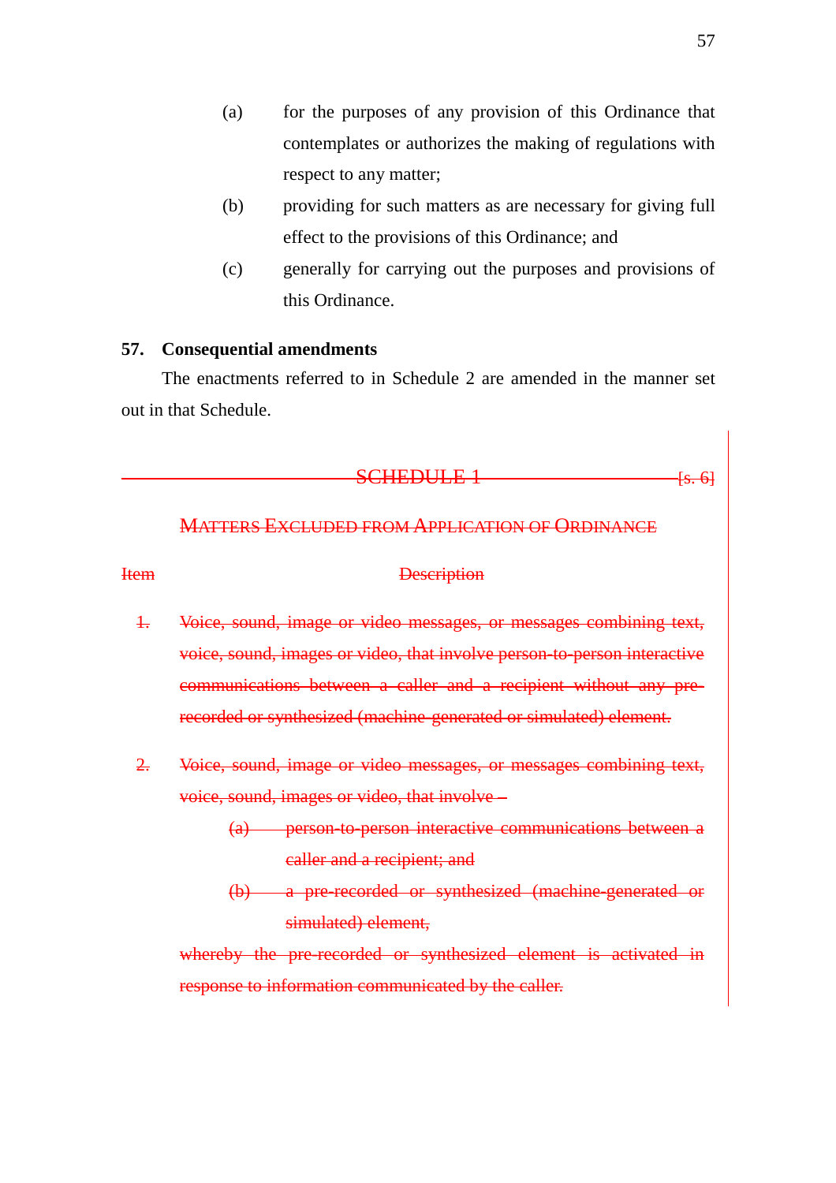(a) for the purposes of any provision of this Ordinance that contemplates or authorizes the making of regulations with respect to any matter;

(b) providing for such matters as are necessary for giving full effect to the provisions of this Ordinance; and

(c) generally for carrying out the purposes and provisions of this Ordinance.

**57. Consequential amendments**

The enactments referred to in Schedule 2 are amended in the manner set out in that Schedule.

~~SCHEDULE 1~~ ~~[s. 6]~~

~~MATTERS EXCLUDED FROM APPLICATION OF ORDINANCE~~

| ~~Item~~ | ~~Description~~ |
|---|---|
| ~~1.~~ | ~~Voice, sound, image or video messages, or messages combining text, voice, sound, images or video, that involve person-to-person interactive communications between a caller and a recipient without any pre-recorded or synthesized (machine-generated or simulated) element.~~ |
| ~~2.~~ | ~~Voice, sound, image or video messages, or messages combining text, voice, sound, images or video, that involve –~~ ~~(a) person-to-person interactive communications between a caller and a recipient; and~~ ~~(b) a pre-recorded or synthesized (machine-generated or simulated) element,~~ ~~whereby the pre-recorded or synthesized element is activated in response to information communicated by the caller.~~ |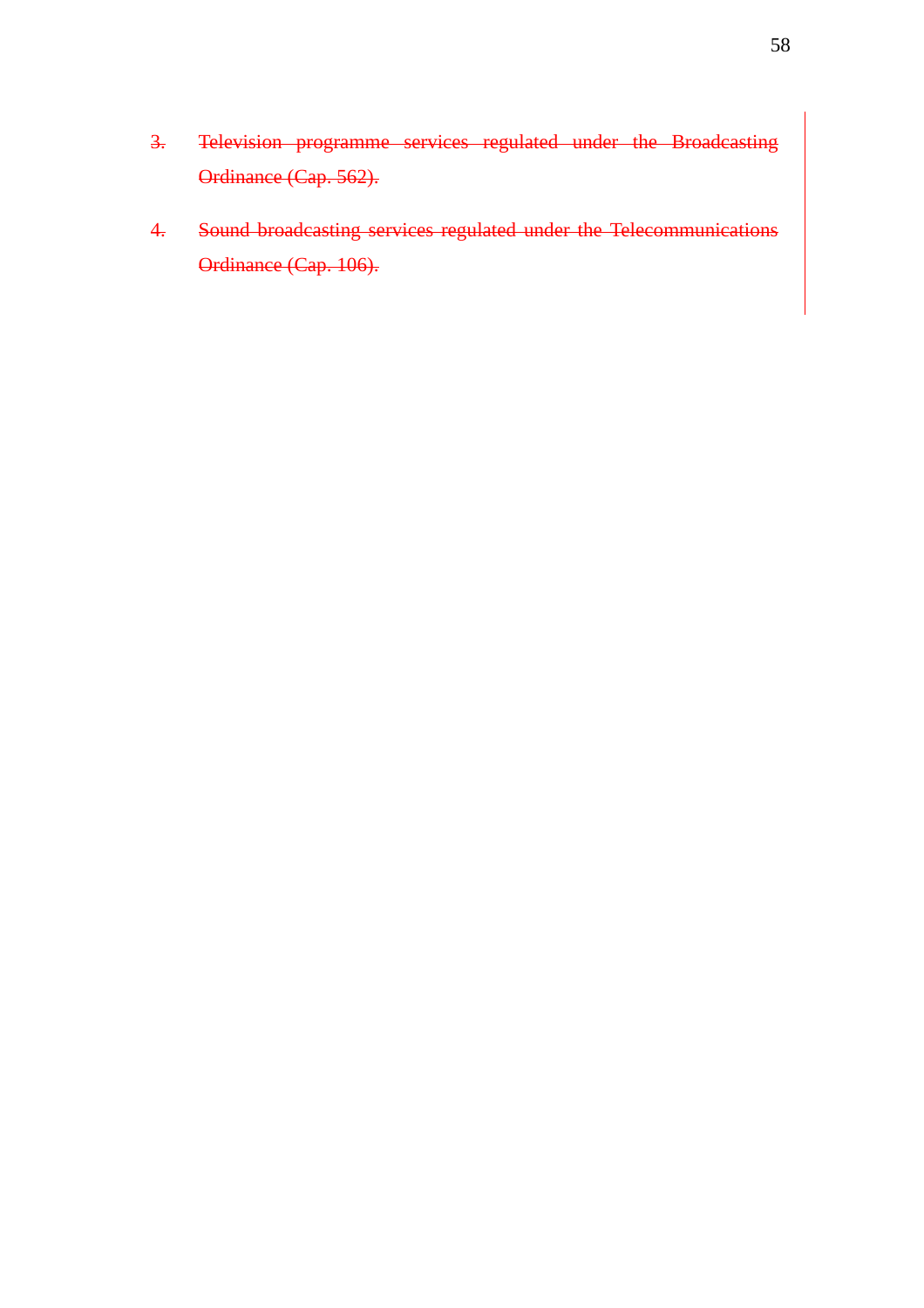3. ~~Television programme services regulated under the Broadcasting Ordinance (Cap. 562).~~

4. ~~Sound broadcasting services regulated under the Telecommunications Ordinance (Cap. 106).~~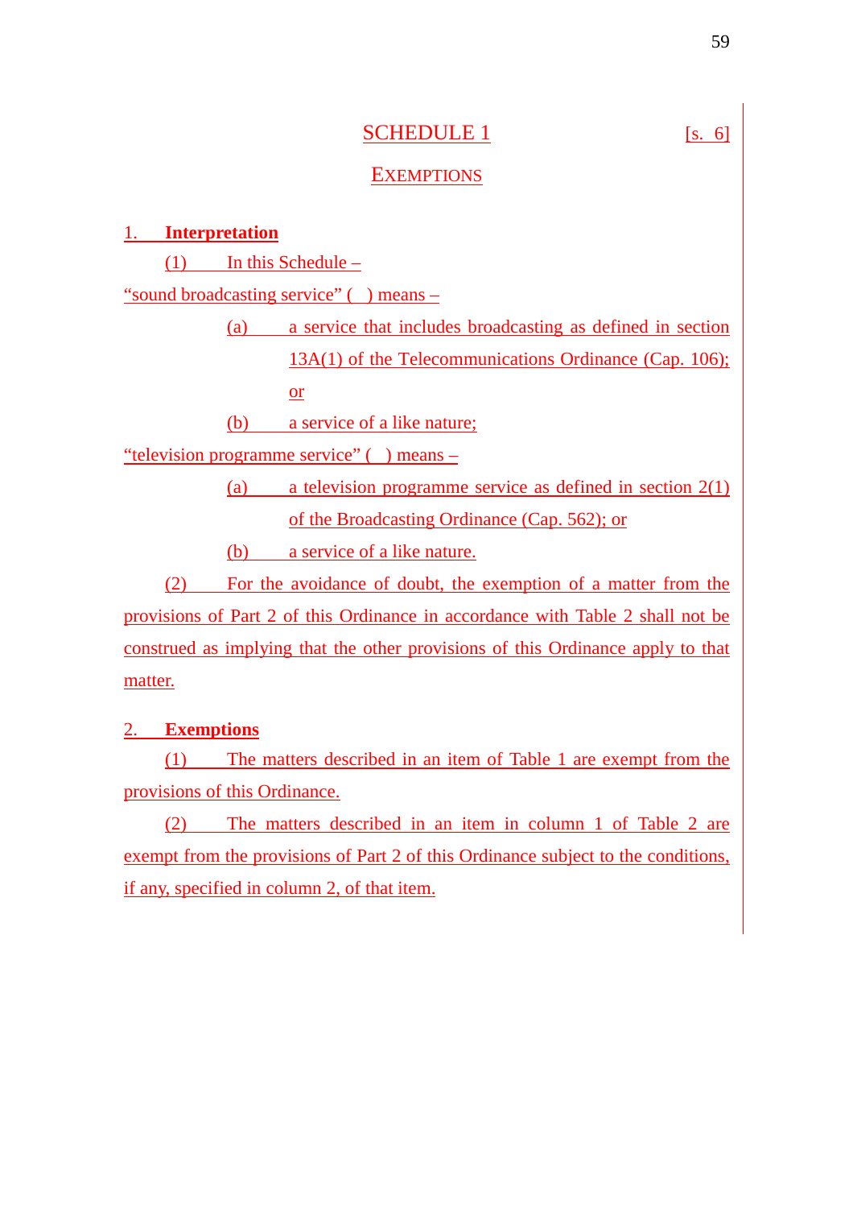# SCHEDULE 1 [s. 6]

## EXEMPTIONS

### 1. Interpretation

(1) In this Schedule –

"sound broadcasting service" ( ) means –

(a) a service that includes broadcasting as defined in section 13A(1) of the Telecommunications Ordinance (Cap. 106); or

(b) a service of a like nature;

"television programme service" ( ) means –

(a) a television programme service as defined in section 2(1) of the Broadcasting Ordinance (Cap. 562); or

(b) a service of a like nature.

(2) For the avoidance of doubt, the exemption of a matter from the provisions of Part 2 of this Ordinance in accordance with Table 2 shall not be construed as implying that the other provisions of this Ordinance apply to that matter.

### 2. Exemptions

(1) The matters described in an item of Table 1 are exempt from the provisions of this Ordinance.

(2) The matters described in an item in column 1 of Table 2 are exempt from the provisions of Part 2 of this Ordinance subject to the conditions, if any, specified in column 2, of that item.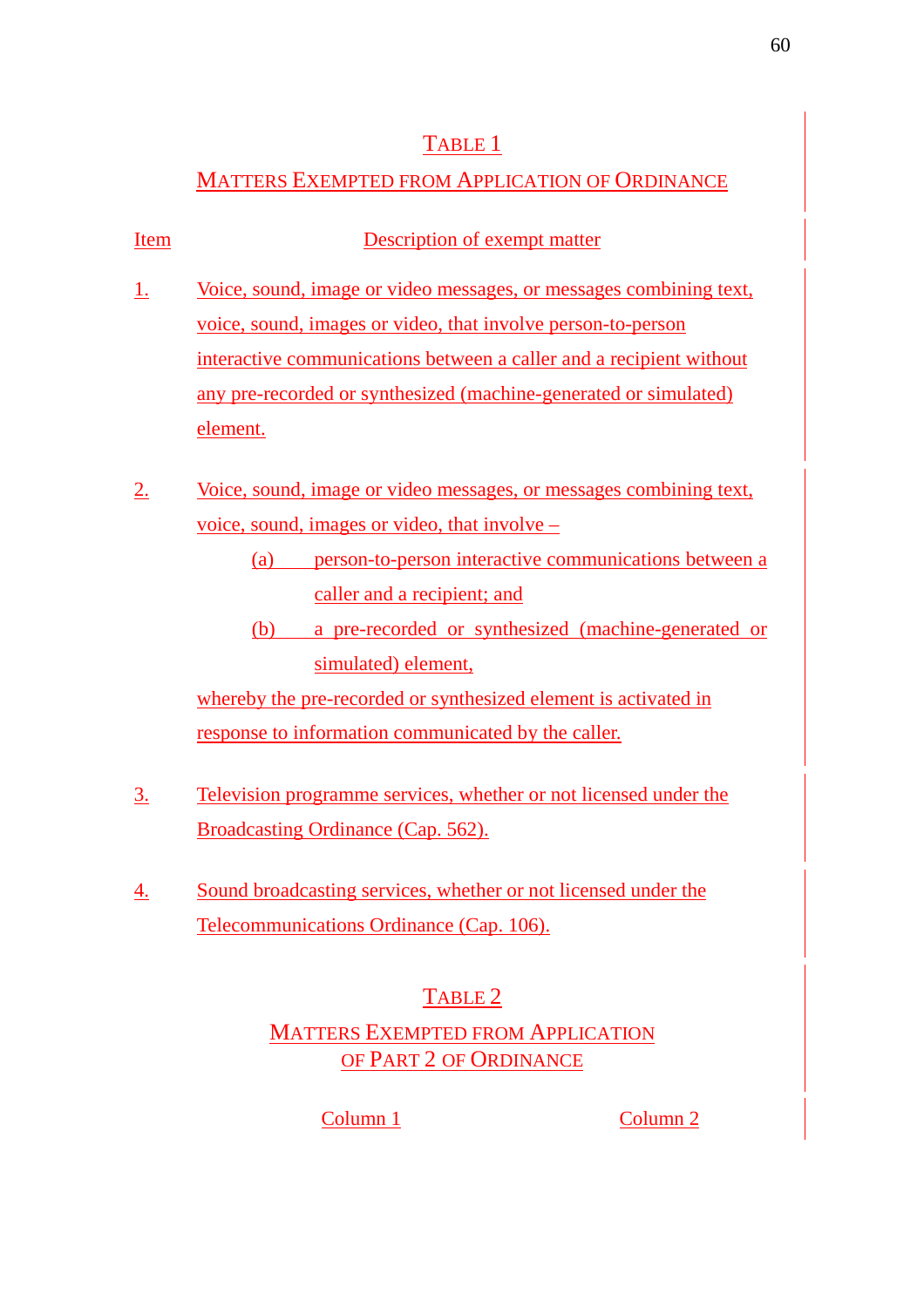## TABLE 1

## MATTERS EXEMPTED FROM APPLICATION OF ORDINANCE

| Item | Description of exempt matter |
|---|---|
| 1. | Voice, sound, image or video messages, or messages combining text, voice, sound, images or video, that involve person-to-person interactive communications between a caller and a recipient without any pre-recorded or synthesized (machine-generated or simulated) element. |
| 2. | Voice, sound, image or video messages, or messages combining text, voice, sound, images or video, that involve – (a) person-to-person interactive communications between a caller and a recipient; and (b) a pre-recorded or synthesized (machine-generated or simulated) element, whereby the pre-recorded or synthesized element is activated in response to information communicated by the caller. |
| 3. | Television programme services, whether or not licensed under the Broadcasting Ordinance (Cap. 562). |
| 4. | Sound broadcasting services, whether or not licensed under the Telecommunications Ordinance (Cap. 106). |

## TABLE 2

## MATTERS EXEMPTED FROM APPLICATION OF PART 2 OF ORDINANCE

| Column 1 | Column 2 |
|---|---|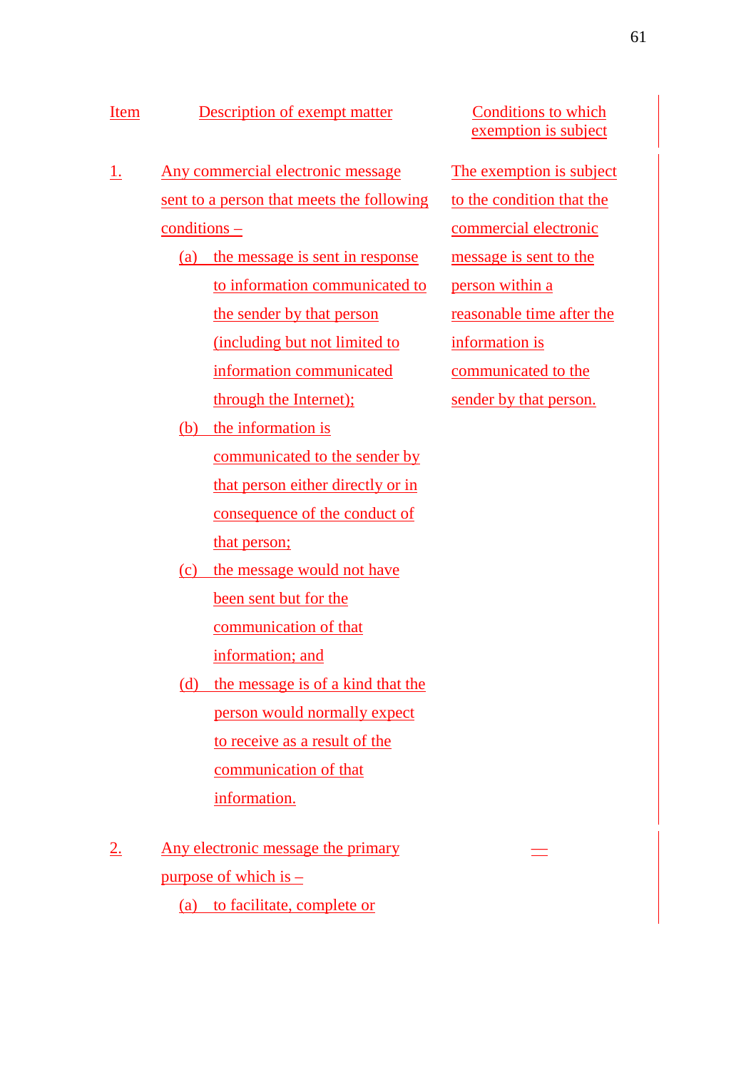| Item | Description of exempt matter | Conditions to which exemption is subject |
| --- | --- | --- |
| 1. | Any commercial electronic message sent to a person that meets the following conditions – (a) the message is sent in response to information communicated to the sender by that person (including but not limited to information communicated through the Internet); (b) the information is communicated to the sender by that person either directly or in consequence of the conduct of that person; (c) the message would not have been sent but for the communication of that information; and (d) the message is of a kind that the person would normally expect to receive as a result of the communication of that information. | The exemption is subject to the condition that the commercial electronic message is sent to the person within a reasonable time after the information is communicated to the sender by that person. |
| 2. | Any electronic message the primary purpose of which is – (a) to facilitate, complete or | — |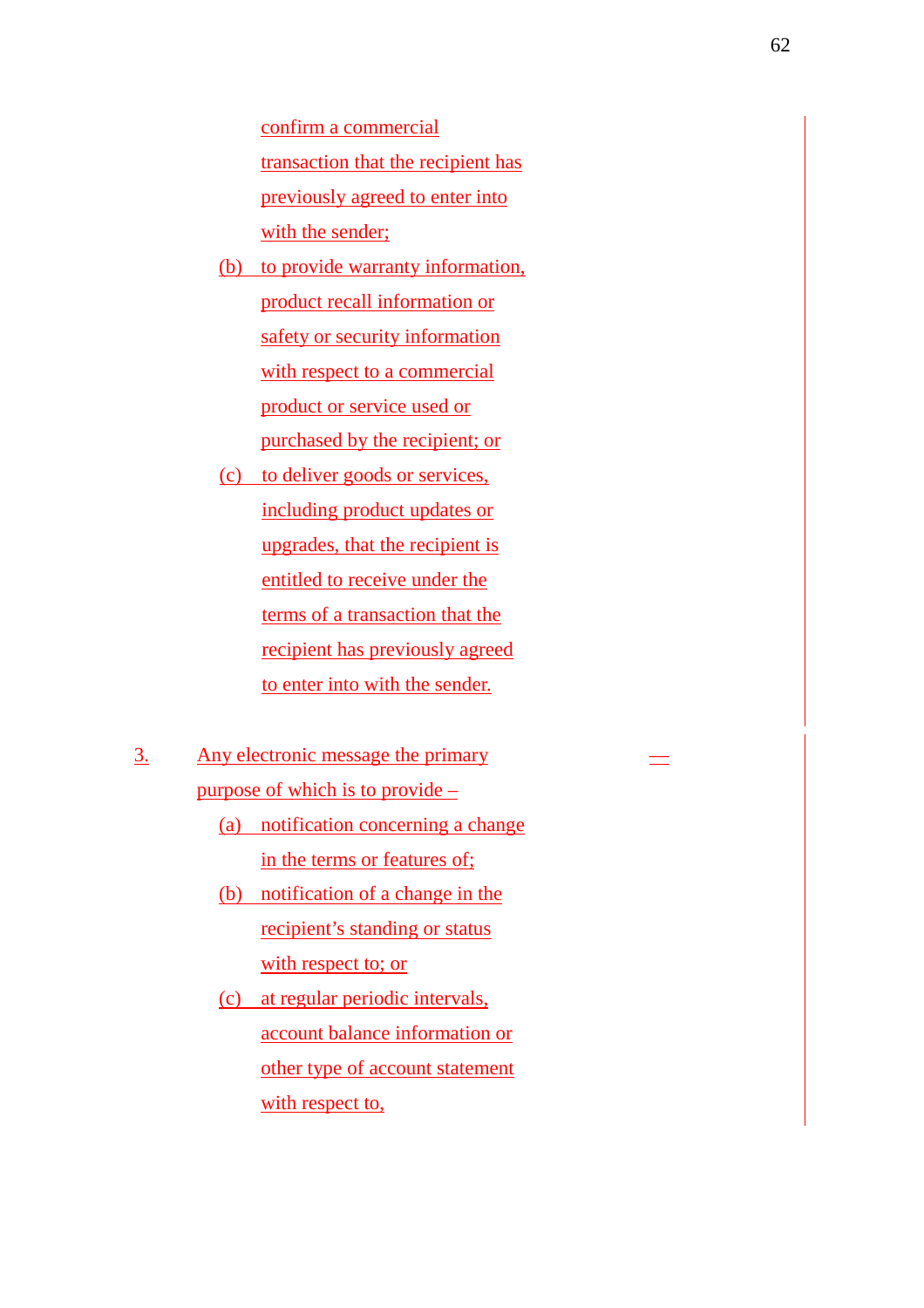confirm a commercial transaction that the recipient has previously agreed to enter into with the sender;

(b) to provide warranty information, product recall information or safety or security information with respect to a commercial product or service used or purchased by the recipient; or

(c) to deliver goods or services, including product updates or upgrades, that the recipient is entitled to receive under the terms of a transaction that the recipient has previously agreed to enter into with the sender.

3. Any electronic message the primary purpose of which is to provide –

(a) notification concerning a change in the terms or features of;

(b) notification of a change in the recipient's standing or status with respect to; or

(c) at regular periodic intervals, account balance information or other type of account statement with respect to,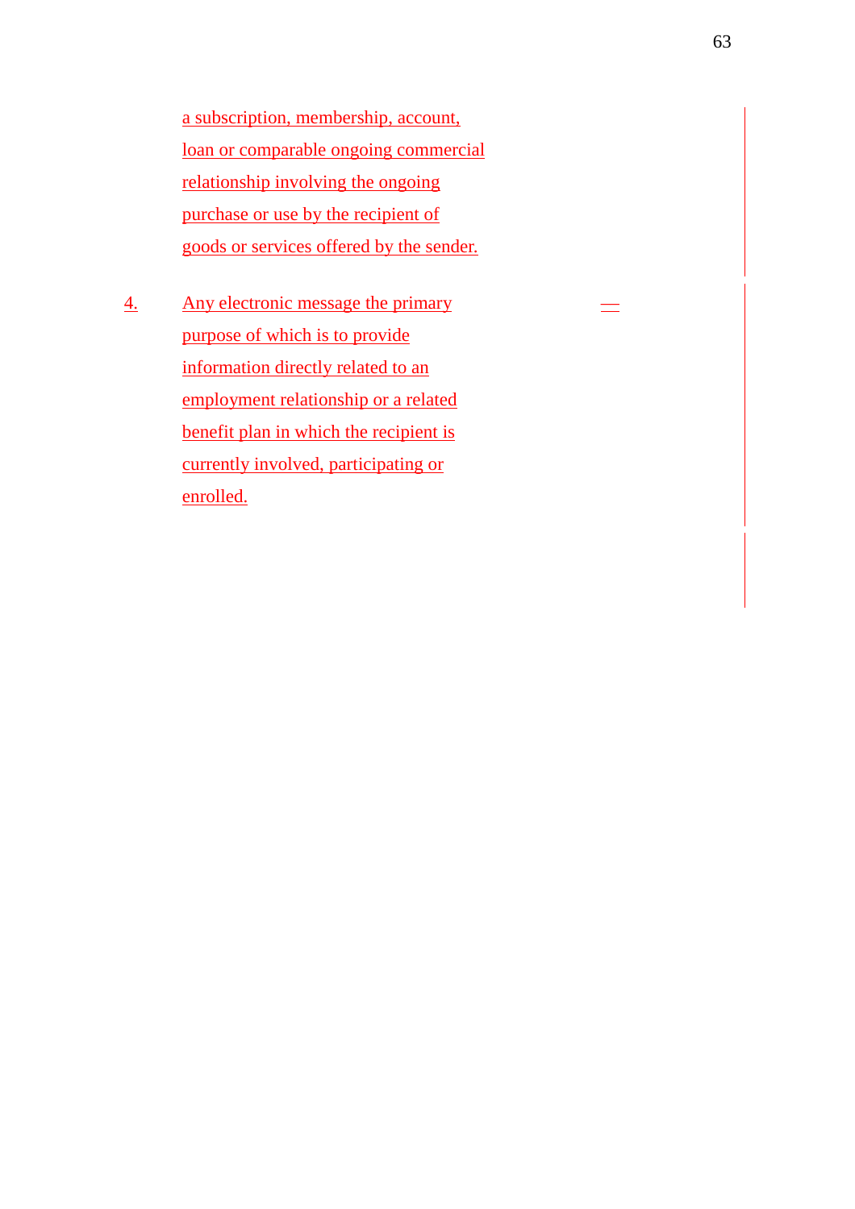a subscription, membership, account, loan or comparable ongoing commercial relationship involving the ongoing purchase or use by the recipient of goods or services offered by the sender.

4. Any electronic message the primary purpose of which is to provide information directly related to an employment relationship or a related benefit plan in which the recipient is currently involved, participating or enrolled. —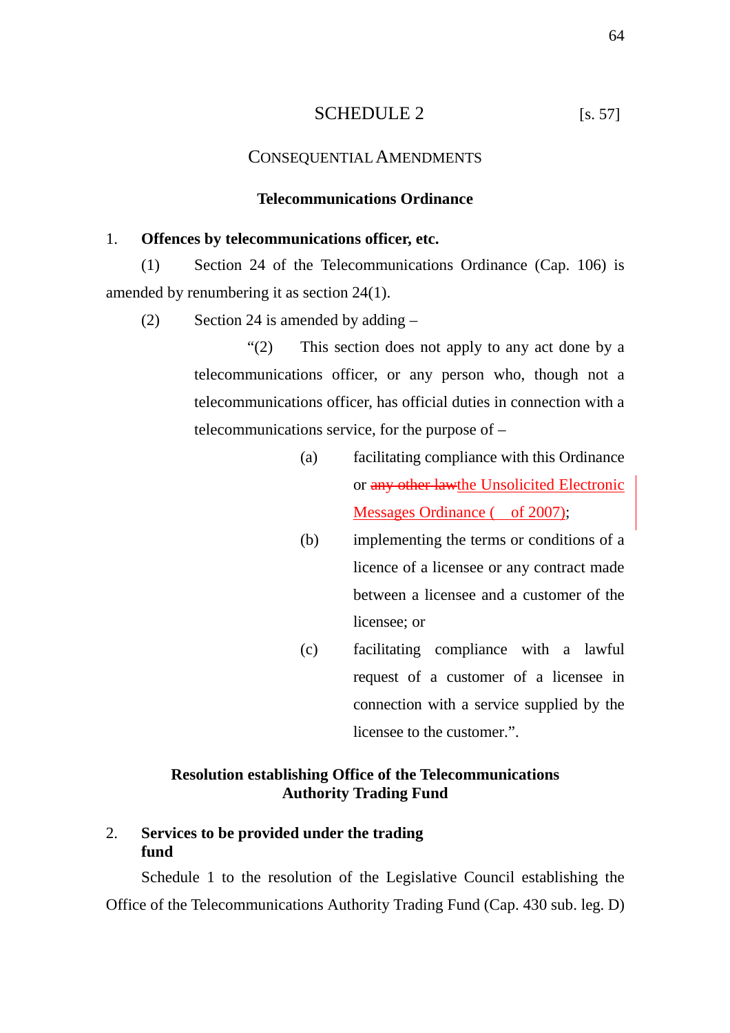# SCHEDULE 2 [s. 57]

## CONSEQUENTIAL AMENDMENTS

### Telecommunications Ordinance

**1. Offences by telecommunications officer, etc.**

(1) Section 24 of the Telecommunications Ordinance (Cap. 106) is amended by renumbering it as section 24(1).

(2) Section 24 is amended by adding –

"(2) This section does not apply to any act done by a telecommunications officer, or any person who, though not a telecommunications officer, has official duties in connection with a telecommunications service, for the purpose of –

(a) facilitating compliance with this Ordinance or ~~any other law~~the Unsolicited Electronic Messages Ordinance (  of 2007);

(b) implementing the terms or conditions of a licence of a licensee or any contract made between a licensee and a customer of the licensee; or

(c) facilitating compliance with a lawful request of a customer of a licensee in connection with a service supplied by the licensee to the customer.".

### Resolution establishing Office of the Telecommunications Authority Trading Fund

**2. Services to be provided under the trading fund**

Schedule 1 to the resolution of the Legislative Council establishing the Office of the Telecommunications Authority Trading Fund (Cap. 430 sub. leg. D)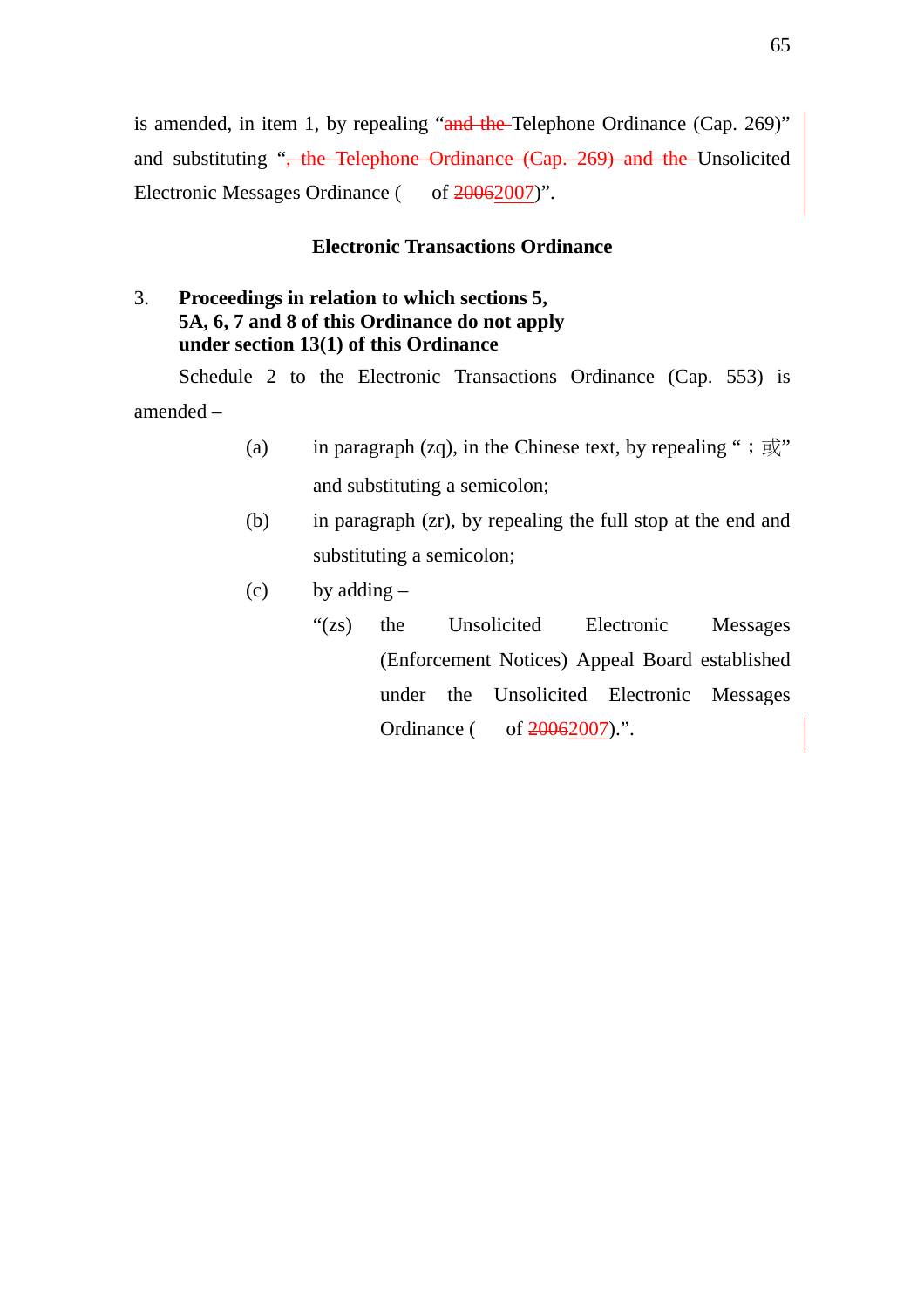is amended, in item 1, by repealing "~~and the~~ Telephone Ordinance (Cap. 269)" and substituting "~~, the Telephone Ordinance (Cap. 269) and the~~ Unsolicited Electronic Messages Ordinance (   of ~~2006~~2007)".

## Electronic Transactions Ordinance

**3. Proceedings in relation to which sections 5, 5A, 6, 7 and 8 of this Ordinance do not apply under section 13(1) of this Ordinance**

Schedule 2 to the Electronic Transactions Ordinance (Cap. 553) is amended –

(a) in paragraph (zq), in the Chinese text, by repealing "；或" and substituting a semicolon;

(b) in paragraph (zr), by repealing the full stop at the end and substituting a semicolon;

(c) by adding –

"(zs) the Unsolicited Electronic Messages (Enforcement Notices) Appeal Board established under the Unsolicited Electronic Messages Ordinance (   of ~~2006~~2007).".